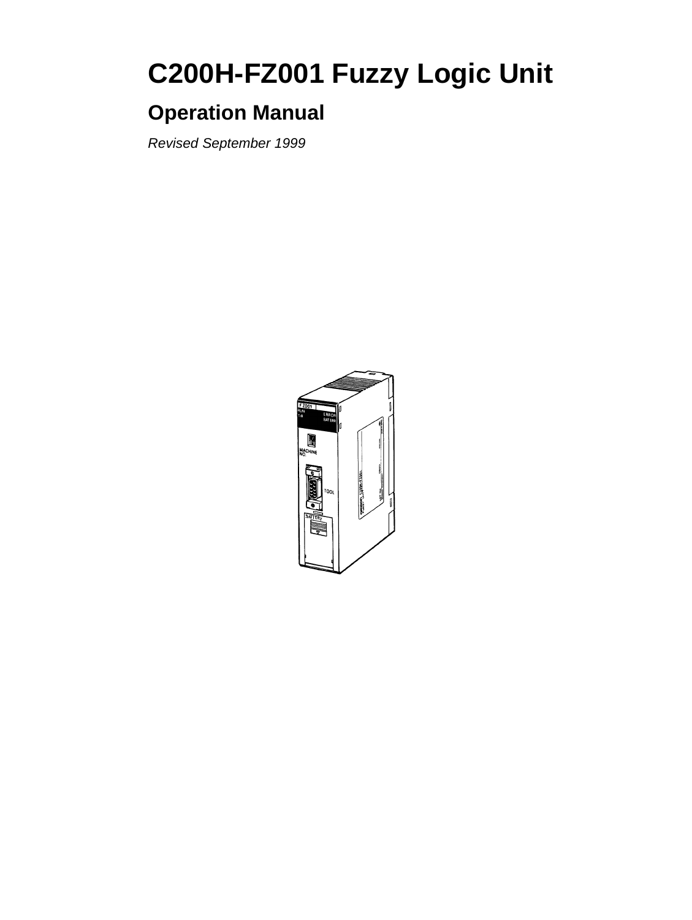# C200H-FZ001 Fuzzy Logic Unit

## Operation Manual

*Revised September 1999*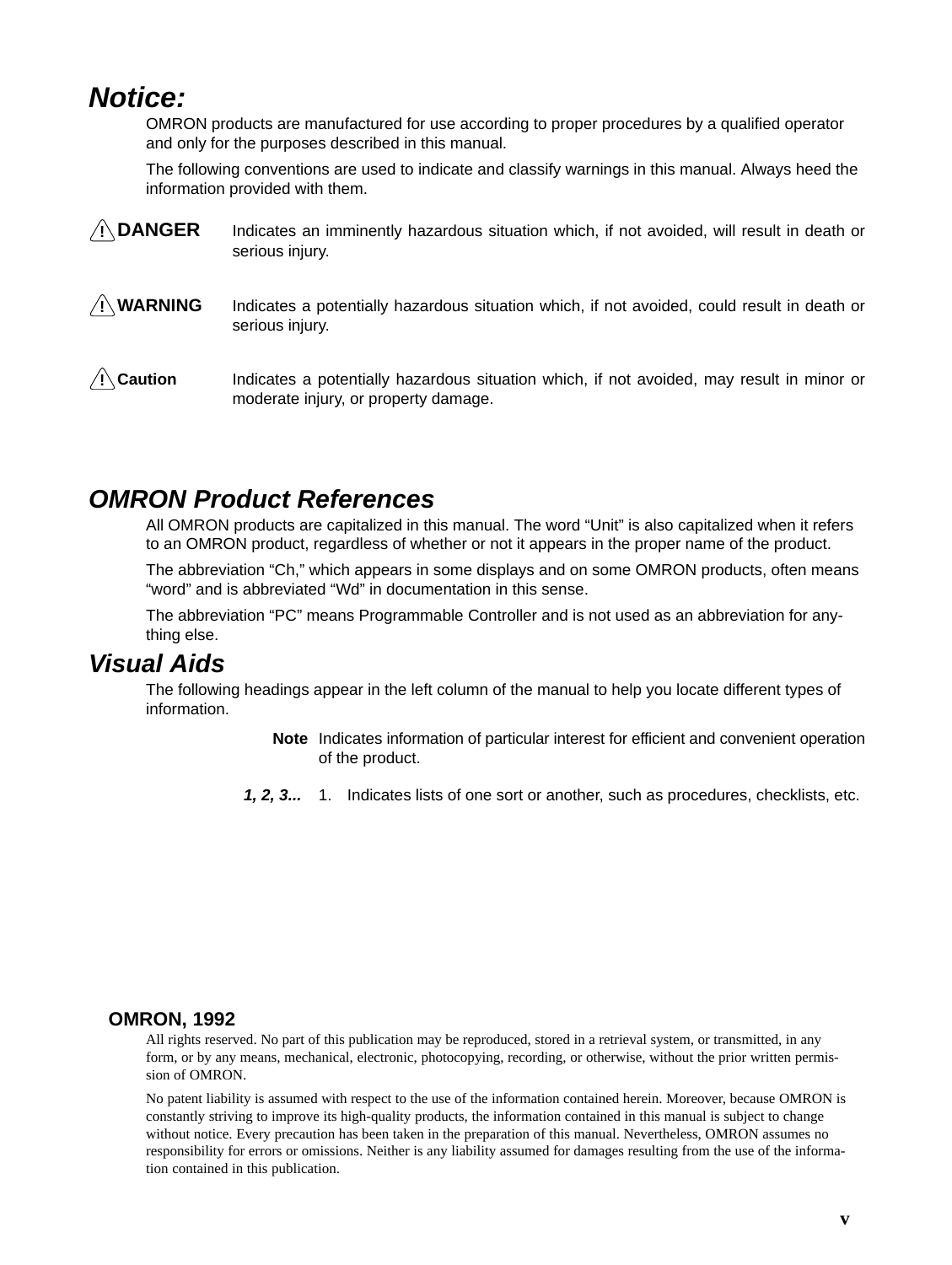# Notice:

OMRON products are manufactured for use according to proper procedures by a qualified operator and only for the purposes described in this manual.

The following conventions are used to indicate and classify warnings in this manual. Always heed the information provided with them.

**⚠ DANGER** Indicates an imminently hazardous situation which, if not avoided, will result in death or serious injury.

**⚠ WARNING** Indicates a potentially hazardous situation which, if not avoided, could result in death or serious injury.

**⚠ Caution** Indicates a potentially hazardous situation which, if not avoided, may result in minor or moderate injury, or property damage.

# OMRON Product References

All OMRON products are capitalized in this manual. The word “Unit” is also capitalized when it refers to an OMRON product, regardless of whether or not it appears in the proper name of the product.

The abbreviation “Ch,” which appears in some displays and on some OMRON products, often means “word” and is abbreviated “Wd” in documentation in this sense.

The abbreviation “PC” means Programmable Controller and is not used as an abbreviation for anything else.

# Visual Aids

The following headings appear in the left column of the manual to help you locate different types of information.

**Note** Indicates information of particular interest for efficient and convenient operation of the product.

***1, 2, 3...*** 1. Indicates lists of one sort or another, such as procedures, checklists, etc.

## OMRON, 1992

All rights reserved. No part of this publication may be reproduced, stored in a retrieval system, or transmitted, in any form, or by any means, mechanical, electronic, photocopying, recording, or otherwise, without the prior written permission of OMRON.

No patent liability is assumed with respect to the use of the information contained herein. Moreover, because OMRON is constantly striving to improve its high-quality products, the information contained in this manual is subject to change without notice. Every precaution has been taken in the preparation of this manual. Nevertheless, OMRON assumes no responsibility for errors or omissions. Neither is any liability assumed for damages resulting from the use of the information contained in this publication.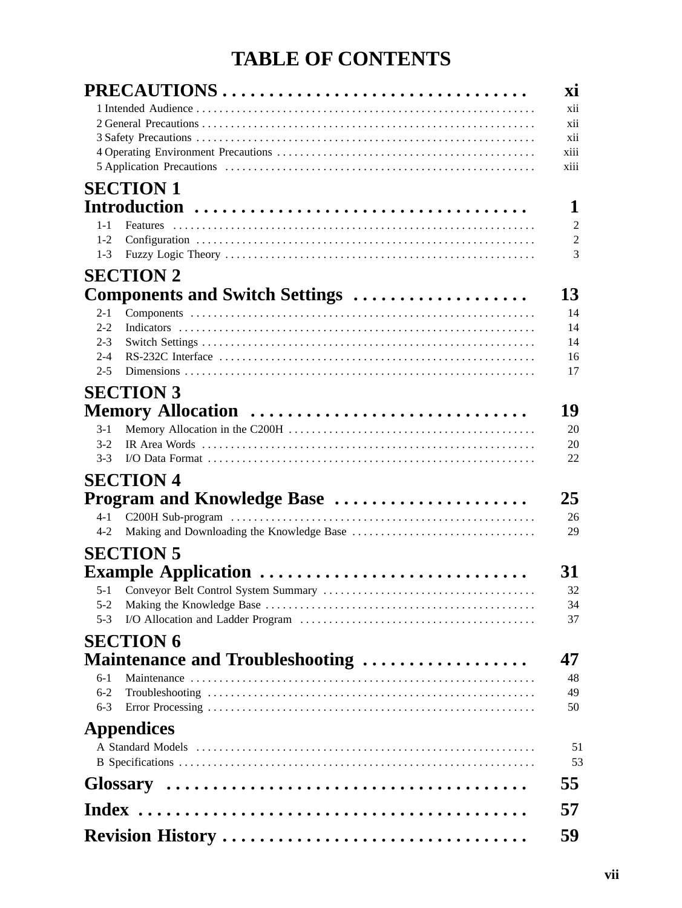# TABLE OF CONTENTS

**PRECAUTIONS** ................................ **xi**

1 Intended Audience ........ xii
2 General Precautions ........ xii
3 Safety Precautions ........ xii
4 Operating Environment Precautions ........ xiii
5 Application Precautions ........ xiii

## SECTION 1
## Introduction ........ 1

1-1 Features ........ 2
1-2 Configuration ........ 2
1-3 Fuzzy Logic Theory ........ 3

## SECTION 2
## Components and Switch Settings ........ 13

2-1 Components ........ 14
2-2 Indicators ........ 14
2-3 Switch Settings ........ 14
2-4 RS-232C Interface ........ 16
2-5 Dimensions ........ 17

## SECTION 3
## Memory Allocation ........ 19

3-1 Memory Allocation in the C200H ........ 20
3-2 IR Area Words ........ 20
3-3 I/O Data Format ........ 22

## SECTION 4
## Program and Knowledge Base ........ 25

4-1 C200H Sub-program ........ 26
4-2 Making and Downloading the Knowledge Base ........ 29

## SECTION 5
## Example Application ........ 31

5-1 Conveyor Belt Control System Summary ........ 32
5-2 Making the Knowledge Base ........ 34
5-3 I/O Allocation and Ladder Program ........ 37

## SECTION 6
## Maintenance and Troubleshooting ........ 47

6-1 Maintenance ........ 48
6-2 Troubleshooting ........ 49
6-3 Error Processing ........ 50

## Appendices

A Standard Models ........ 51
B Specifications ........ 53

## Glossary ........ 55

## Index ........ 57

## Revision History ........ 59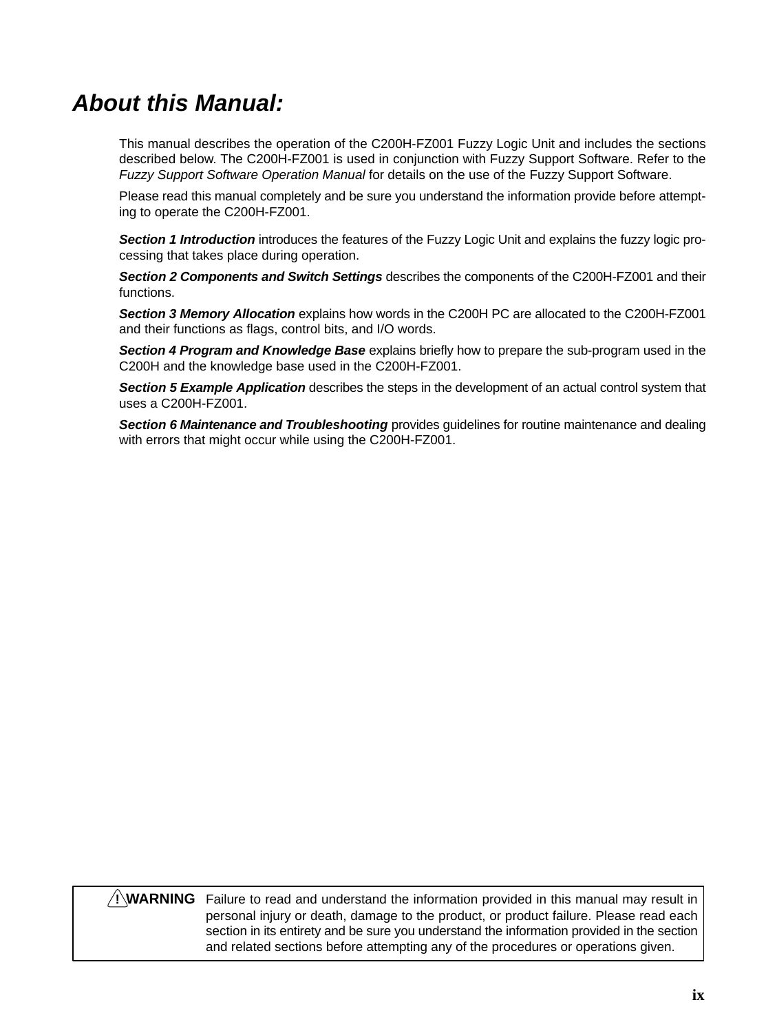# About this Manual:

This manual describes the operation of the C200H-FZ001 Fuzzy Logic Unit and includes the sections described below. The C200H-FZ001 is used in conjunction with Fuzzy Support Software. Refer to the *Fuzzy Support Software Operation Manual* for details on the use of the Fuzzy Support Software.

Please read this manual completely and be sure you understand the information provide before attempting to operate the C200H-FZ001.

***Section 1 Introduction*** introduces the features of the Fuzzy Logic Unit and explains the fuzzy logic processing that takes place during operation.

***Section 2 Components and Switch Settings*** describes the components of the C200H-FZ001 and their functions.

***Section 3 Memory Allocation*** explains how words in the C200H PC are allocated to the C200H-FZ001 and their functions as flags, control bits, and I/O words.

***Section 4 Program and Knowledge Base*** explains briefly how to prepare the sub-program used in the C200H and the knowledge base used in the C200H-FZ001.

***Section 5 Example Application*** describes the steps in the development of an actual control system that uses a C200H-FZ001.

***Section 6 Maintenance and Troubleshooting*** provides guidelines for routine maintenance and dealing with errors that might occur while using the C200H-FZ001.

> **! WARNING** Failure to read and understand the information provided in this manual may result in personal injury or death, damage to the product, or product failure. Please read each section in its entirety and be sure you understand the information provided in the section and related sections before attempting any of the procedures or operations given.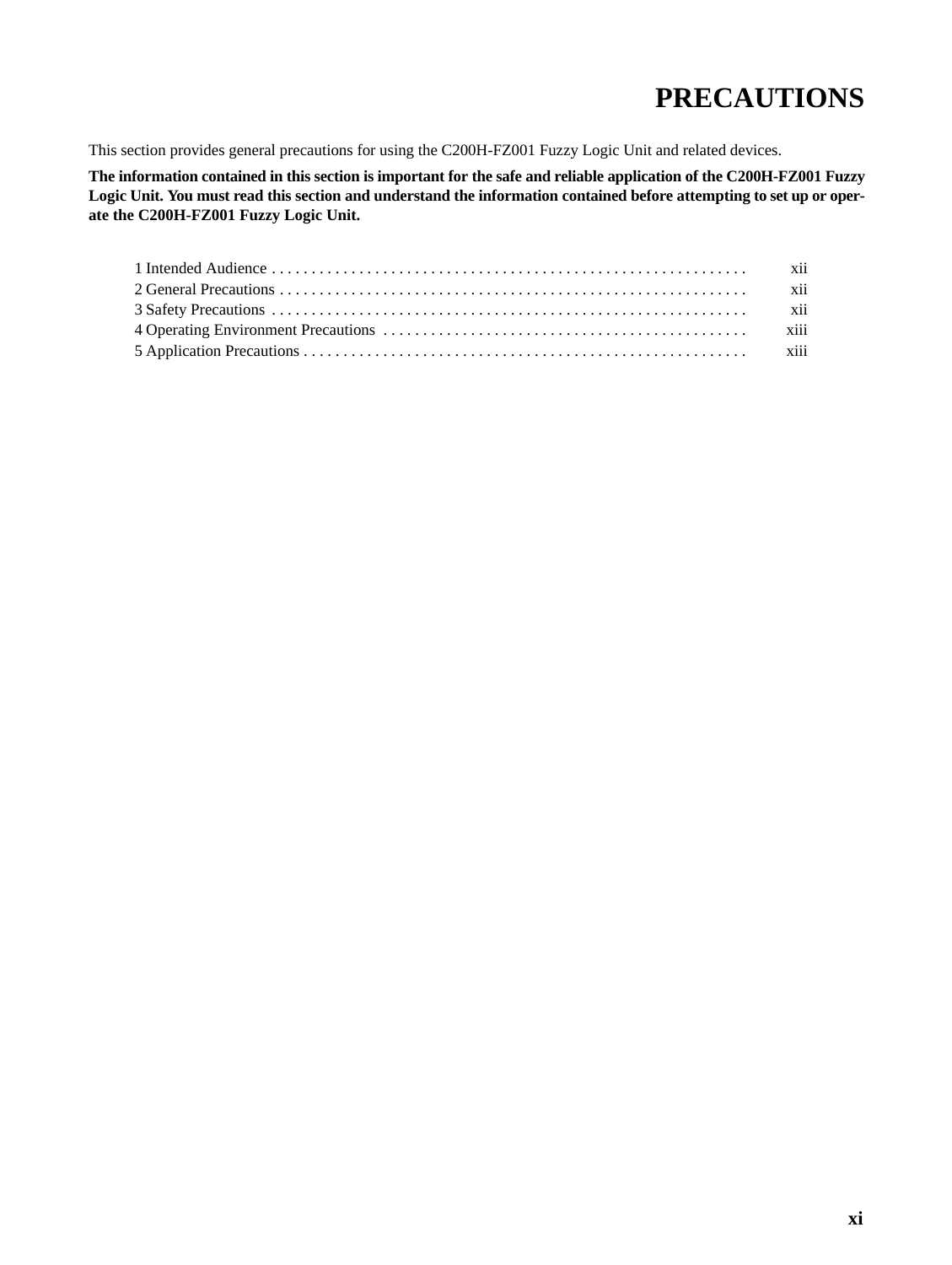# PRECAUTIONS

This section provides general precautions for using the C200H-FZ001 Fuzzy Logic Unit and related devices.

**The information contained in this section is important for the safe and reliable application of the C200H-FZ001 Fuzzy Logic Unit. You must read this section and understand the information contained before attempting to set up or operate the C200H-FZ001 Fuzzy Logic Unit.**

| | |
|---|---|
| 1 Intended Audience | xii |
| 2 General Precautions | xii |
| 3 Safety Precautions | xii |
| 4 Operating Environment Precautions | xiii |
| 5 Application Precautions | xiii |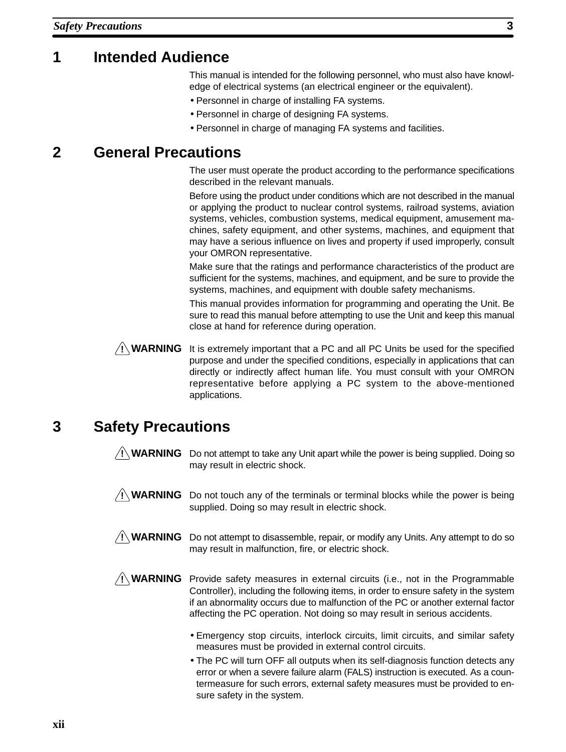## 1 Intended Audience

This manual is intended for the following personnel, who must also have knowledge of electrical systems (an electrical engineer or the equivalent).

- Personnel in charge of installing FA systems.
- Personnel in charge of designing FA systems.
- Personnel in charge of managing FA systems and facilities.

## 2 General Precautions

The user must operate the product according to the performance specifications described in the relevant manuals.

Before using the product under conditions which are not described in the manual or applying the product to nuclear control systems, railroad systems, aviation systems, vehicles, combustion systems, medical equipment, amusement machines, safety equipment, and other systems, machines, and equipment that may have a serious influence on lives and property if used improperly, consult your OMRON representative.

Make sure that the ratings and performance characteristics of the product are sufficient for the systems, machines, and equipment, and be sure to provide the systems, machines, and equipment with double safety mechanisms.

This manual provides information for programming and operating the Unit. Be sure to read this manual before attempting to use the Unit and keep this manual close at hand for reference during operation.

**/!\ WARNING** It is extremely important that a PC and all PC Units be used for the specified purpose and under the specified conditions, especially in applications that can directly or indirectly affect human life. You must consult with your OMRON representative before applying a PC system to the above-mentioned applications.

## 3 Safety Precautions

**/!\ WARNING** Do not attempt to take any Unit apart while the power is being supplied. Doing so may result in electric shock.

**/!\ WARNING** Do not touch any of the terminals or terminal blocks while the power is being supplied. Doing so may result in electric shock.

**/!\ WARNING** Do not attempt to disassemble, repair, or modify any Units. Any attempt to do so may result in malfunction, fire, or electric shock.

**/!\ WARNING** Provide safety measures in external circuits (i.e., not in the Programmable Controller), including the following items, in order to ensure safety in the system if an abnormality occurs due to malfunction of the PC or another external factor affecting the PC operation. Not doing so may result in serious accidents.

- Emergency stop circuits, interlock circuits, limit circuits, and similar safety measures must be provided in external control circuits.
- The PC will turn OFF all outputs when its self-diagnosis function detects any error or when a severe failure alarm (FALS) instruction is executed. As a countermeasure for such errors, external safety measures must be provided to ensure safety in the system.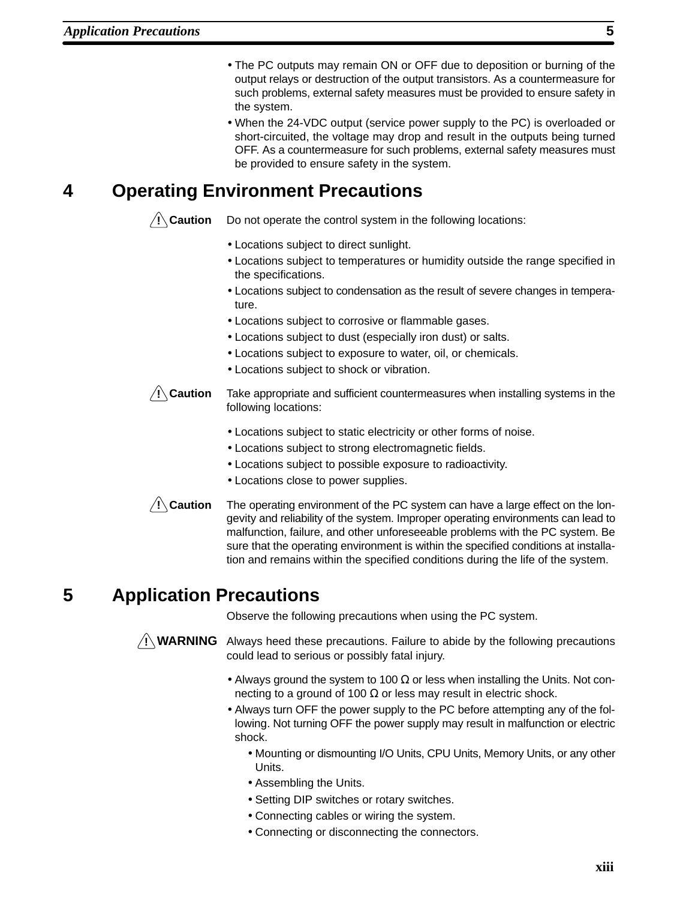- The PC outputs may remain ON or OFF due to deposition or burning of the output relays or destruction of the output transistors. As a countermeasure for such problems, external safety measures must be provided to ensure safety in the system.
- When the 24-VDC output (service power supply to the PC) is overloaded or short-circuited, the voltage may drop and result in the outputs being turned OFF. As a countermeasure for such problems, external safety measures must be provided to ensure safety in the system.

## 4 Operating Environment Precautions

**⚠ Caution** Do not operate the control system in the following locations:

- Locations subject to direct sunlight.
- Locations subject to temperatures or humidity outside the range specified in the specifications.
- Locations subject to condensation as the result of severe changes in temperature.
- Locations subject to corrosive or flammable gases.
- Locations subject to dust (especially iron dust) or salts.
- Locations subject to exposure to water, oil, or chemicals.
- Locations subject to shock or vibration.

**⚠ Caution** Take appropriate and sufficient countermeasures when installing systems in the following locations:

- Locations subject to static electricity or other forms of noise.
- Locations subject to strong electromagnetic fields.
- Locations subject to possible exposure to radioactivity.
- Locations close to power supplies.

**⚠ Caution** The operating environment of the PC system can have a large effect on the longevity and reliability of the system. Improper operating environments can lead to malfunction, failure, and other unforeseeable problems with the PC system. Be sure that the operating environment is within the specified conditions at installation and remains within the specified conditions during the life of the system.

## 5 Application Precautions

Observe the following precautions when using the PC system.

**⚠ WARNING** Always heed these precautions. Failure to abide by the following precautions could lead to serious or possibly fatal injury.

- Always ground the system to 100 Ω or less when installing the Units. Not connecting to a ground of 100 Ω or less may result in electric shock.
- Always turn OFF the power supply to the PC before attempting any of the following. Not turning OFF the power supply may result in malfunction or electric shock.
  - Mounting or dismounting I/O Units, CPU Units, Memory Units, or any other Units.
  - Assembling the Units.
  - Setting DIP switches or rotary switches.
  - Connecting cables or wiring the system.
  - Connecting or disconnecting the connectors.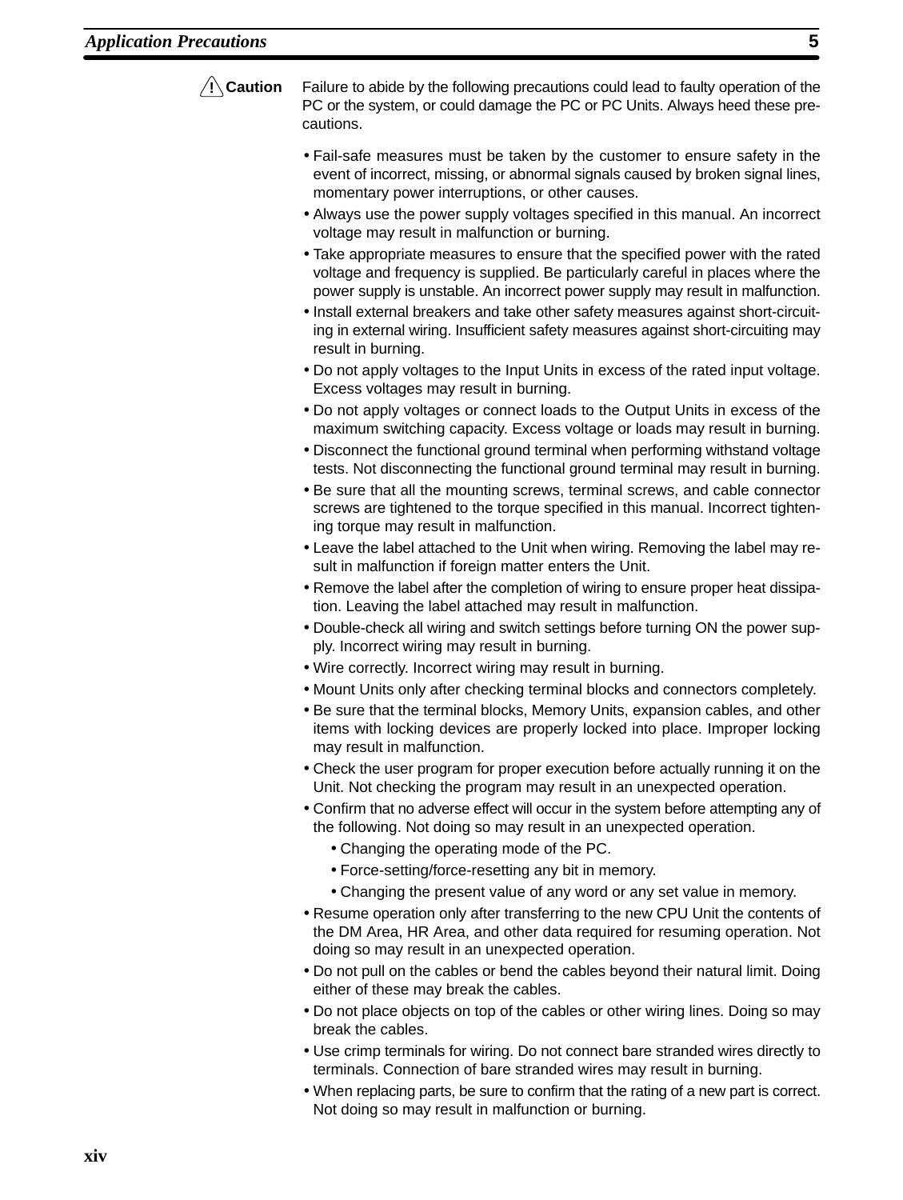**⚠ Caution** Failure to abide by the following precautions could lead to faulty operation of the PC or the system, or could damage the PC or PC Units. Always heed these precautions.

- Fail-safe measures must be taken by the customer to ensure safety in the event of incorrect, missing, or abnormal signals caused by broken signal lines, momentary power interruptions, or other causes.
- Always use the power supply voltages specified in this manual. An incorrect voltage may result in malfunction or burning.
- Take appropriate measures to ensure that the specified power with the rated voltage and frequency is supplied. Be particularly careful in places where the power supply is unstable. An incorrect power supply may result in malfunction.
- Install external breakers and take other safety measures against short-circuiting in external wiring. Insufficient safety measures against short-circuiting may result in burning.
- Do not apply voltages to the Input Units in excess of the rated input voltage. Excess voltages may result in burning.
- Do not apply voltages or connect loads to the Output Units in excess of the maximum switching capacity. Excess voltage or loads may result in burning.
- Disconnect the functional ground terminal when performing withstand voltage tests. Not disconnecting the functional ground terminal may result in burning.
- Be sure that all the mounting screws, terminal screws, and cable connector screws are tightened to the torque specified in this manual. Incorrect tightening torque may result in malfunction.
- Leave the label attached to the Unit when wiring. Removing the label may result in malfunction if foreign matter enters the Unit.
- Remove the label after the completion of wiring to ensure proper heat dissipation. Leaving the label attached may result in malfunction.
- Double-check all wiring and switch settings before turning ON the power supply. Incorrect wiring may result in burning.
- Wire correctly. Incorrect wiring may result in burning.
- Mount Units only after checking terminal blocks and connectors completely.
- Be sure that the terminal blocks, Memory Units, expansion cables, and other items with locking devices are properly locked into place. Improper locking may result in malfunction.
- Check the user program for proper execution before actually running it on the Unit. Not checking the program may result in an unexpected operation.
- Confirm that no adverse effect will occur in the system before attempting any of the following. Not doing so may result in an unexpected operation.
  - Changing the operating mode of the PC.
  - Force-setting/force-resetting any bit in memory.
  - Changing the present value of any word or any set value in memory.
- Resume operation only after transferring to the new CPU Unit the contents of the DM Area, HR Area, and other data required for resuming operation. Not doing so may result in an unexpected operation.
- Do not pull on the cables or bend the cables beyond their natural limit. Doing either of these may break the cables.
- Do not place objects on top of the cables or other wiring lines. Doing so may break the cables.
- Use crimp terminals for wiring. Do not connect bare stranded wires directly to terminals. Connection of bare stranded wires may result in burning.
- When replacing parts, be sure to confirm that the rating of a new part is correct. Not doing so may result in malfunction or burning.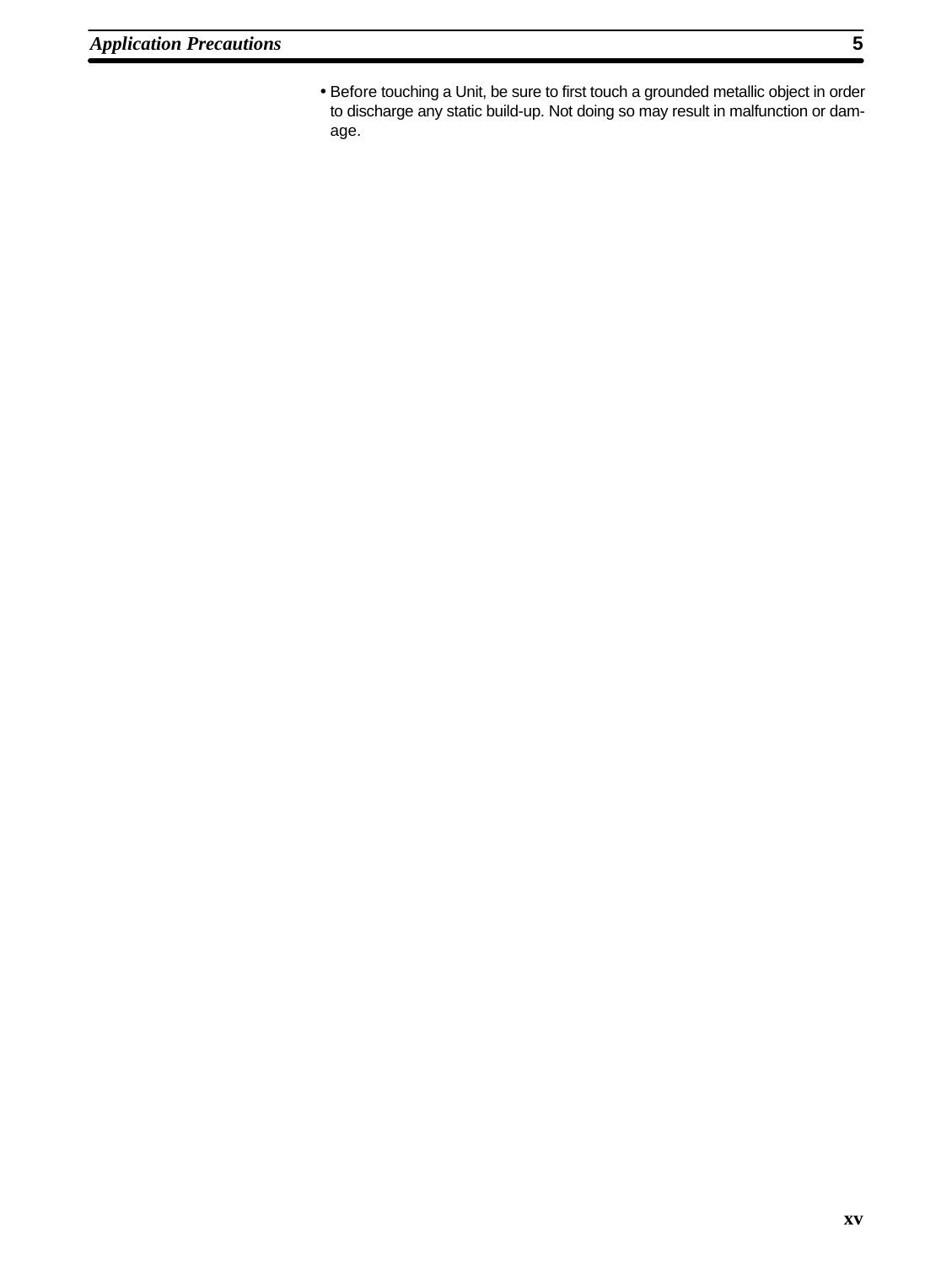- Before touching a Unit, be sure to first touch a grounded metallic object in order to discharge any static build-up. Not doing so may result in malfunction or damage.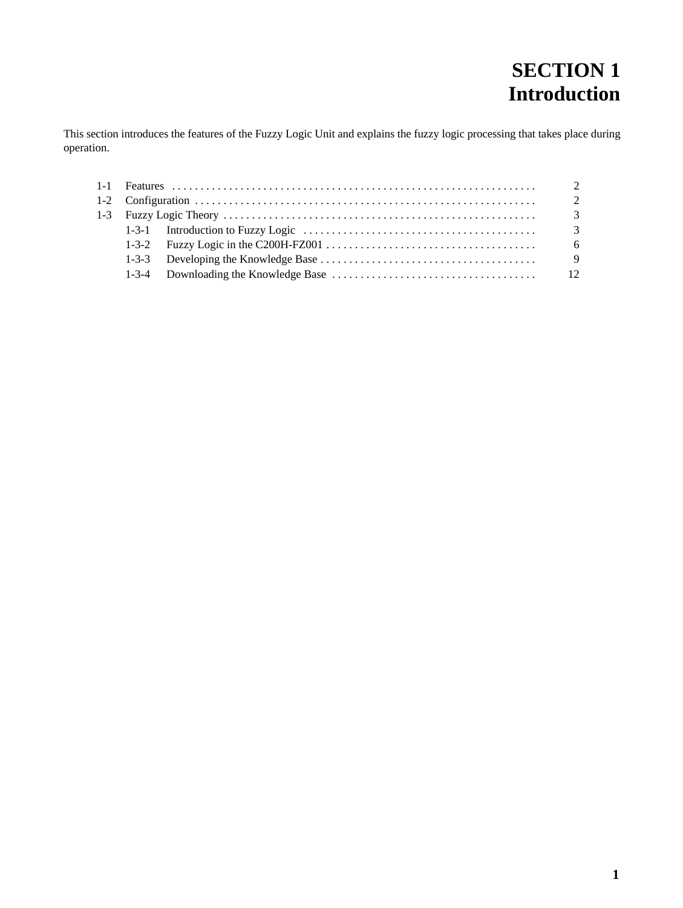# SECTION 1
# Introduction

This section introduces the features of the Fuzzy Logic Unit and explains the fuzzy logic processing that takes place during operation.

1-1 Features . . . . . . . . . . . . . . . . . . . . . . . . . . . . . . . . . . . . . . . . . . . . . . . . . . . . . . . . . . . . . . . . 2
1-2 Configuration . . . . . . . . . . . . . . . . . . . . . . . . . . . . . . . . . . . . . . . . . . . . . . . . . . . . . . . . . . . . . 2
1-3 Fuzzy Logic Theory . . . . . . . . . . . . . . . . . . . . . . . . . . . . . . . . . . . . . . . . . . . . . . . . . . . . . . . . 3
- 1-3-1 Introduction to Fuzzy Logic . . . . . . . . . . . . . . . . . . . . . . . . . . . . . . . . . . . . . . . . . . 3
- 1-3-2 Fuzzy Logic in the C200H-FZ001 . . . . . . . . . . . . . . . . . . . . . . . . . . . . . . . . . . . . . . 6
- 1-3-3 Developing the Knowledge Base . . . . . . . . . . . . . . . . . . . . . . . . . . . . . . . . . . . . . . . 9
- 1-3-4 Downloading the Knowledge Base . . . . . . . . . . . . . . . . . . . . . . . . . . . . . . . . . . . . . 12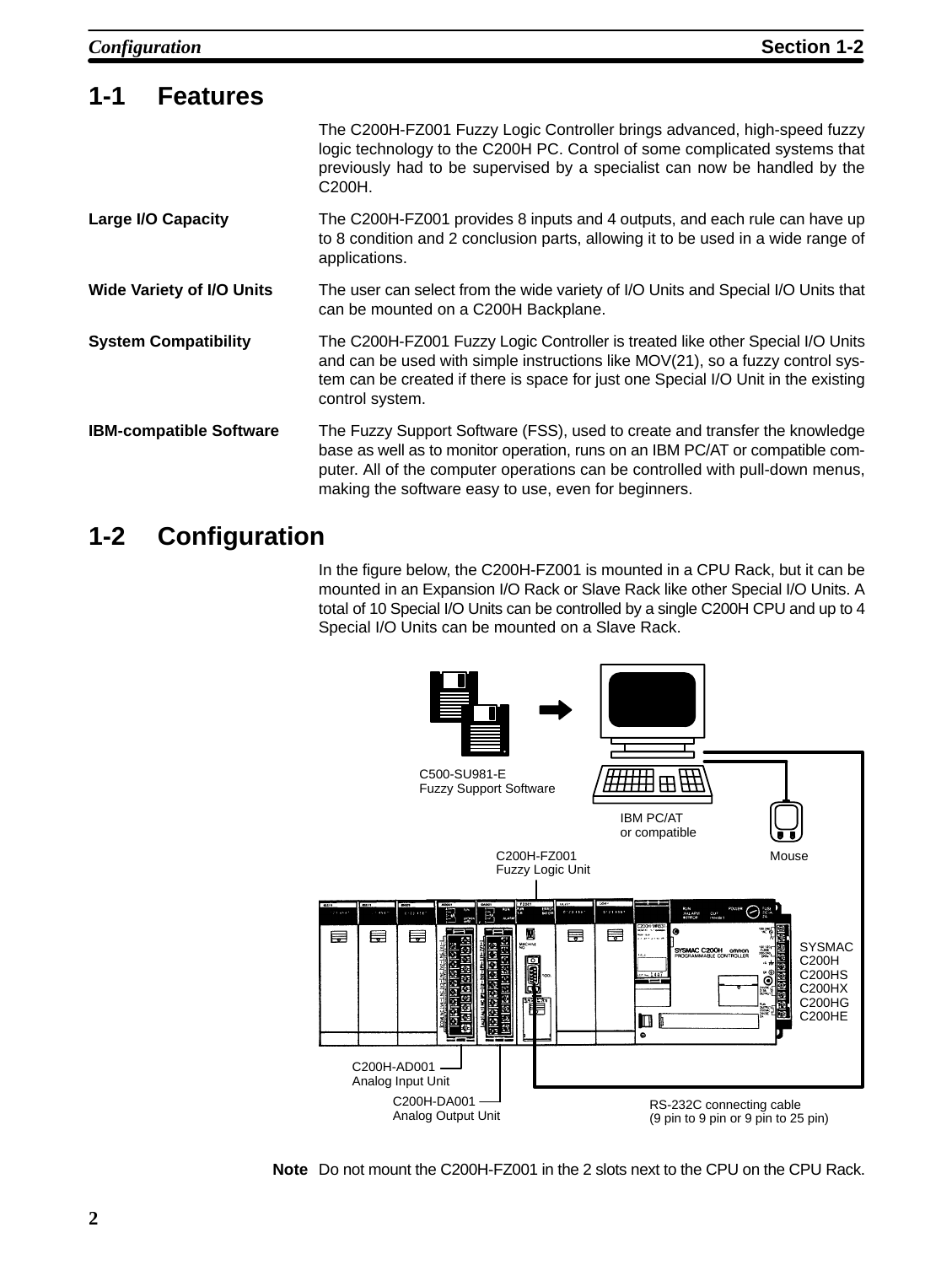## 1-1 Features

The C200H-FZ001 Fuzzy Logic Controller brings advanced, high-speed fuzzy logic technology to the C200H PC. Control of some complicated systems that previously had to be supervised by a specialist can now be handled by the C200H.

**Large I/O Capacity**

The C200H-FZ001 provides 8 inputs and 4 outputs, and each rule can have up to 8 condition and 2 conclusion parts, allowing it to be used in a wide range of applications.

**Wide Variety of I/O Units**

The user can select from the wide variety of I/O Units and Special I/O Units that can be mounted on a C200H Backplane.

**System Compatibility**

The C200H-FZ001 Fuzzy Logic Controller is treated like other Special I/O Units and can be used with simple instructions like MOV(21), so a fuzzy control system can be created if there is space for just one Special I/O Unit in the existing control system.

**IBM-compatible Software**

The Fuzzy Support Software (FSS), used to create and transfer the knowledge base as well as to monitor operation, runs on an IBM PC/AT or compatible computer. All of the computer operations can be controlled with pull-down menus, making the software easy to use, even for beginners.

## 1-2 Configuration

In the figure below, the C200H-FZ001 is mounted in a CPU Rack, but it can be mounted in an Expansion I/O Rack or Slave Rack like other Special I/O Units. A total of 10 Special I/O Units can be controlled by a single C200H CPU and up to 4 Special I/O Units can be mounted on a Slave Rack.

C500-SU981-E
Fuzzy Support Software

IBM PC/AT
or compatible

Mouse

C200H-FZ001
Fuzzy Logic Unit

SYSMAC
C200H
C200HS
C200HX
C200HG
C200HE

C200H-AD001
Analog Input Unit

C200H-DA001
Analog Output Unit

RS-232C connecting cable
(9 pin to 9 pin or 9 pin to 25 pin)

**Note** Do not mount the C200H-FZ001 in the 2 slots next to the CPU on the CPU Rack.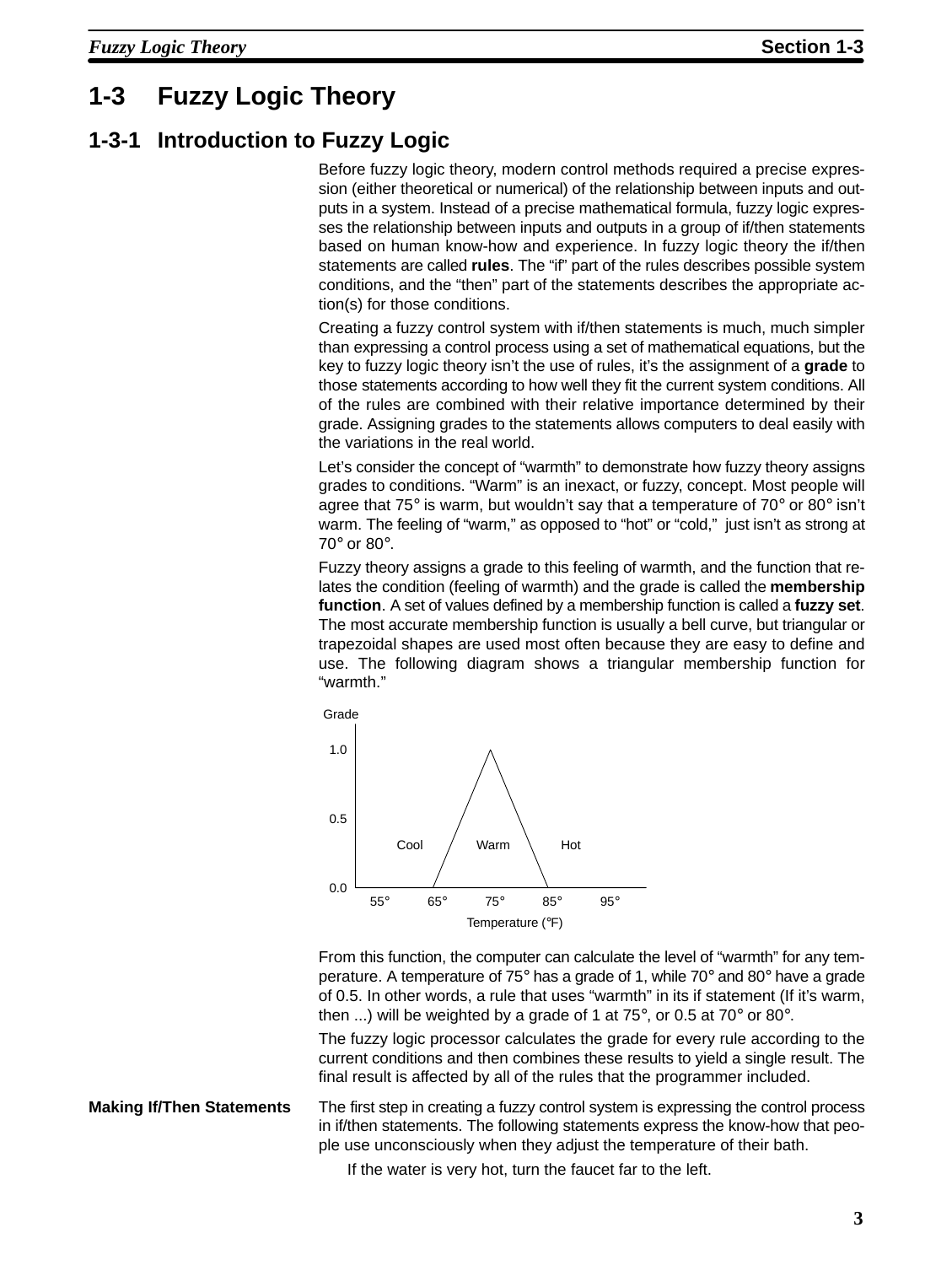## 1-3 Fuzzy Logic Theory

### 1-3-1 Introduction to Fuzzy Logic

Before fuzzy logic theory, modern control methods required a precise expression (either theoretical or numerical) of the relationship between inputs and outputs in a system. Instead of a precise mathematical formula, fuzzy logic expresses the relationship between inputs and outputs in a group of if/then statements based on human know-how and experience. In fuzzy logic theory the if/then statements are called **rules**. The "if" part of the rules describes possible system conditions, and the "then" part of the statements describes the appropriate action(s) for those conditions.

Creating a fuzzy control system with if/then statements is much, much simpler than expressing a control process using a set of mathematical equations, but the key to fuzzy logic theory isn't the use of rules, it's the assignment of a **grade** to those statements according to how well they fit the current system conditions. All of the rules are combined with their relative importance determined by their grade. Assigning grades to the statements allows computers to deal easily with the variations in the real world.

Let's consider the concept of "warmth" to demonstrate how fuzzy theory assigns grades to conditions. "Warm" is an inexact, or fuzzy, concept. Most people will agree that 75° is warm, but wouldn't say that a temperature of 70° or 80° isn't warm. The feeling of "warm," as opposed to "hot" or "cold," just isn't as strong at 70° or 80°.

Fuzzy theory assigns a grade to this feeling of warmth, and the function that relates the condition (feeling of warmth) and the grade is called the **membership function**. A set of values defined by a membership function is called a **fuzzy set**. The most accurate membership function is usually a bell curve, but triangular or trapezoidal shapes are used most often because they are easy to define and use. The following diagram shows a triangular membership function for "warmth."

From this function, the computer can calculate the level of "warmth" for any temperature. A temperature of 75° has a grade of 1, while 70° and 80° have a grade of 0.5. In other words, a rule that uses "warmth" in its if statement (If it's warm, then ...) will be weighted by a grade of 1 at 75°, or 0.5 at 70° or 80°.

The fuzzy logic processor calculates the grade for every rule according to the current conditions and then combines these results to yield a single result. The final result is affected by all of the rules that the programmer included.

**Making If/Then Statements**

The first step in creating a fuzzy control system is expressing the control process in if/then statements. The following statements express the know-how that people use unconsciously when they adjust the temperature of their bath.

If the water is very hot, turn the faucet far to the left.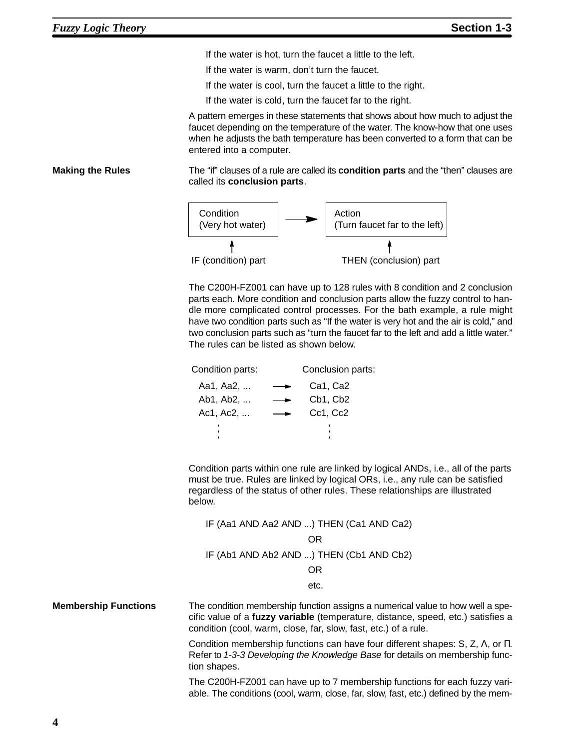If the water is hot, turn the faucet a little to the left.

If the water is warm, don't turn the faucet.

If the water is cool, turn the faucet a little to the right.

If the water is cold, turn the faucet far to the right.

A pattern emerges in these statements that shows about how much to adjust the faucet depending on the temperature of the water. The know-how that one uses when he adjusts the bath temperature has been converted to a form that can be entered into a computer.

### Making the Rules

The "if" clauses of a rule are called its **condition parts** and the "then" clauses are called its **conclusion parts**.

```
Condition                    Action
(Very hot water)   ------>   (Turn faucet far to the left)
      ↑                              ↑
IF (condition) part          THEN (conclusion) part
```

The C200H-FZ001 can have up to 128 rules with 8 condition and 2 conclusion parts each. More condition and conclusion parts allow the fuzzy control to handle more complicated control processes. For the bath example, a rule might have two condition parts such as "If the water is very hot and the air is cold," and two conclusion parts such as "turn the faucet far to the left and add a little water." The rules can be listed as shown below.

```
Condition parts:        Conclusion parts:
  Aa1, Aa2, ...   --->    Ca1, Ca2
  Ab1, Ab2, ...   --->    Cb1, Cb2
  Ac1, Ac2, ...   --->    Cc1, Cc2
       :                      :
```

Condition parts within one rule are linked by logical ANDs, i.e., all of the parts must be true. Rules are linked by logical ORs, i.e., any rule can be satisfied regardless of the status of other rules. These relationships are illustrated below.

IF (Aa1 AND Aa2 AND ...) THEN (Ca1 AND Ca2)

OR

IF (Ab1 AND Ab2 AND ...) THEN (Cb1 AND Cb2)

OR

etc.

### Membership Functions

The condition membership function assigns a numerical value to how well a specific value of a **fuzzy variable** (temperature, distance, speed, etc.) satisfies a condition (cool, warm, close, far, slow, fast, etc.) of a rule.

Condition membership functions can have four different shapes: S, Z, Λ, or Π. Refer to *1-3-3 Developing the Knowledge Base* for details on membership function shapes.

The C200H-FZ001 can have up to 7 membership functions for each fuzzy variable. The conditions (cool, warm, close, far, slow, fast, etc.) defined by the mem-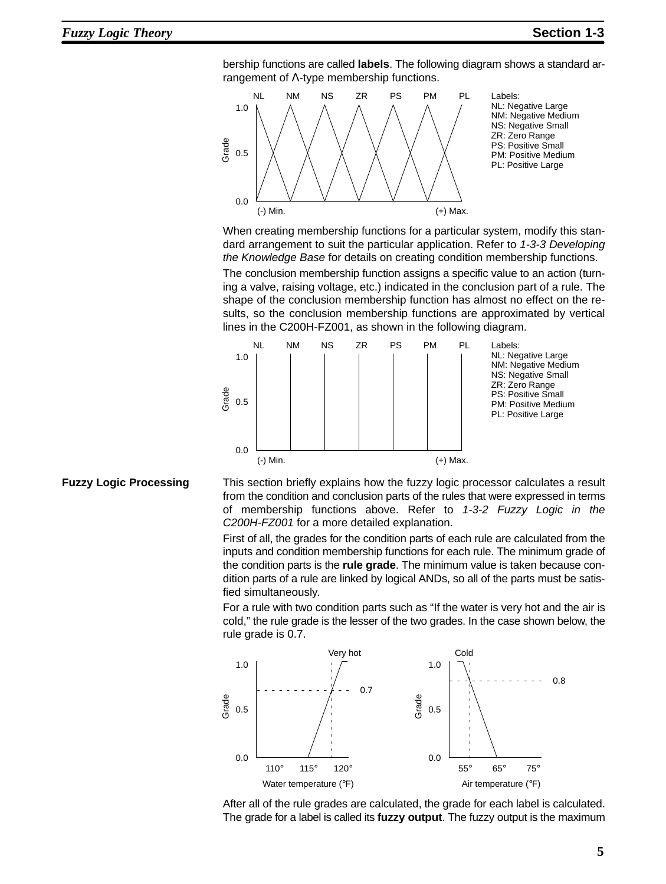bership functions are called **labels**. The following diagram shows a standard arrangement of Λ-type membership functions.

Labels:
NL: Negative Large
NM: Negative Medium
NS: Negative Small
ZR: Zero Range
PS: Positive Small
PM: Positive Medium
PL: Positive Large

When creating membership functions for a particular system, modify this standard arrangement to suit the particular application. Refer to *1-3-3 Developing the Knowledge Base* for details on creating condition membership functions.

The conclusion membership function assigns a specific value to an action (turning a valve, raising voltage, etc.) indicated in the conclusion part of a rule. The shape of the conclusion membership function has almost no effect on the results, so the conclusion membership functions are approximated by vertical lines in the C200H-FZ001, as shown in the following diagram.

Labels:
NL: Negative Large
NM: Negative Medium
NS: Negative Small
ZR: Zero Range
PS: Positive Small
PM: Positive Medium
PL: Positive Large

**Fuzzy Logic Processing**

This section briefly explains how the fuzzy logic processor calculates a result from the condition and conclusion parts of the rules that were expressed in terms of membership functions above. Refer to *1-3-2 Fuzzy Logic in the C200H-FZ001* for a more detailed explanation.

First of all, the grades for the condition parts of each rule are calculated from the inputs and condition membership functions for each rule. The minimum grade of the condition parts is the **rule grade**. The minimum value is taken because condition parts of a rule are linked by logical ANDs, so all of the parts must be satisfied simultaneously.

For a rule with two condition parts such as "If the water is very hot and the air is cold," the rule grade is the lesser of the two grades. In the case shown below, the rule grade is 0.7.

After all of the rule grades are calculated, the grade for each label is calculated. The grade for a label is called its **fuzzy output**. The fuzzy output is the maximum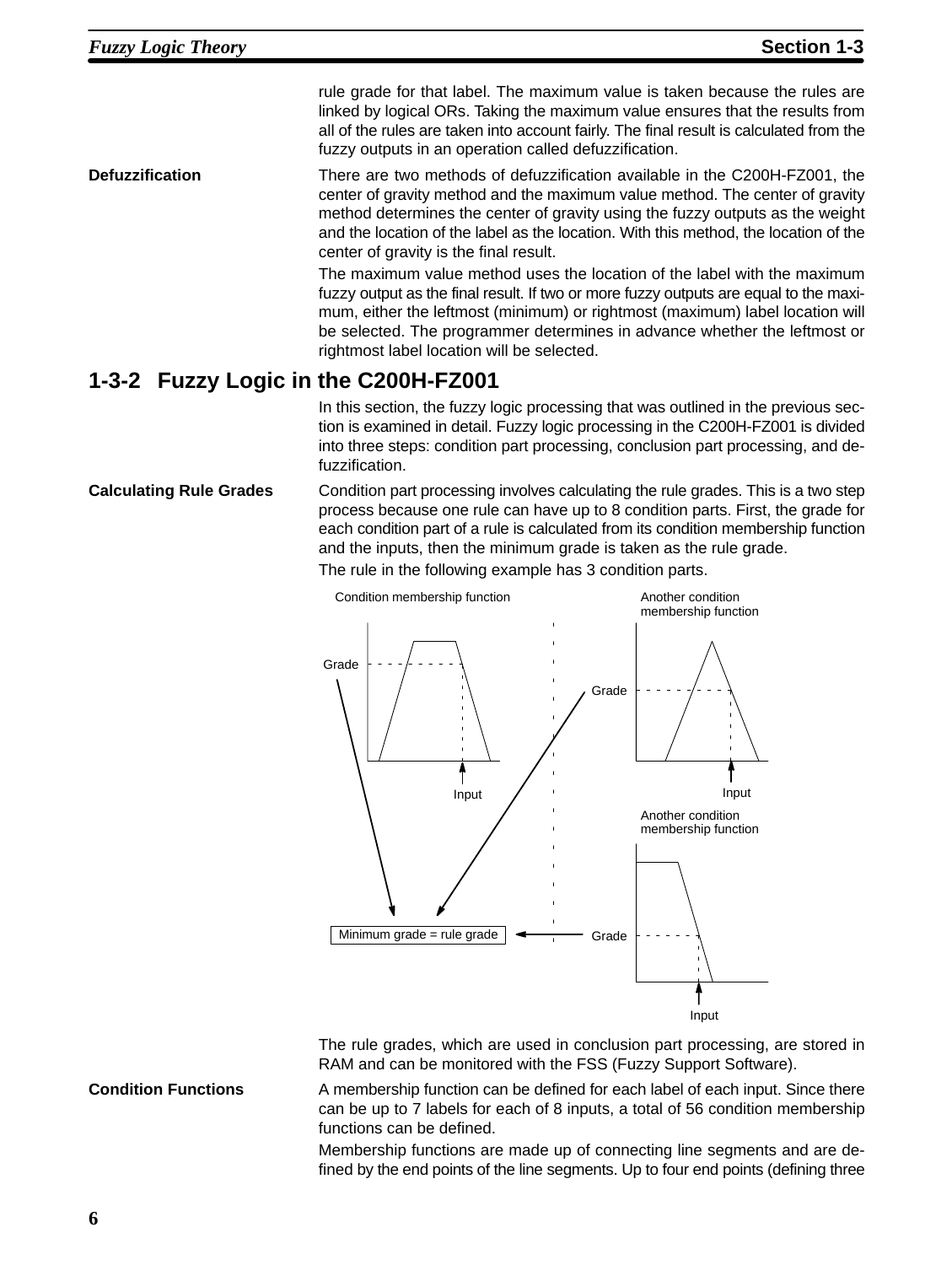rule grade for that label. The maximum value is taken because the rules are linked by logical ORs. Taking the maximum value ensures that the results from all of the rules are taken into account fairly. The final result is calculated from the fuzzy outputs in an operation called defuzzification.

**Defuzzification**

There are two methods of defuzzification available in the C200H-FZ001, the center of gravity method and the maximum value method. The center of gravity method determines the center of gravity using the fuzzy outputs as the weight and the location of the label as the location. With this method, the location of the center of gravity is the final result.

The maximum value method uses the location of the label with the maximum fuzzy output as the final result. If two or more fuzzy outputs are equal to the maximum, either the leftmost (minimum) or rightmost (maximum) label location will be selected. The programmer determines in advance whether the leftmost or rightmost label location will be selected.

## 1-3-2 Fuzzy Logic in the C200H-FZ001

In this section, the fuzzy logic processing that was outlined in the previous section is examined in detail. Fuzzy logic processing in the C200H-FZ001 is divided into three steps: condition part processing, conclusion part processing, and defuzzification.

**Calculating Rule Grades**

Condition part processing involves calculating the rule grades. This is a two step process because one rule can have up to 8 condition parts. First, the grade for each condition part of a rule is calculated from its condition membership function and the inputs, then the minimum grade is taken as the rule grade.

The rule in the following example has 3 condition parts.

Condition membership function | Another condition membership function | Another condition membership function | Grade | Input | Minimum grade = rule grade

The rule grades, which are used in conclusion part processing, are stored in RAM and can be monitored with the FSS (Fuzzy Support Software).

**Condition Functions**

A membership function can be defined for each label of each input. Since there can be up to 7 labels for each of 8 inputs, a total of 56 condition membership functions can be defined.

Membership functions are made up of connecting line segments and are defined by the end points of the line segments. Up to four end points (defining three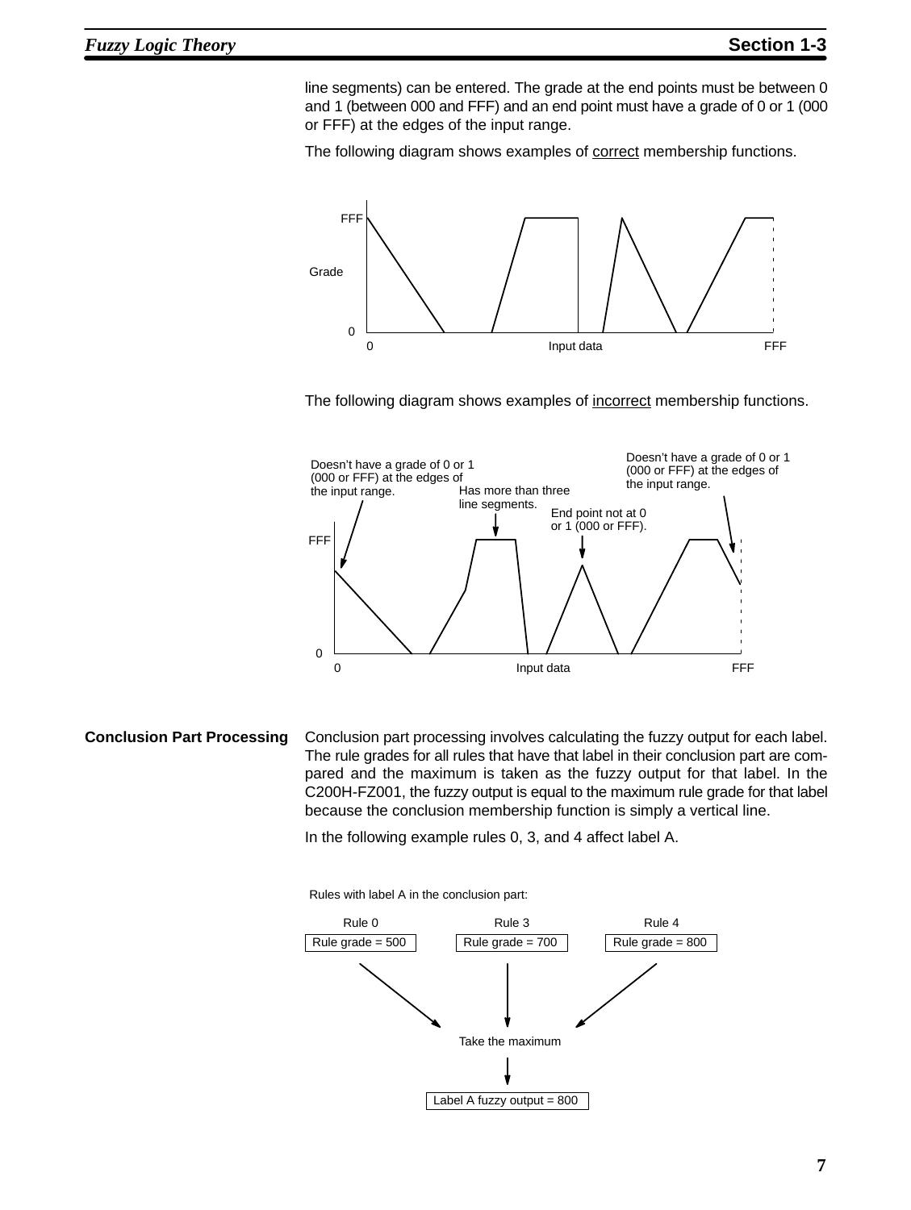line segments) can be entered. The grade at the end points must be between 0 and 1 (between 000 and FFF) and an end point must have a grade of 0 or 1 (000 or FFF) at the edges of the input range.

The following diagram shows examples of correct membership functions.

FFF

Grade

0

0 Input data FFF

The following diagram shows examples of incorrect membership functions.

Doesn't have a grade of 0 or 1 (000 or FFF) at the edges of the input range.

Has more than three line segments.

End point not at 0 or 1 (000 or FFF).

Doesn't have a grade of 0 or 1 (000 or FFF) at the edges of the input range.

FFF

0

0 Input data FFF

## Conclusion Part Processing

Conclusion part processing involves calculating the fuzzy output for each label. The rule grades for all rules that have that label in their conclusion part are compared and the maximum is taken as the fuzzy output for that label. In the C200H-FZ001, the fuzzy output is equal to the maximum rule grade for that label because the conclusion membership function is simply a vertical line.

In the following example rules 0, 3, and 4 affect label A.

Rules with label A in the conclusion part:

| Rule 0 | Rule 3 | Rule 4 |
|---|---|---|
| Rule grade = 500 | Rule grade = 700 | Rule grade = 800 |

Take the maximum

Label A fuzzy output = 800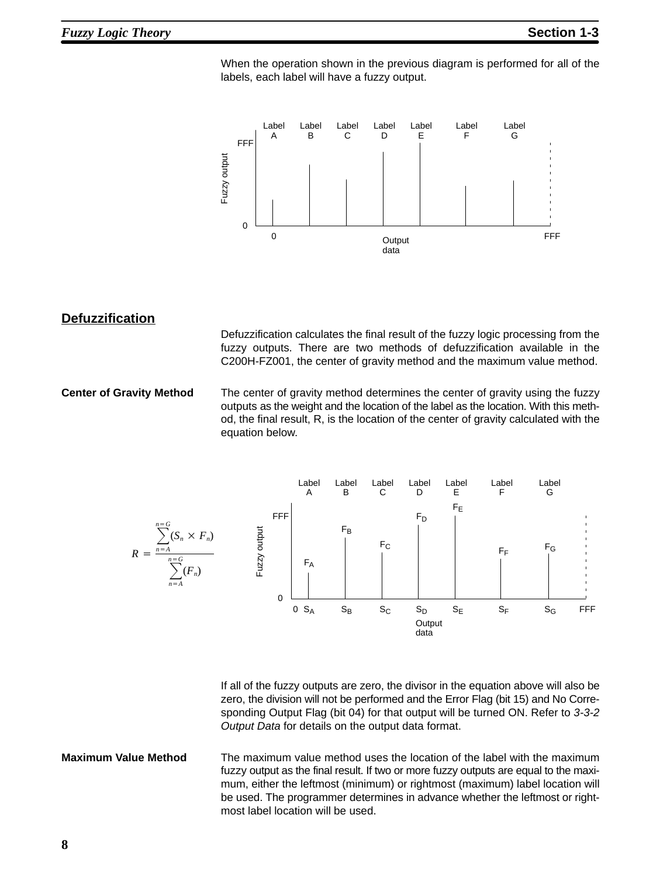When the operation shown in the previous diagram is performed for all of the labels, each label will have a fuzzy output.

## Defuzzification

Defuzzification calculates the final result of the fuzzy logic processing from the fuzzy outputs. There are two methods of defuzzification available in the C200H-FZ001, the center of gravity method and the maximum value method.

**Center of Gravity Method**

The center of gravity method determines the center of gravity using the fuzzy outputs as the weight and the location of the label as the location. With this method, the final result, R, is the location of the center of gravity calculated with the equation below.

$$R = \frac{\sum_{n=A}^{n=G}(S_n \times F_n)}{\sum_{n=A}^{n=G}(F_n)}$$

If all of the fuzzy outputs are zero, the divisor in the equation above will also be zero, the division will not be performed and the Error Flag (bit 15) and No Corresponding Output Flag (bit 04) for that output will be turned ON. Refer to *3-3-2 Output Data* for details on the output data format.

**Maximum Value Method**

The maximum value method uses the location of the label with the maximum fuzzy output as the final result. If two or more fuzzy outputs are equal to the maximum, either the leftmost (minimum) or rightmost (maximum) label location will be used. The programmer determines in advance whether the leftmost or rightmost label location will be used.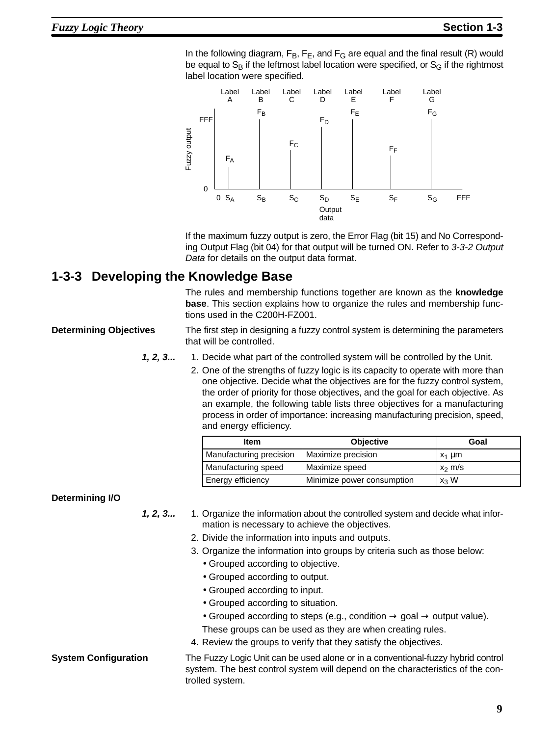In the following diagram, $F_B$, $F_E$, and $F_G$ are equal and the final result (R) would be equal to $S_B$ if the leftmost label location were specified, or $S_G$ if the rightmost label location were specified.

If the maximum fuzzy output is zero, the Error Flag (bit 15) and No Corresponding Output Flag (bit 04) for that output will be turned ON. Refer to *3-3-2 Output Data* for details on the output data format.

## 1-3-3 Developing the Knowledge Base

The rules and membership functions together are known as the **knowledge base**. This section explains how to organize the rules and membership functions used in the C200H-FZ001.

**Determining Objectives**

The first step in designing a fuzzy control system is determining the parameters that will be controlled.

***1, 2, 3...***

1. Decide what part of the controlled system will be controlled by the Unit.
2. One of the strengths of fuzzy logic is its capacity to operate with more than one objective. Decide what the objectives are for the fuzzy control system, the order of priority for those objectives, and the goal for each objective. As an example, the following table lists three objectives for a manufacturing process in order of importance: increasing manufacturing precision, speed, and energy efficiency.

| Item | Objective | Goal |
|---|---|---|
| Manufacturing precision | Maximize precision | $x_1$ µm |
| Manufacturing speed | Maximize speed | $x_2$ m/s |
| Energy efficiency | Minimize power consumption | $x_3$ W |

**Determining I/O**

***1, 2, 3...***

1. Organize the information about the controlled system and decide what information is necessary to achieve the objectives.
2. Divide the information into inputs and outputs.
3. Organize the information into groups by criteria such as those below:
   - Grouped according to objective.
   - Grouped according to output.
   - Grouped according to input.
   - Grouped according to situation.
   - Grouped according to steps (e.g., condition → goal → output value).

   These groups can be used as they are when creating rules.
4. Review the groups to verify that they satisfy the objectives.

**System Configuration**

The Fuzzy Logic Unit can be used alone or in a conventional-fuzzy hybrid control system. The best control system will depend on the characteristics of the controlled system.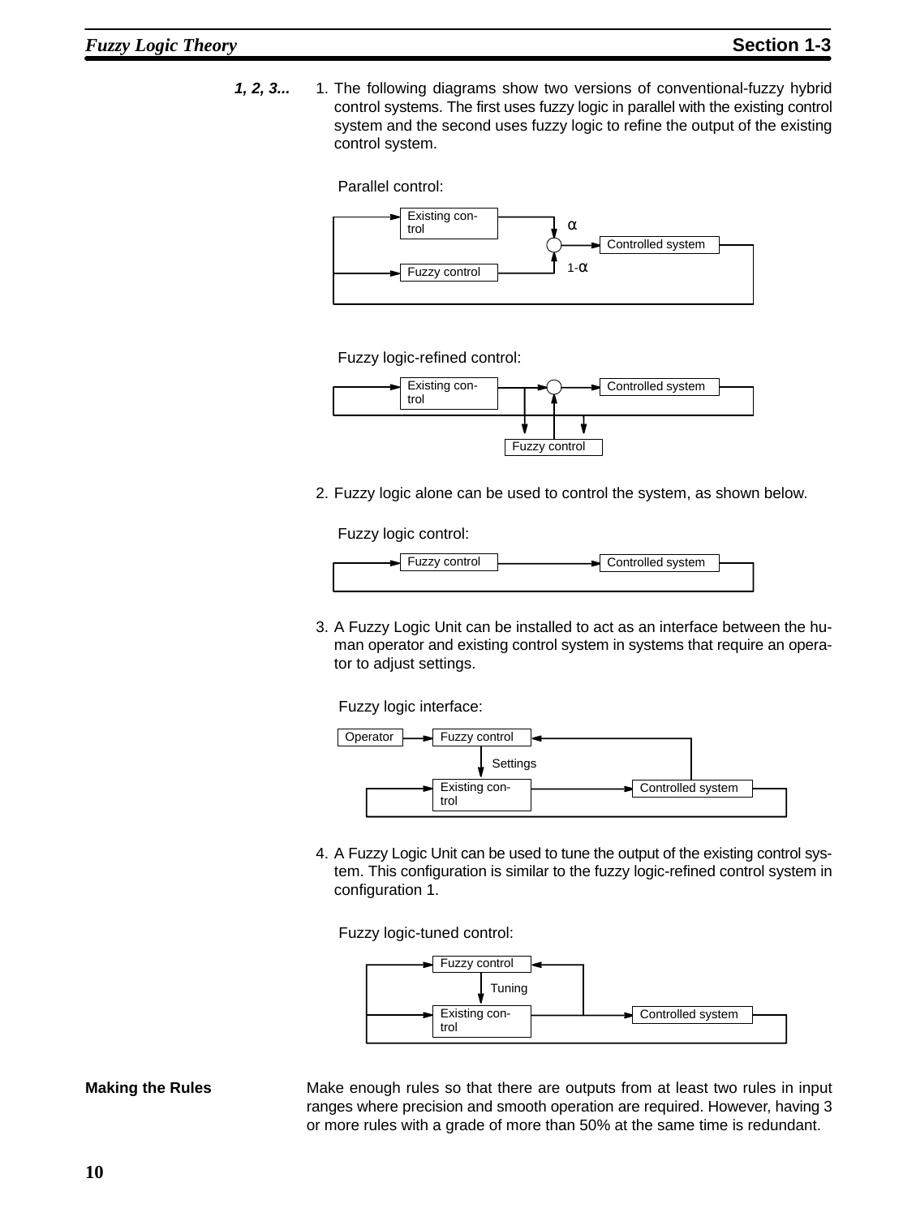*1, 2, 3...*

1. The following diagrams show two versions of conventional-fuzzy hybrid control systems. The first uses fuzzy logic in parallel with the existing control system and the second uses fuzzy logic to refine the output of the existing control system.

   Parallel control:

   Existing control — $\alpha$ — Controlled system
   Fuzzy control — $1-\alpha$

   Fuzzy logic-refined control:

   Existing control — Controlled system
   Fuzzy control

2. Fuzzy logic alone can be used to control the system, as shown below.

   Fuzzy logic control:

   Fuzzy control — Controlled system

3. A Fuzzy Logic Unit can be installed to act as an interface between the human operator and existing control system in systems that require an operator to adjust settings.

   Fuzzy logic interface:

   Operator — Fuzzy control — Settings — Existing control — Controlled system

4. A Fuzzy Logic Unit can be used to tune the output of the existing control system. This configuration is similar to the fuzzy logic-refined control system in configuration 1.

   Fuzzy logic-tuned control:

   Fuzzy control — Tuning — Existing control — Controlled system

**Making the Rules**

Make enough rules so that there are outputs from at least two rules in input ranges where precision and smooth operation are required. However, having 3 or more rules with a grade of more than 50% at the same time is redundant.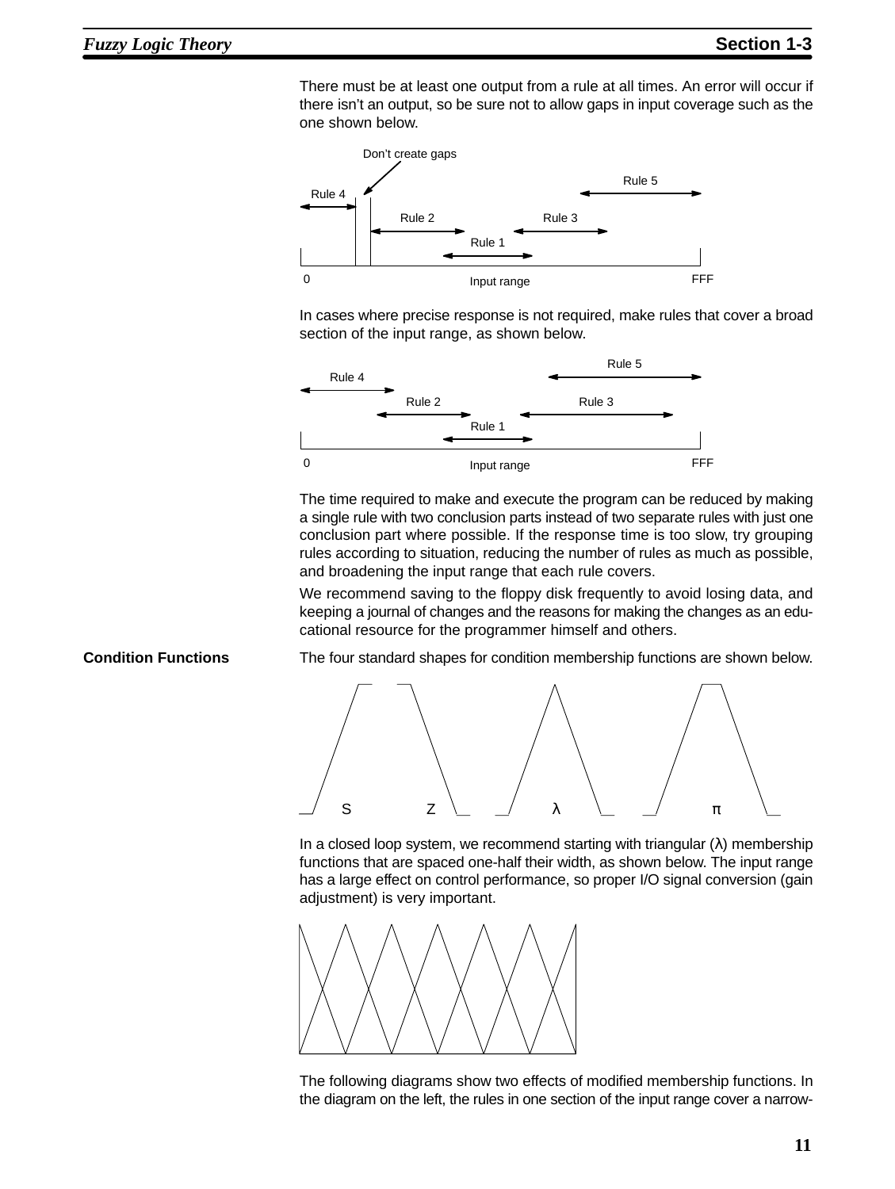There must be at least one output from a rule at all times. An error will occur if there isn't an output, so be sure not to allow gaps in input coverage such as the one shown below.

In cases where precise response is not required, make rules that cover a broad section of the input range, as shown below.

The time required to make and execute the program can be reduced by making a single rule with two conclusion parts instead of two separate rules with just one conclusion part where possible. If the response time is too slow, try grouping rules according to situation, reducing the number of rules as much as possible, and broadening the input range that each rule covers.

We recommend saving to the floppy disk frequently to avoid losing data, and keeping a journal of changes and the reasons for making the changes as an educational resource for the programmer himself and others.

**Condition Functions**

The four standard shapes for condition membership functions are shown below.

In a closed loop system, we recommend starting with triangular (λ) membership functions that are spaced one-half their width, as shown below. The input range has a large effect on control performance, so proper I/O signal conversion (gain adjustment) is very important.

The following diagrams show two effects of modified membership functions. In the diagram on the left, the rules in one section of the input range cover a narrow-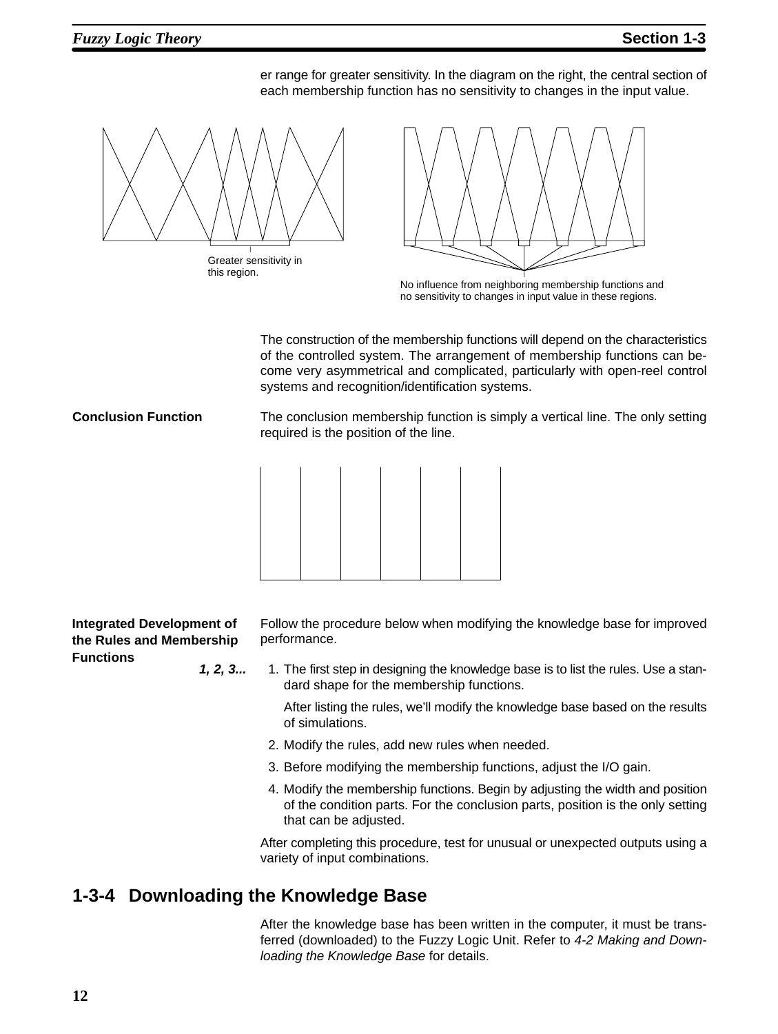er range for greater sensitivity. In the diagram on the right, the central section of each membership function has no sensitivity to changes in the input value.

Greater sensitivity in this region.

No influence from neighboring membership functions and no sensitivity to changes in input value in these regions.

The construction of the membership functions will depend on the characteristics of the controlled system. The arrangement of membership functions can become very asymmetrical and complicated, particularly with open-reel control systems and recognition/identification systems.

**Conclusion Function**

The conclusion membership function is simply a vertical line. The only setting required is the position of the line.

**Integrated Development of the Rules and Membership Functions**

Follow the procedure below when modifying the knowledge base for improved performance.

***1, 2, 3...***

1. The first step in designing the knowledge base is to list the rules. Use a standard shape for the membership functions.

   After listing the rules, we'll modify the knowledge base based on the results of simulations.

2. Modify the rules, add new rules when needed.
3. Before modifying the membership functions, adjust the I/O gain.
4. Modify the membership functions. Begin by adjusting the width and position of the condition parts. For the conclusion parts, position is the only setting that can be adjusted.

After completing this procedure, test for unusual or unexpected outputs using a variety of input combinations.

## 1-3-4 Downloading the Knowledge Base

After the knowledge base has been written in the computer, it must be transferred (downloaded) to the Fuzzy Logic Unit. Refer to *4-2 Making and Downloading the Knowledge Base* for details.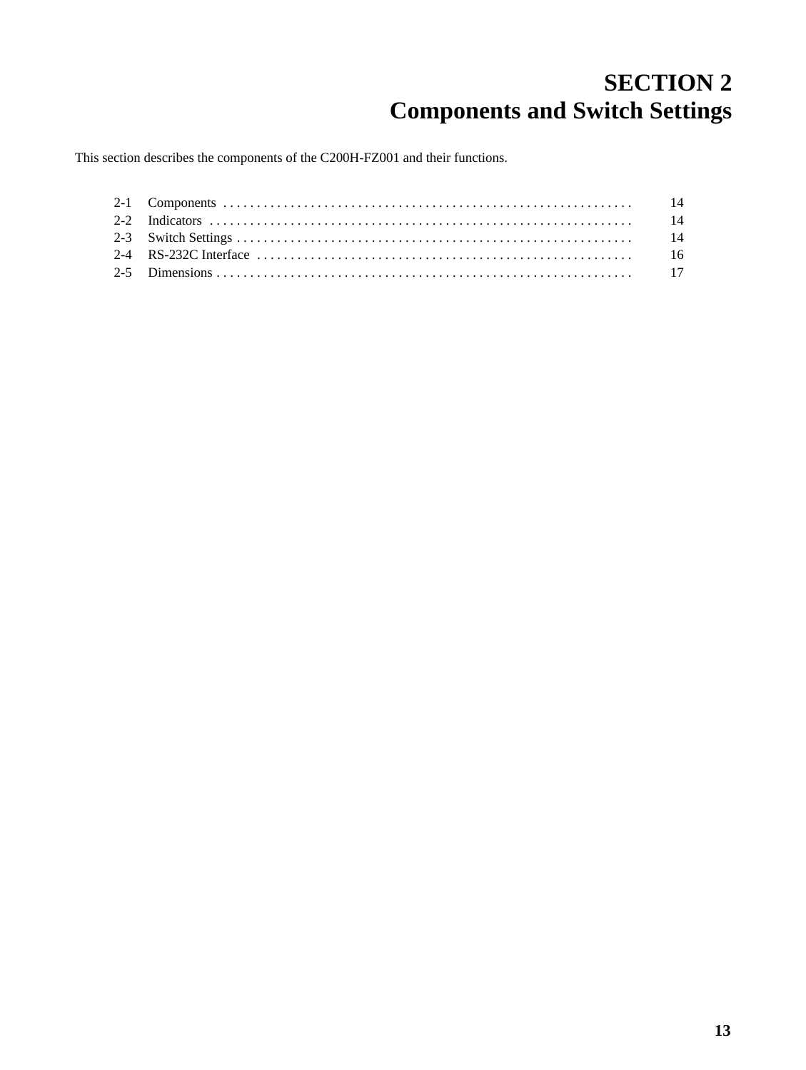# SECTION 2
# Components and Switch Settings

This section describes the components of the C200H-FZ001 and their functions.

2-1 Components . . . . . . . . . . . . . . . . . . . . . . . . . . . . . . . . . . . . . . . . . . . . . . . . . . . . . . . . . . . . . 14
2-2 Indicators . . . . . . . . . . . . . . . . . . . . . . . . . . . . . . . . . . . . . . . . . . . . . . . . . . . . . . . . . . . . . . . 14
2-3 Switch Settings . . . . . . . . . . . . . . . . . . . . . . . . . . . . . . . . . . . . . . . . . . . . . . . . . . . . . . . . . . . 14
2-4 RS-232C Interface . . . . . . . . . . . . . . . . . . . . . . . . . . . . . . . . . . . . . . . . . . . . . . . . . . . . . . . . 16
2-5 Dimensions . . . . . . . . . . . . . . . . . . . . . . . . . . . . . . . . . . . . . . . . . . . . . . . . . . . . . . . . . . . . . . 17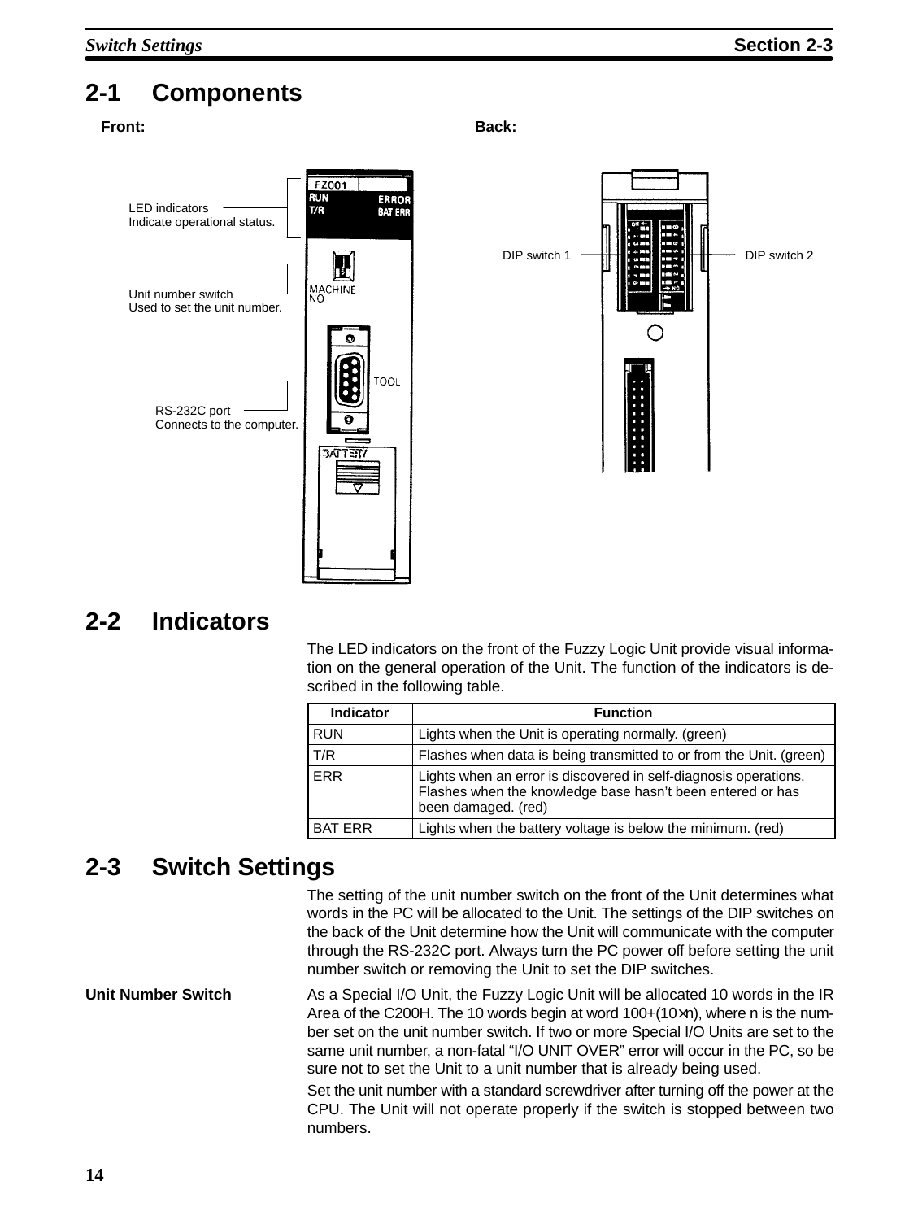## 2-1 Components

**Front:**

LED indicators
Indicate operational status.

Unit number switch
Used to set the unit number.

RS-232C port
Connects to the computer.

**Back:**

DIP switch 1

DIP switch 2

## 2-2 Indicators

The LED indicators on the front of the Fuzzy Logic Unit provide visual information on the general operation of the Unit. The function of the indicators is described in the following table.

| Indicator | Function |
|---|---|
| RUN | Lights when the Unit is operating normally. (green) |
| T/R | Flashes when data is being transmitted to or from the Unit. (green) |
| ERR | Lights when an error is discovered in self-diagnosis operations. Flashes when the knowledge base hasn't been entered or has been damaged. (red) |
| BAT ERR | Lights when the battery voltage is below the minimum. (red) |

## 2-3 Switch Settings

The setting of the unit number switch on the front of the Unit determines what words in the PC will be allocated to the Unit. The settings of the DIP switches on the back of the Unit determine how the Unit will communicate with the computer through the RS-232C port. Always turn the PC power off before setting the unit number switch or removing the Unit to set the DIP switches.

**Unit Number Switch**

As a Special I/O Unit, the Fuzzy Logic Unit will be allocated 10 words in the IR Area of the C200H. The 10 words begin at word 100+(10×n), where n is the number set on the unit number switch. If two or more Special I/O Units are set to the same unit number, a non-fatal "I/O UNIT OVER" error will occur in the PC, so be sure not to set the Unit to a unit number that is already being used.

Set the unit number with a standard screwdriver after turning off the power at the CPU. The Unit will not operate properly if the switch is stopped between two numbers.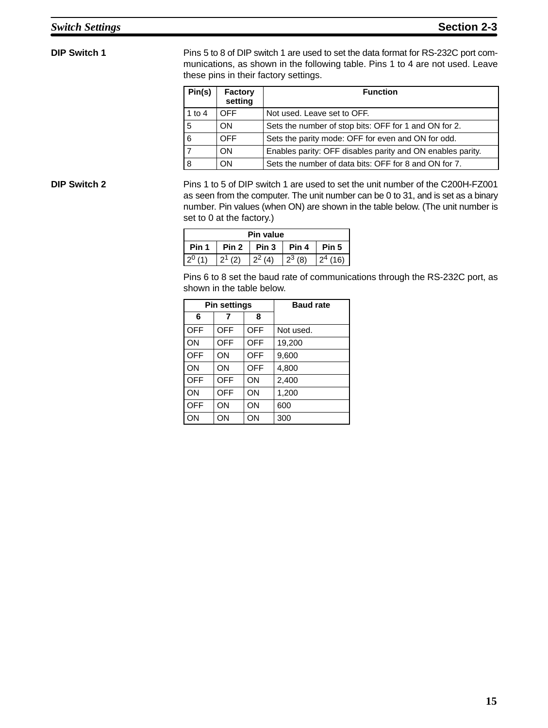### DIP Switch 1

Pins 5 to 8 of DIP switch 1 are used to set the data format for RS-232C port communications, as shown in the following table. Pins 1 to 4 are not used. Leave these pins in their factory settings.

| Pin(s) | Factory setting | Function |
|---|---|---|
| 1 to 4 | OFF | Not used. Leave set to OFF. |
| 5 | ON | Sets the number of stop bits: OFF for 1 and ON for 2. |
| 6 | OFF | Sets the parity mode: OFF for even and ON for odd. |
| 7 | ON | Enables parity: OFF disables parity and ON enables parity. |
| 8 | ON | Sets the number of data bits: OFF for 8 and ON for 7. |

### DIP Switch 2

Pins 1 to 5 of DIP switch 1 are used to set the unit number of the C200H-FZ001 as seen from the computer. The unit number can be 0 to 31, and is set as a binary number. Pin values (when ON) are shown in the table below. (The unit number is set to 0 at the factory.)

| Pin value | | | | |
|---|---|---|---|---|
| Pin 1 | Pin 2 | Pin 3 | Pin 4 | Pin 5 |
| $2^0$ (1) | $2^1$ (2) | $2^2$ (4) | $2^3$ (8) | $2^4$ (16) |

Pins 6 to 8 set the baud rate of communications through the RS-232C port, as shown in the table below.

| Pin settings | | | Baud rate |
|---|---|---|---|
| 6 | 7 | 8 | |
| OFF | OFF | OFF | Not used. |
| ON | OFF | OFF | 19,200 |
| OFF | ON | OFF | 9,600 |
| ON | ON | OFF | 4,800 |
| OFF | OFF | ON | 2,400 |
| ON | OFF | ON | 1,200 |
| OFF | ON | ON | 600 |
| ON | ON | ON | 300 |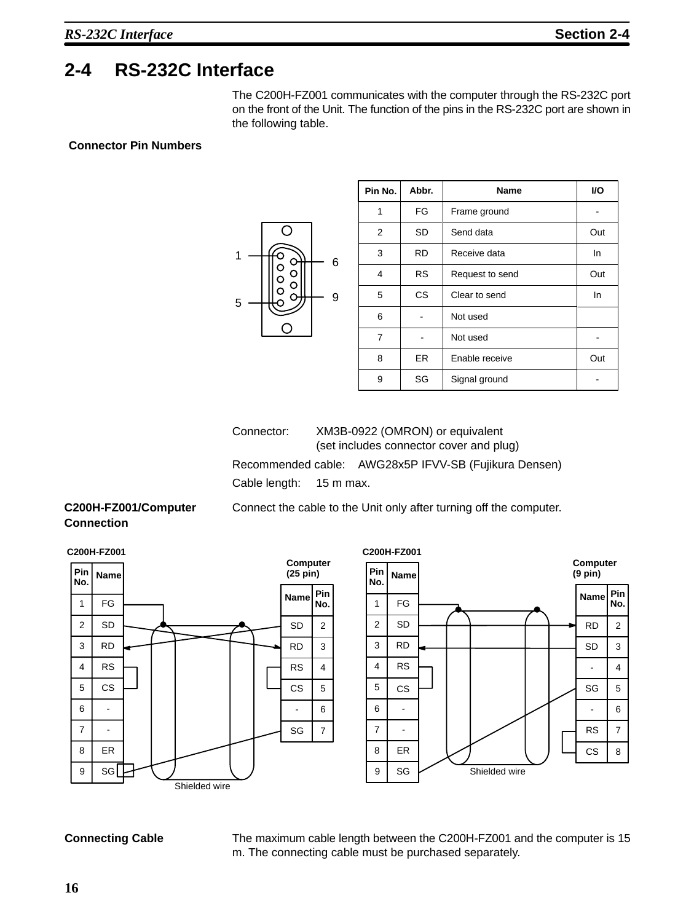## 2-4 RS-232C Interface

The C200H-FZ001 communicates with the computer through the RS-232C port on the front of the Unit. The function of the pins in the RS-232C port are shown in the following table.

**Connector Pin Numbers**

| Pin No. | Abbr. | Name | I/O |
|---|---|---|---|
| 1 | FG | Frame ground | - |
| 2 | SD | Send data | Out |
| 3 | RD | Receive data | In |
| 4 | RS | Request to send | Out |
| 5 | CS | Clear to send | In |
| 6 | - | Not used | |
| 7 | - | Not used | - |
| 8 | ER | Enable receive | Out |
| 9 | SG | Signal ground | - |

Connector: XM3B-0922 (OMRON) or equivalent (set includes connector cover and plug)

Recommended cable: AWG28x5P IFVV-SB (Fujikura Densen)

Cable length: 15 m max.

**C200H-FZ001/Computer Connection**

Connect the cable to the Unit only after turning off the computer.

C200H-FZ001

| Pin No. | Name |
|---|---|
| 1 | FG |
| 2 | SD |
| 3 | RD |
| 4 | RS |
| 5 | CS |
| 6 | - |
| 7 | - |
| 8 | ER |
| 9 | SG |

Computer (25 pin)

| Name | Pin No. |
|---|---|
| SD | 2 |
| RD | 3 |
| RS | 4 |
| CS | 5 |
| - | 6 |
| SG | 7 |

Shielded wire

C200H-FZ001

| Pin No. | Name |
|---|---|
| 1 | FG |
| 2 | SD |
| 3 | RD |
| 4 | RS |
| 5 | CS |
| 6 | - |
| 7 | - |
| 8 | ER |
| 9 | SG |

Computer (9 pin)

| Name | Pin No. |
|---|---|
| RD | 2 |
| SD | 3 |
| - | 4 |
| SG | 5 |
| - | 6 |
| RS | 7 |
| CS | 8 |

Shielded wire

**Connecting Cable**

The maximum cable length between the C200H-FZ001 and the computer is 15 m. The connecting cable must be purchased separately.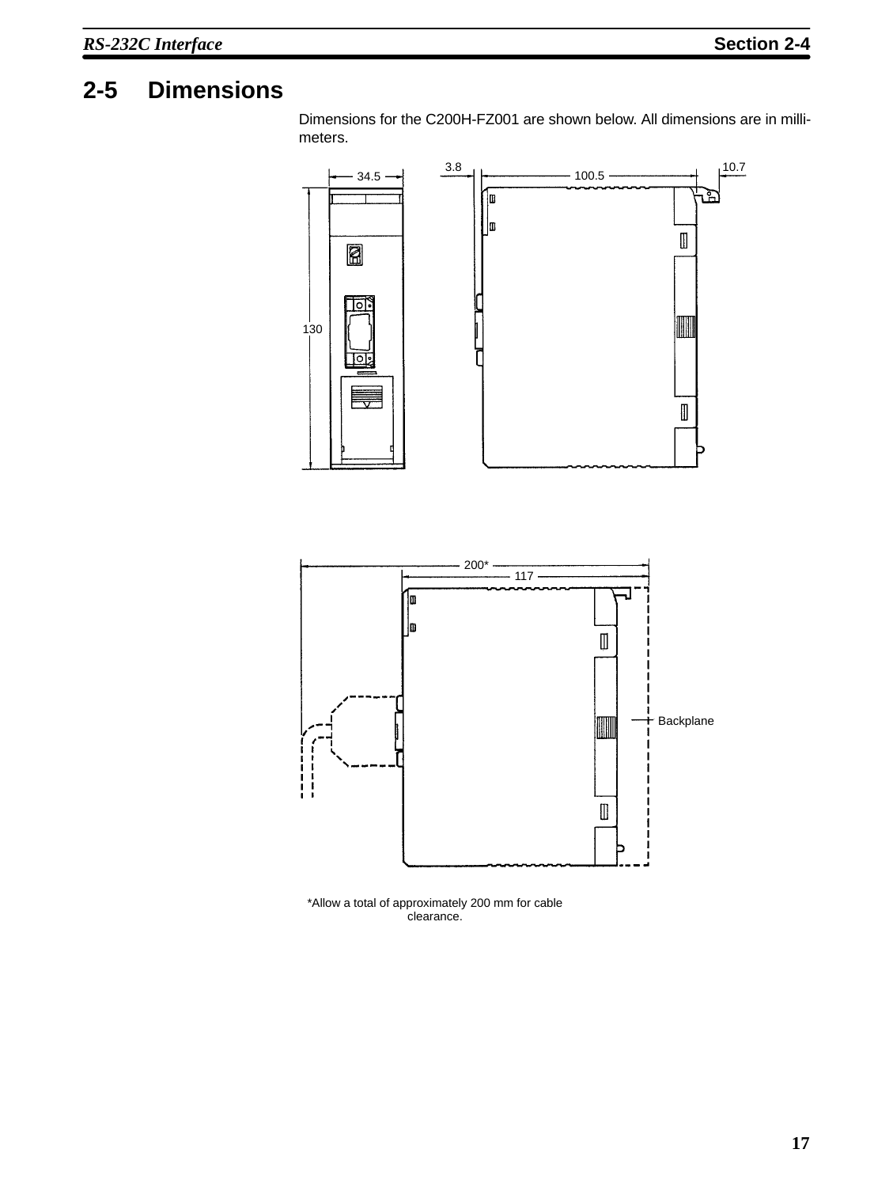## 2-5 Dimensions

Dimensions for the C200H-FZ001 are shown below. All dimensions are in millimeters.

34.5

130

3.8

100.5

10.7

200*

117

Backplane

*Allow a total of approximately 200 mm for cable clearance.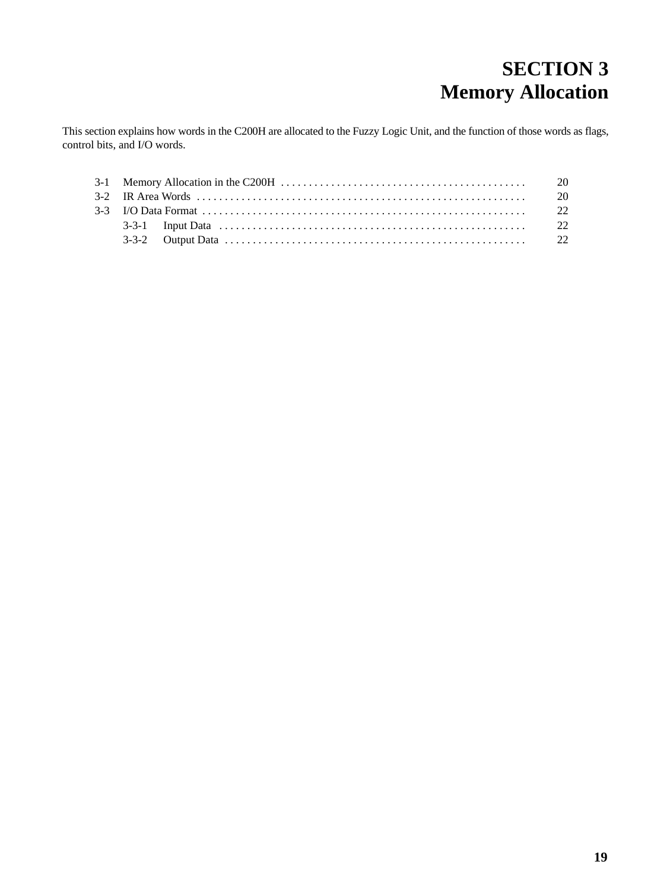# SECTION 3
# Memory Allocation

This section explains how words in the C200H are allocated to the Fuzzy Logic Unit, and the function of those words as flags, control bits, and I/O words.

3-1 Memory Allocation in the C200H . . . . . . . . . . . . . . . . . . . . . . . . . . . . . . . . . . . . . . . . . . . . 20
3-2 IR Area Words . . . . . . . . . . . . . . . . . . . . . . . . . . . . . . . . . . . . . . . . . . . . . . . . . . . . . . . . . . . 20
3-3 I/O Data Format . . . . . . . . . . . . . . . . . . . . . . . . . . . . . . . . . . . . . . . . . . . . . . . . . . . . . . . . . . 22
    3-3-1 Input Data . . . . . . . . . . . . . . . . . . . . . . . . . . . . . . . . . . . . . . . . . . . . . . . . . . . . . . . 22
    3-3-2 Output Data . . . . . . . . . . . . . . . . . . . . . . . . . . . . . . . . . . . . . . . . . . . . . . . . . . . . . . 22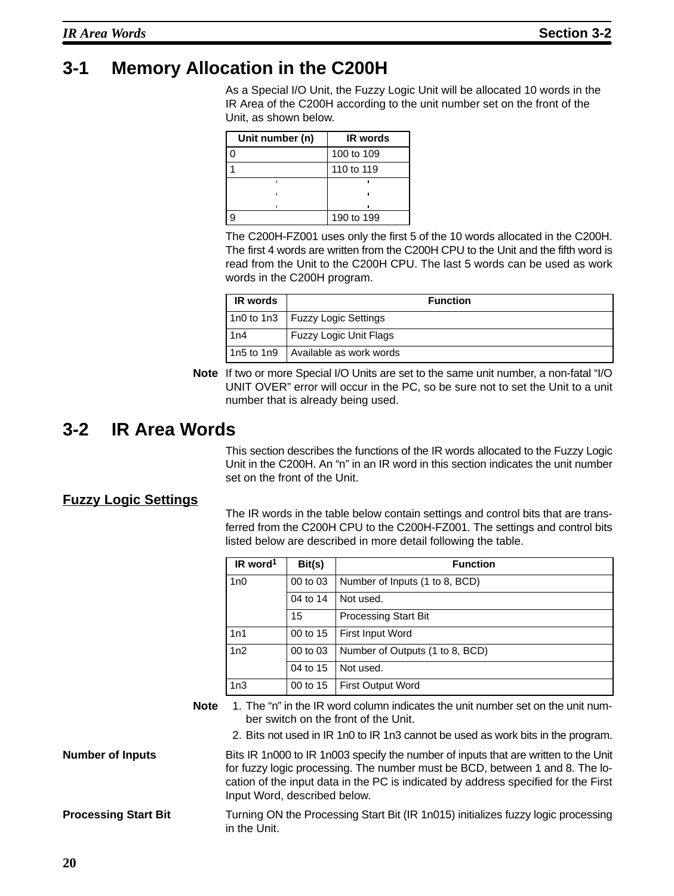## 3-1 Memory Allocation in the C200H

As a Special I/O Unit, the Fuzzy Logic Unit will be allocated 10 words in the IR Area of the C200H according to the unit number set on the front of the Unit, as shown below.

| Unit number (n) | IR words |
|---|---|
| 0 | 100 to 109 |
| 1 | 110 to 119 |
| ⋮ | ⋮ |
| 9 | 190 to 199 |

The C200H-FZ001 uses only the first 5 of the 10 words allocated in the C200H. The first 4 words are written from the C200H CPU to the Unit and the fifth word is read from the Unit to the C200H CPU. The last 5 words can be used as work words in the C200H program.

| IR words | Function |
|---|---|
| 1n0 to 1n3 | Fuzzy Logic Settings |
| 1n4 | Fuzzy Logic Unit Flags |
| 1n5 to 1n9 | Available as work words |

**Note** If two or more Special I/O Units are set to the same unit number, a non-fatal “I/O UNIT OVER” error will occur in the PC, so be sure not to set the Unit to a unit number that is already being used.

## 3-2 IR Area Words

This section describes the functions of the IR words allocated to the Fuzzy Logic Unit in the C200H. An “n” in an IR word in this section indicates the unit number set on the front of the Unit.

### Fuzzy Logic Settings

The IR words in the table below contain settings and control bits that are transferred from the C200H CPU to the C200H-FZ001. The settings and control bits listed below are described in more detail following the table.

| IR word[1] | Bit(s) | Function |
|---|---|---|
| 1n0 | 00 to 03 | Number of Inputs (1 to 8, BCD) |
| | 04 to 14 | Not used. |
| | 15 | Processing Start Bit |
| 1n1 | 00 to 15 | First Input Word |
| 1n2 | 00 to 03 | Number of Outputs (1 to 8, BCD) |
| | 04 to 15 | Not used. |
| 1n3 | 00 to 15 | First Output Word |

**Note** 1. The “n” in the IR word column indicates the unit number set on the unit number switch on the front of the Unit.

2. Bits not used in IR 1n0 to IR 1n3 cannot be used as work bits in the program.

**Number of Inputs** Bits IR 1n000 to IR 1n003 specify the number of inputs that are written to the Unit for fuzzy logic processing. The number must be BCD, between 1 and 8. The location of the input data in the PC is indicated by address specified for the First Input Word, described below.

**Processing Start Bit** Turning ON the Processing Start Bit (IR 1n015) initializes fuzzy logic processing in the Unit.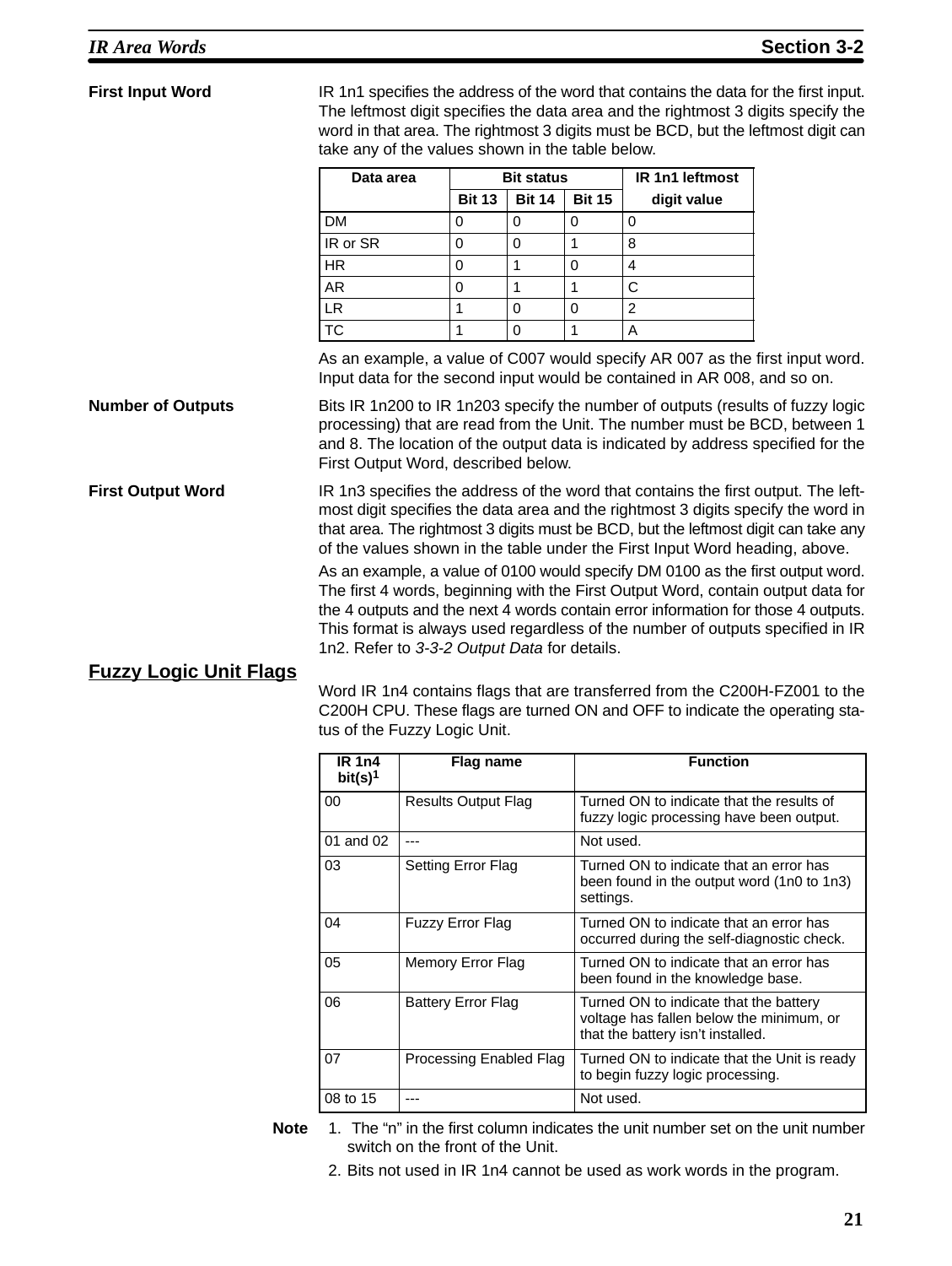**First Input Word**

IR 1n1 specifies the address of the word that contains the data for the first input. The leftmost digit specifies the data area and the rightmost 3 digits specify the word in that area. The rightmost 3 digits must be BCD, but the leftmost digit can take any of the values shown in the table below.

| Data area | Bit status | | | IR 1n1 leftmost |
|---|---|---|---|---|
| | Bit 13 | Bit 14 | Bit 15 | digit value |
| DM | 0 | 0 | 0 | 0 |
| IR or SR | 0 | 0 | 1 | 8 |
| HR | 0 | 1 | 0 | 4 |
| AR | 0 | 1 | 1 | C |
| LR | 1 | 0 | 0 | 2 |
| TC | 1 | 0 | 1 | A |

As an example, a value of C007 would specify AR 007 as the first input word. Input data for the second input would be contained in AR 008, and so on.

**Number of Outputs**

Bits IR 1n200 to IR 1n203 specify the number of outputs (results of fuzzy logic processing) that are read from the Unit. The number must be BCD, between 1 and 8. The location of the output data is indicated by address specified for the First Output Word, described below.

**First Output Word**

IR 1n3 specifies the address of the word that contains the first output. The leftmost digit specifies the data area and the rightmost 3 digits specify the word in that area. The rightmost 3 digits must be BCD, but the leftmost digit can take any of the values shown in the table under the First Input Word heading, above.

As an example, a value of 0100 would specify DM 0100 as the first output word. The first 4 words, beginning with the First Output Word, contain output data for the 4 outputs and the next 4 words contain error information for those 4 outputs. This format is always used regardless of the number of outputs specified in IR 1n2. Refer to *3-3-2 Output Data* for details.

## Fuzzy Logic Unit Flags

Word IR 1n4 contains flags that are transferred from the C200H-FZ001 to the C200H CPU. These flags are turned ON and OFF to indicate the operating status of the Fuzzy Logic Unit.

| IR 1n4 bit(s)[1] | Flag name | Function |
|---|---|---|
| 00 | Results Output Flag | Turned ON to indicate that the results of fuzzy logic processing have been output. |
| 01 and 02 | --- | Not used. |
| 03 | Setting Error Flag | Turned ON to indicate that an error has been found in the output word (1n0 to 1n3) settings. |
| 04 | Fuzzy Error Flag | Turned ON to indicate that an error has occurred during the self-diagnostic check. |
| 05 | Memory Error Flag | Turned ON to indicate that an error has been found in the knowledge base. |
| 06 | Battery Error Flag | Turned ON to indicate that the battery voltage has fallen below the minimum, or that the battery isn't installed. |
| 07 | Processing Enabled Flag | Turned ON to indicate that the Unit is ready to begin fuzzy logic processing. |
| 08 to 15 | --- | Not used. |

**Note**
1. The "n" in the first column indicates the unit number set on the unit number switch on the front of the Unit.
2. Bits not used in IR 1n4 cannot be used as work words in the program.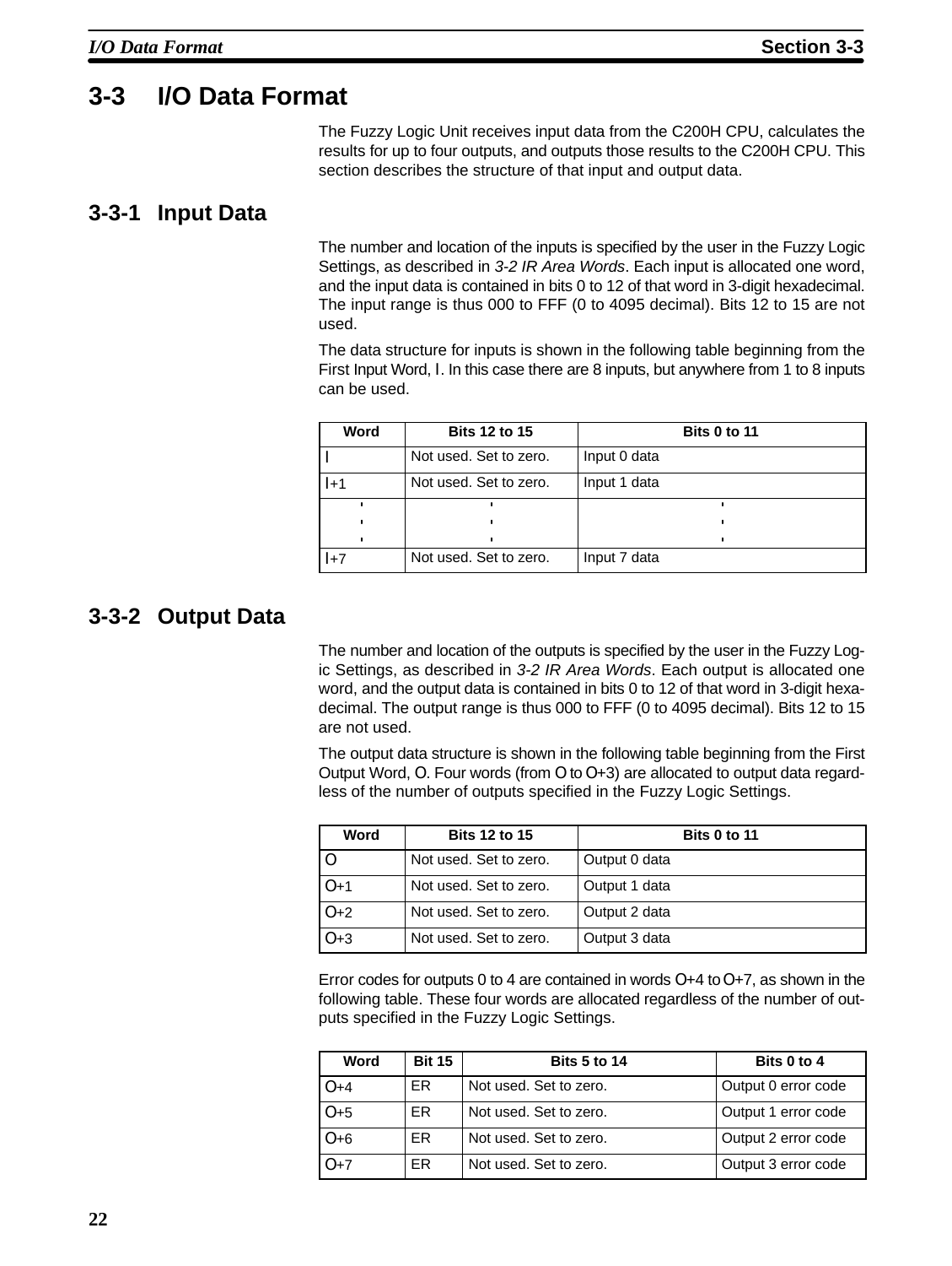# 3-3 I/O Data Format

The Fuzzy Logic Unit receives input data from the C200H CPU, calculates the results for up to four outputs, and outputs those results to the C200H CPU. This section describes the structure of that input and output data.

## 3-3-1 Input Data

The number and location of the inputs is specified by the user in the Fuzzy Logic Settings, as described in *3-2 IR Area Words*. Each input is allocated one word, and the input data is contained in bits 0 to 12 of that word in 3-digit hexadecimal. The input range is thus 000 to FFF (0 to 4095 decimal). Bits 12 to 15 are not used.

The data structure for inputs is shown in the following table beginning from the First Input Word, I. In this case there are 8 inputs, but anywhere from 1 to 8 inputs can be used.

| Word | Bits 12 to 15 | Bits 0 to 11 |
|---|---|---|
| I | Not used. Set to zero. | Input 0 data |
| I+1 | Not used. Set to zero. | Input 1 data |
| ⋮ | ⋮ | ⋮ |
| I+7 | Not used. Set to zero. | Input 7 data |

## 3-3-2 Output Data

The number and location of the outputs is specified by the user in the Fuzzy Logic Settings, as described in *3-2 IR Area Words*. Each output is allocated one word, and the output data is contained in bits 0 to 12 of that word in 3-digit hexadecimal. The output range is thus 000 to FFF (0 to 4095 decimal). Bits 12 to 15 are not used.

The output data structure is shown in the following table beginning from the First Output Word, O. Four words (from O to O+3) are allocated to output data regardless of the number of outputs specified in the Fuzzy Logic Settings.

| Word | Bits 12 to 15 | Bits 0 to 11 |
|---|---|---|
| O | Not used. Set to zero. | Output 0 data |
| O+1 | Not used. Set to zero. | Output 1 data |
| O+2 | Not used. Set to zero. | Output 2 data |
| O+3 | Not used. Set to zero. | Output 3 data |

Error codes for outputs 0 to 4 are contained in words O+4 to O+7, as shown in the following table. These four words are allocated regardless of the number of outputs specified in the Fuzzy Logic Settings.

| Word | Bit 15 | Bits 5 to 14 | Bits 0 to 4 |
|---|---|---|---|
| O+4 | ER | Not used. Set to zero. | Output 0 error code |
| O+5 | ER | Not used. Set to zero. | Output 1 error code |
| O+6 | ER | Not used. Set to zero. | Output 2 error code |
| O+7 | ER | Not used. Set to zero. | Output 3 error code |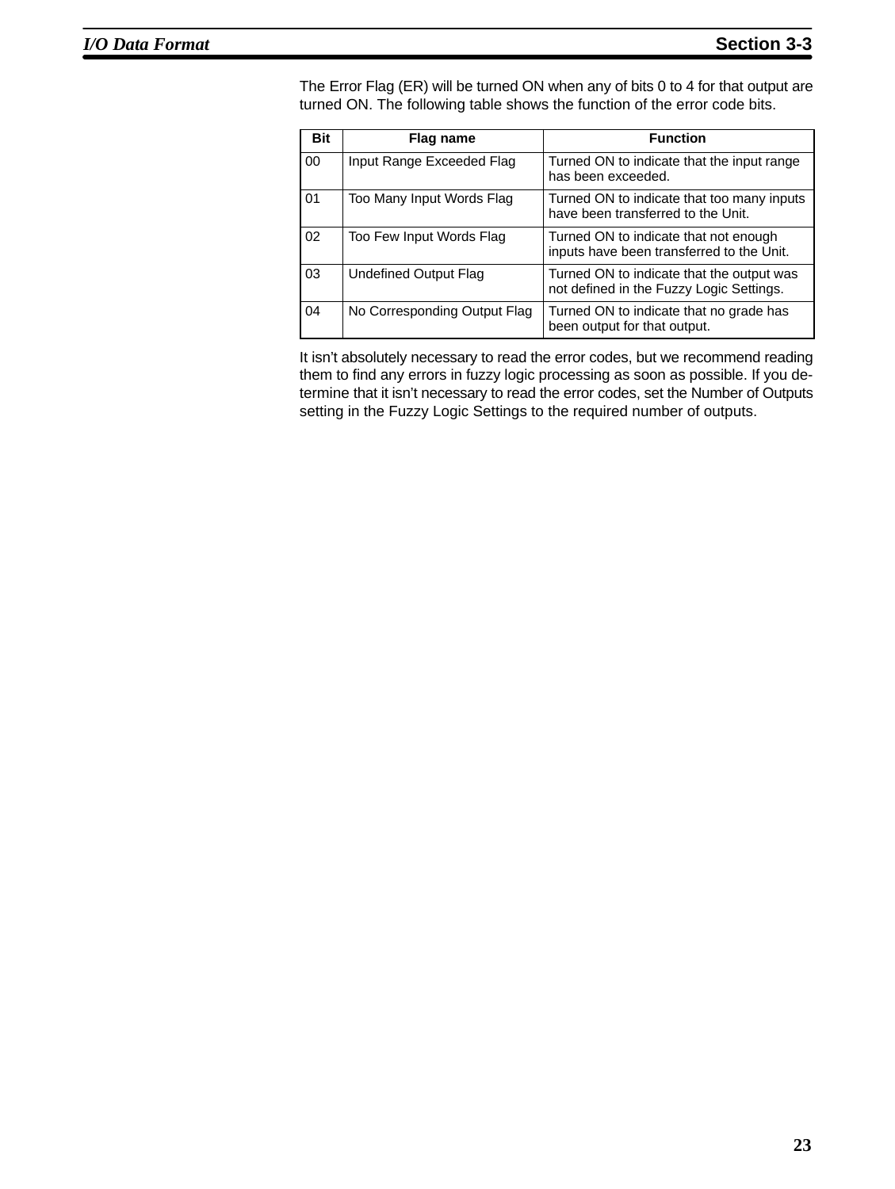The Error Flag (ER) will be turned ON when any of bits 0 to 4 for that output are turned ON. The following table shows the function of the error code bits.

| Bit | Flag name | Function |
|---|---|---|
| 00 | Input Range Exceeded Flag | Turned ON to indicate that the input range has been exceeded. |
| 01 | Too Many Input Words Flag | Turned ON to indicate that too many inputs have been transferred to the Unit. |
| 02 | Too Few Input Words Flag | Turned ON to indicate that not enough inputs have been transferred to the Unit. |
| 03 | Undefined Output Flag | Turned ON to indicate that the output was not defined in the Fuzzy Logic Settings. |
| 04 | No Corresponding Output Flag | Turned ON to indicate that no grade has been output for that output. |

It isn't absolutely necessary to read the error codes, but we recommend reading them to find any errors in fuzzy logic processing as soon as possible. If you determine that it isn't necessary to read the error codes, set the Number of Outputs setting in the Fuzzy Logic Settings to the required number of outputs.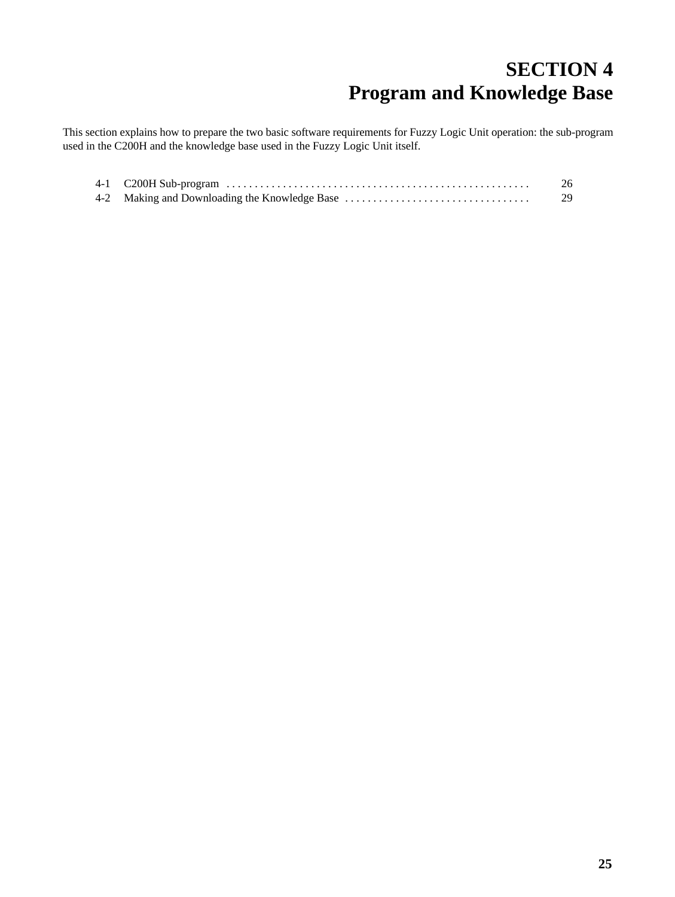# SECTION 4
# Program and Knowledge Base

This section explains how to prepare the two basic software requirements for Fuzzy Logic Unit operation: the sub-program used in the C200H and the knowledge base used in the Fuzzy Logic Unit itself.

| | | |
|---|---|---|
| 4-1 | C200H Sub-program | 26 |
| 4-2 | Making and Downloading the Knowledge Base | 29 |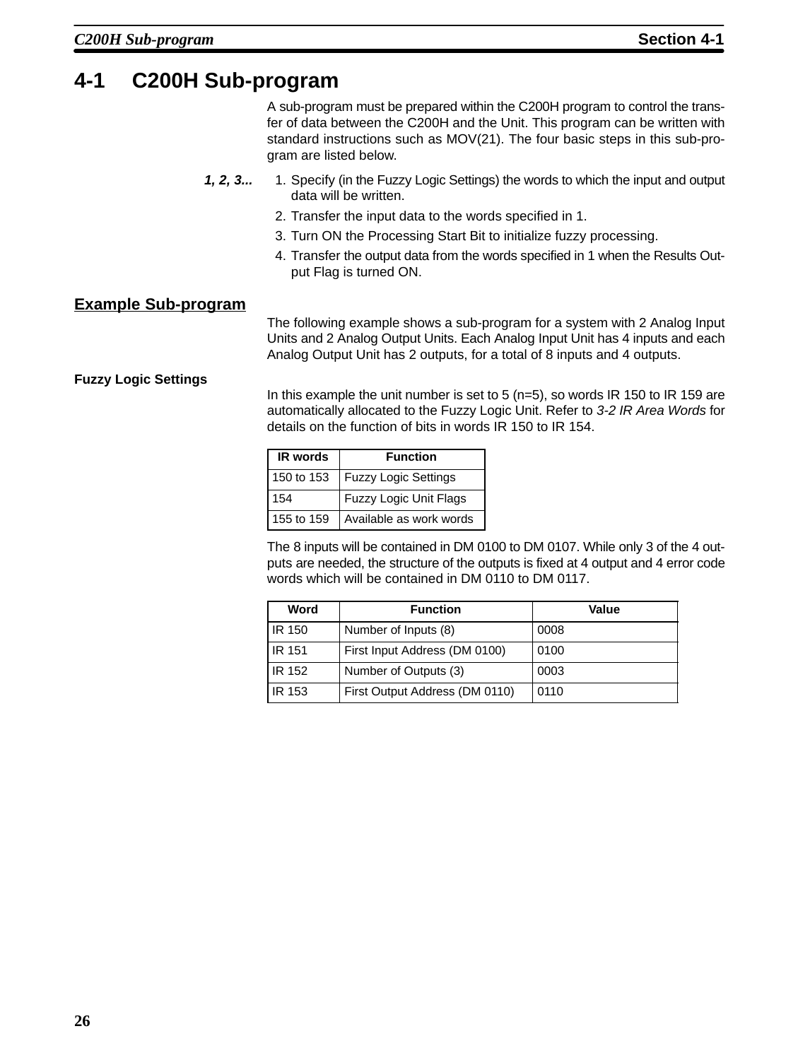# 4-1 C200H Sub-program

A sub-program must be prepared within the C200H program to control the transfer of data between the C200H and the Unit. This program can be written with standard instructions such as MOV(21). The four basic steps in this sub-program are listed below.

***1, 2, 3...***

1. Specify (in the Fuzzy Logic Settings) the words to which the input and output data will be written.
2. Transfer the input data to the words specified in 1.
3. Turn ON the Processing Start Bit to initialize fuzzy processing.
4. Transfer the output data from the words specified in 1 when the Results Output Flag is turned ON.

## Example Sub-program

The following example shows a sub-program for a system with 2 Analog Input Units and 2 Analog Output Units. Each Analog Input Unit has 4 inputs and each Analog Output Unit has 2 outputs, for a total of 8 inputs and 4 outputs.

### Fuzzy Logic Settings

In this example the unit number is set to 5 (n=5), so words IR 150 to IR 159 are automatically allocated to the Fuzzy Logic Unit. Refer to *3-2 IR Area Words* for details on the function of bits in words IR 150 to IR 154.

| IR words | Function |
|---|---|
| 150 to 153 | Fuzzy Logic Settings |
| 154 | Fuzzy Logic Unit Flags |
| 155 to 159 | Available as work words |

The 8 inputs will be contained in DM 0100 to DM 0107. While only 3 of the 4 outputs are needed, the structure of the outputs is fixed at 4 output and 4 error code words which will be contained in DM 0110 to DM 0117.

| Word | Function | Value |
|---|---|---|
| IR 150 | Number of Inputs (8) | 0008 |
| IR 151 | First Input Address (DM 0100) | 0100 |
| IR 152 | Number of Outputs (3) | 0003 |
| IR 153 | First Output Address (DM 0110) | 0110 |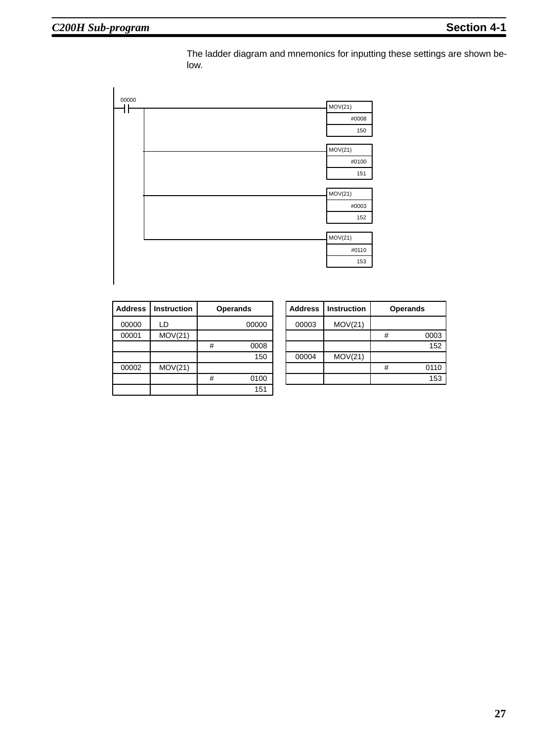The ladder diagram and mnemonics for inputting these settings are shown below.

| Address | Instruction | Operands | |
|---|---|---|---|
| 00000 | LD | | 00000 |
| 00001 | MOV(21) | | |
| | | # | 0008 |
| | | | 150 |
| 00002 | MOV(21) | | |
| | | # | 0100 |
| | | | 151 |

| Address | Instruction | Operands | |
|---|---|---|---|
| 00003 | MOV(21) | | |
| | | # | 0003 |
| | | | 152 |
| 00004 | MOV(21) | | |
| | | # | 0110 |
| | | | 153 |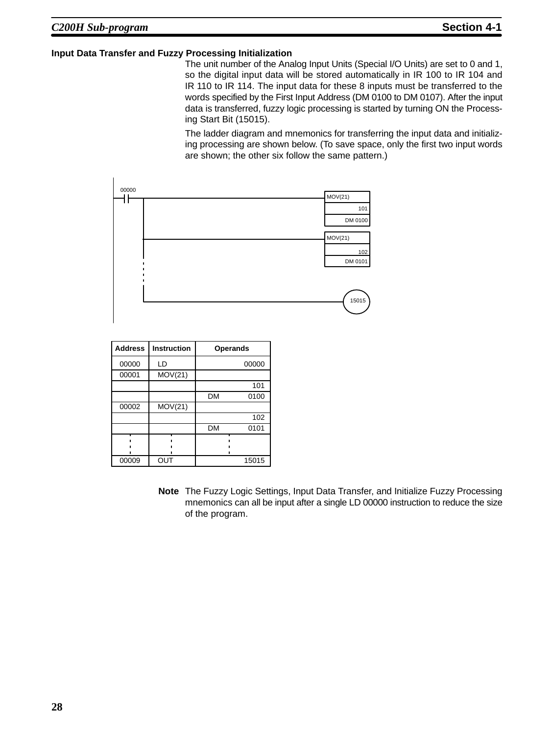### Input Data Transfer and Fuzzy Processing Initialization

The unit number of the Analog Input Units (Special I/O Units) are set to 0 and 1, so the digital input data will be stored automatically in IR 100 to IR 104 and IR 110 to IR 114. The input data for these 8 inputs must be transferred to the words specified by the First Input Address (DM 0100 to DM 0107). After the input data is transferred, fuzzy logic processing is started by turning ON the Processing Start Bit (15015).

The ladder diagram and mnemonics for transferring the input data and initializing processing are shown below. (To save space, only the first two input words are shown; the other six follow the same pattern.)

| Address | Instruction | Operands | |
|---|---|---|---|
| 00000 | LD | | 00000 |
| 00001 | MOV(21) | | |
| | | | 101 |
| | | DM | 0100 |
| 00002 | MOV(21) | | |
| | | | 102 |
| | | DM | 0101 |
| ⋮ | ⋮ | ⋮ | |
| 00009 | OUT | | 15015 |

**Note** The Fuzzy Logic Settings, Input Data Transfer, and Initialize Fuzzy Processing mnemonics can all be input after a single LD 00000 instruction to reduce the size of the program.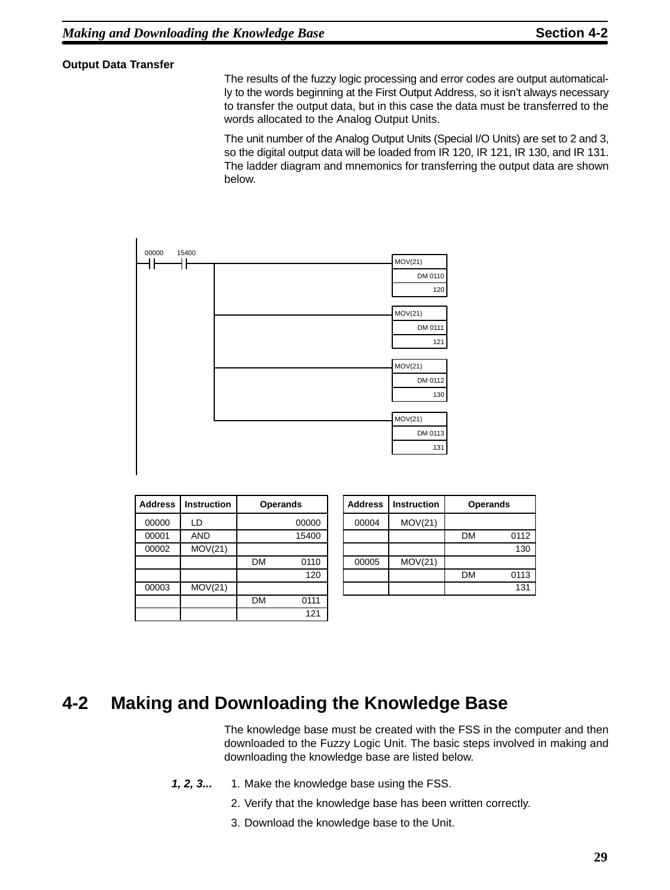**Output Data Transfer**

The results of the fuzzy logic processing and error codes are output automatically to the words beginning at the First Output Address, so it isn't always necessary to transfer the output data, but in this case the data must be transferred to the words allocated to the Analog Output Units.

The unit number of the Analog Output Units (Special I/O Units) are set to 2 and 3, so the digital output data will be loaded from IR 120, IR 121, IR 130, and IR 131. The ladder diagram and mnemonics for transferring the output data are shown below.

```
 00000   15400
--| |-----| |----+----------------------[MOV(21)  DM 0110  120]
                 |
                 +----------------------[MOV(21)  DM 0111  121]
                 |
                 +----------------------[MOV(21)  DM 0112  130]
                 |
                 +----------------------[MOV(21)  DM 0113  131]
```

| Address | Instruction | Operands | |
|---|---|---|---|
| 00000 | LD | | 00000 |
| 00001 | AND | | 15400 |
| 00002 | MOV(21) | | |
| | | DM | 0110 |
| | | | 120 |
| 00003 | MOV(21) | | |
| | | DM | 0111 |
| | | | 121 |
| 00004 | MOV(21) | | |
| | | DM | 0112 |
| | | | 130 |
| 00005 | MOV(21) | | |
| | | DM | 0113 |
| | | | 131 |

## 4-2 Making and Downloading the Knowledge Base

The knowledge base must be created with the FSS in the computer and then downloaded to the Fuzzy Logic Unit. The basic steps involved in making and downloading the knowledge base are listed below.

*1, 2, 3...*

1. Make the knowledge base using the FSS.
2. Verify that the knowledge base has been written correctly.
3. Download the knowledge base to the Unit.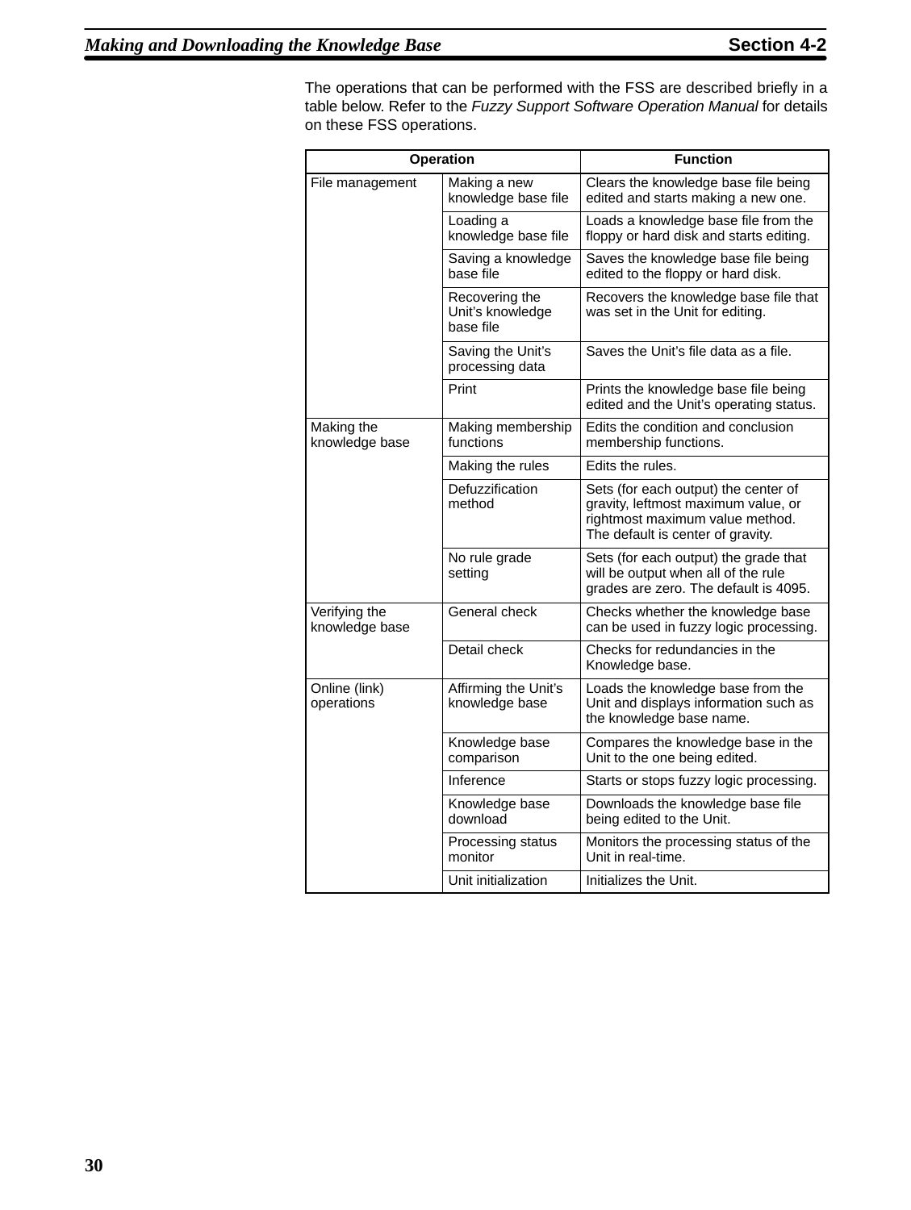The operations that can be performed with the FSS are described briefly in a table below. Refer to the *Fuzzy Support Software Operation Manual* for details on these FSS operations.

| Operation | | Function |
|---|---|---|
| File management | Making a new knowledge base file | Clears the knowledge base file being edited and starts making a new one. |
| | Loading a knowledge base file | Loads a knowledge base file from the floppy or hard disk and starts editing. |
| | Saving a knowledge base file | Saves the knowledge base file being edited to the floppy or hard disk. |
| | Recovering the Unit's knowledge base file | Recovers the knowledge base file that was set in the Unit for editing. |
| | Saving the Unit's processing data | Saves the Unit's file data as a file. |
| | Print | Prints the knowledge base file being edited and the Unit's operating status. |
| Making the knowledge base | Making membership functions | Edits the condition and conclusion membership functions. |
| | Making the rules | Edits the rules. |
| | Defuzzification method | Sets (for each output) the center of gravity, leftmost maximum value, or rightmost maximum value method. The default is center of gravity. |
| | No rule grade setting | Sets (for each output) the grade that will be output when all of the rule grades are zero. The default is 4095. |
| Verifying the knowledge base | General check | Checks whether the knowledge base can be used in fuzzy logic processing. |
| | Detail check | Checks for redundancies in the Knowledge base. |
| Online (link) operations | Affirming the Unit's knowledge base | Loads the knowledge base from the Unit and displays information such as the knowledge base name. |
| | Knowledge base comparison | Compares the knowledge base in the Unit to the one being edited. |
| | Inference | Starts or stops fuzzy logic processing. |
| | Knowledge base download | Downloads the knowledge base file being edited to the Unit. |
| | Processing status monitor | Monitors the processing status of the Unit in real-time. |
| | Unit initialization | Initializes the Unit. |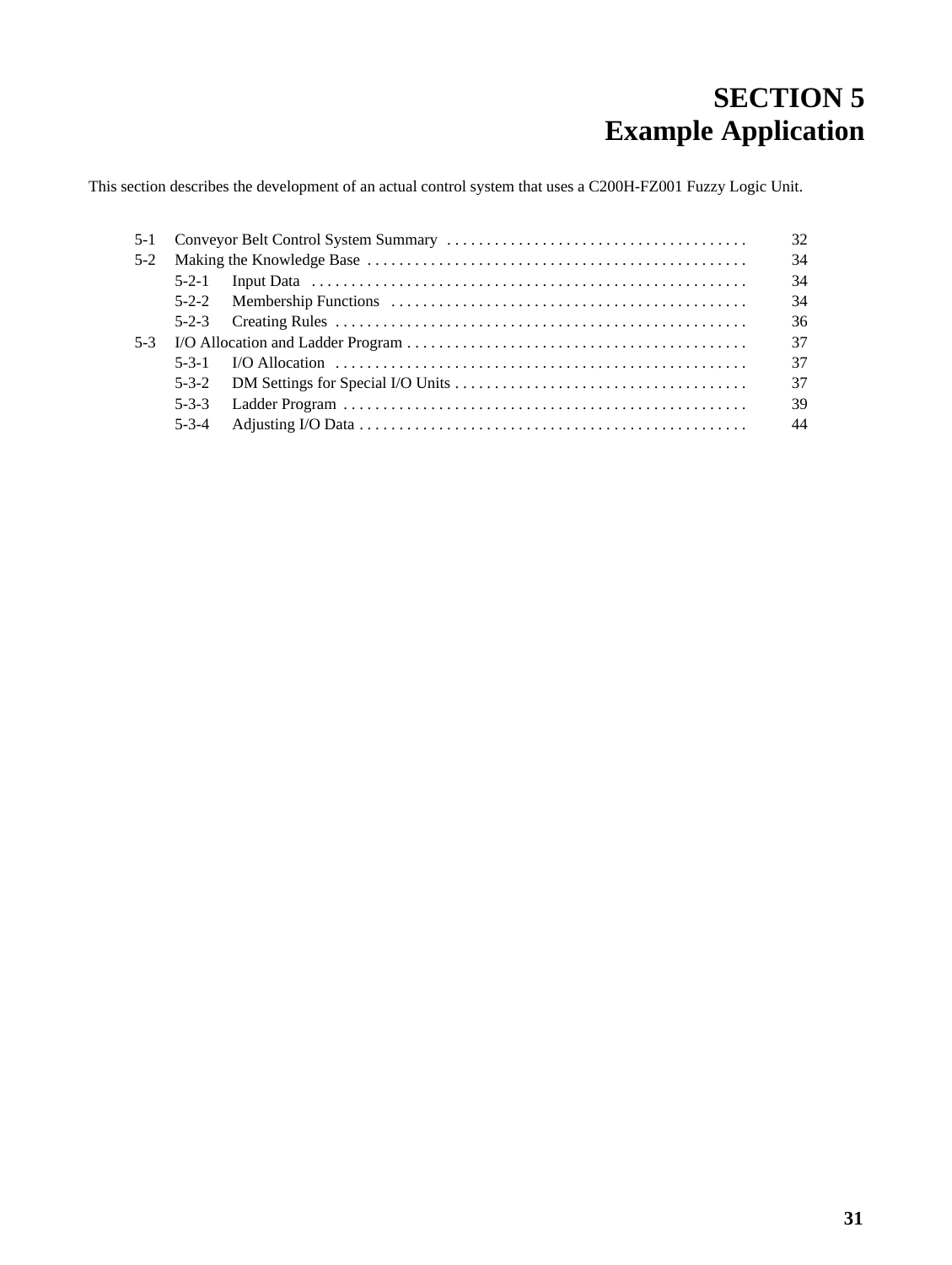# SECTION 5
# Example Application

This section describes the development of an actual control system that uses a C200H-FZ001 Fuzzy Logic Unit.

| | | |
|---|---|---|
| 5-1 | Conveyor Belt Control System Summary | 32 |
| 5-2 | Making the Knowledge Base | 34 |
| | 5-2-1 Input Data | 34 |
| | 5-2-2 Membership Functions | 34 |
| | 5-2-3 Creating Rules | 36 |
| 5-3 | I/O Allocation and Ladder Program | 37 |
| | 5-3-1 I/O Allocation | 37 |
| | 5-3-2 DM Settings for Special I/O Units | 37 |
| | 5-3-3 Ladder Program | 39 |
| | 5-3-4 Adjusting I/O Data | 44 |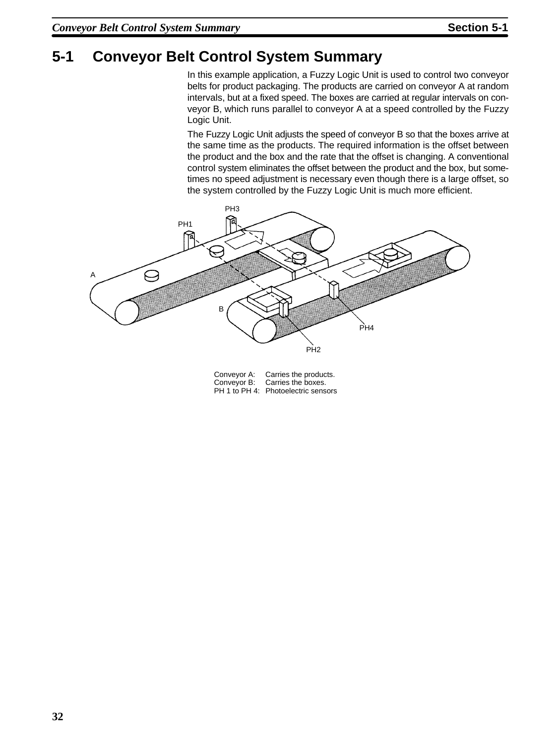## 5-1 Conveyor Belt Control System Summary

In this example application, a Fuzzy Logic Unit is used to control two conveyor belts for product packaging. The products are carried on conveyor A at random intervals, but at a fixed speed. The boxes are carried at regular intervals on conveyor B, which runs parallel to conveyor A at a speed controlled by the Fuzzy Logic Unit.

The Fuzzy Logic Unit adjusts the speed of conveyor B so that the boxes arrive at the same time as the products. The required information is the offset between the product and the box and the rate that the offset is changing. A conventional control system eliminates the offset between the product and the box, but sometimes no speed adjustment is necessary even though there is a large offset, so the system controlled by the Fuzzy Logic Unit is much more efficient.

Conveyor A: Carries the products.
Conveyor B: Carries the boxes.
PH 1 to PH 4: Photoelectric sensors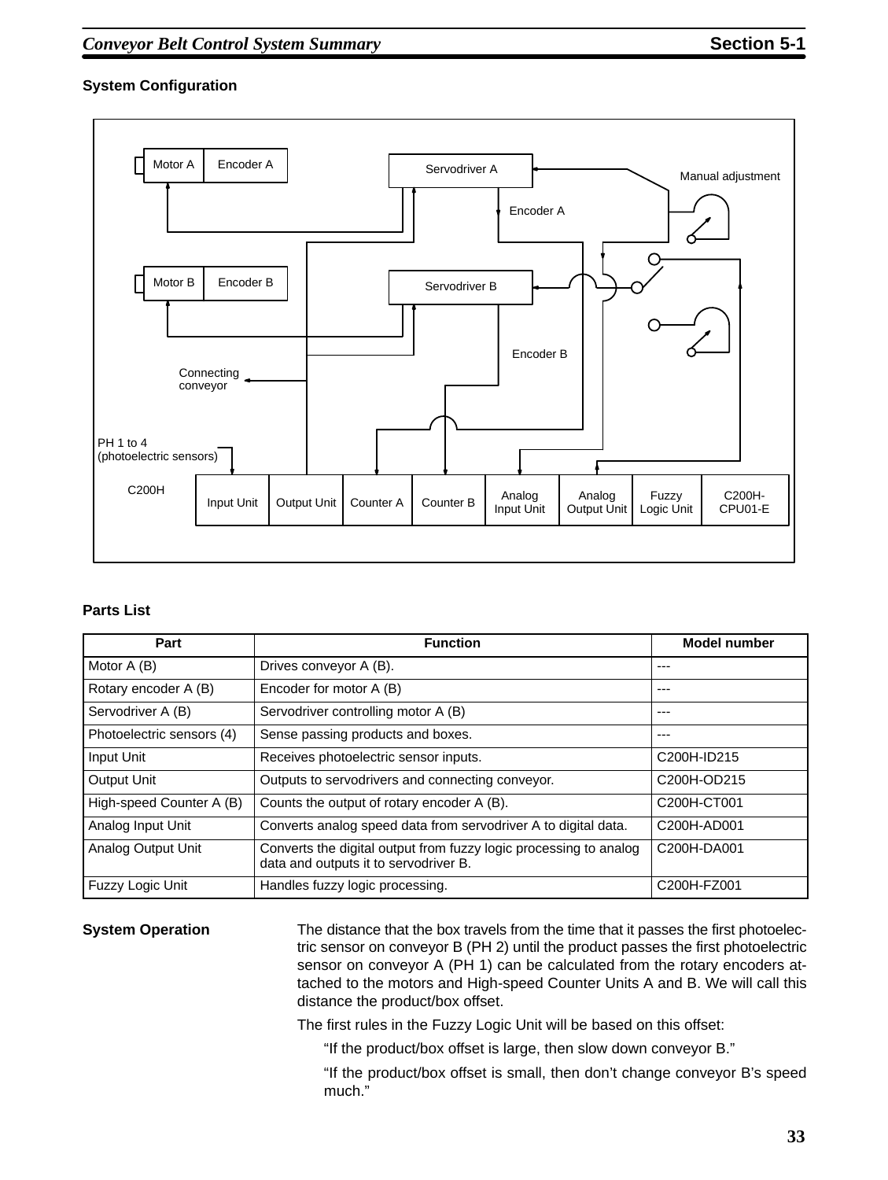### System Configuration

Motor A | Encoder A | Servodriver A | Manual adjustment | Encoder A | Motor B | Encoder B | Servodriver B | Encoder B | Connecting conveyor | PH 1 to 4 (photoelectric sensors) | C200H | Input Unit | Output Unit | Counter A | Counter B | Analog Input Unit | Analog Output Unit | Fuzzy Logic Unit | C200H-CPU01-E

### Parts List

| Part | Function | Model number |
|---|---|---|
| Motor A (B) | Drives conveyor A (B). | --- |
| Rotary encoder A (B) | Encoder for motor A (B) | --- |
| Servodriver A (B) | Servodriver controlling motor A (B) | --- |
| Photoelectric sensors (4) | Sense passing products and boxes. | --- |
| Input Unit | Receives photoelectric sensor inputs. | C200H-ID215 |
| Output Unit | Outputs to servodrivers and connecting conveyor. | C200H-OD215 |
| High-speed Counter A (B) | Counts the output of rotary encoder A (B). | C200H-CT001 |
| Analog Input Unit | Converts analog speed data from servodriver A to digital data. | C200H-AD001 |
| Analog Output Unit | Converts the digital output from fuzzy logic processing to analog data and outputs it to servodriver B. | C200H-DA001 |
| Fuzzy Logic Unit | Handles fuzzy logic processing. | C200H-FZ001 |

### System Operation

The distance that the box travels from the time that it passes the first photoelectric sensor on conveyor B (PH 2) until the product passes the first photoelectric sensor on conveyor A (PH 1) can be calculated from the rotary encoders attached to the motors and High-speed Counter Units A and B. We will call this distance the product/box offset.

The first rules in the Fuzzy Logic Unit will be based on this offset:

> "If the product/box offset is large, then slow down conveyor B."
>
> "If the product/box offset is small, then don't change conveyor B's speed much."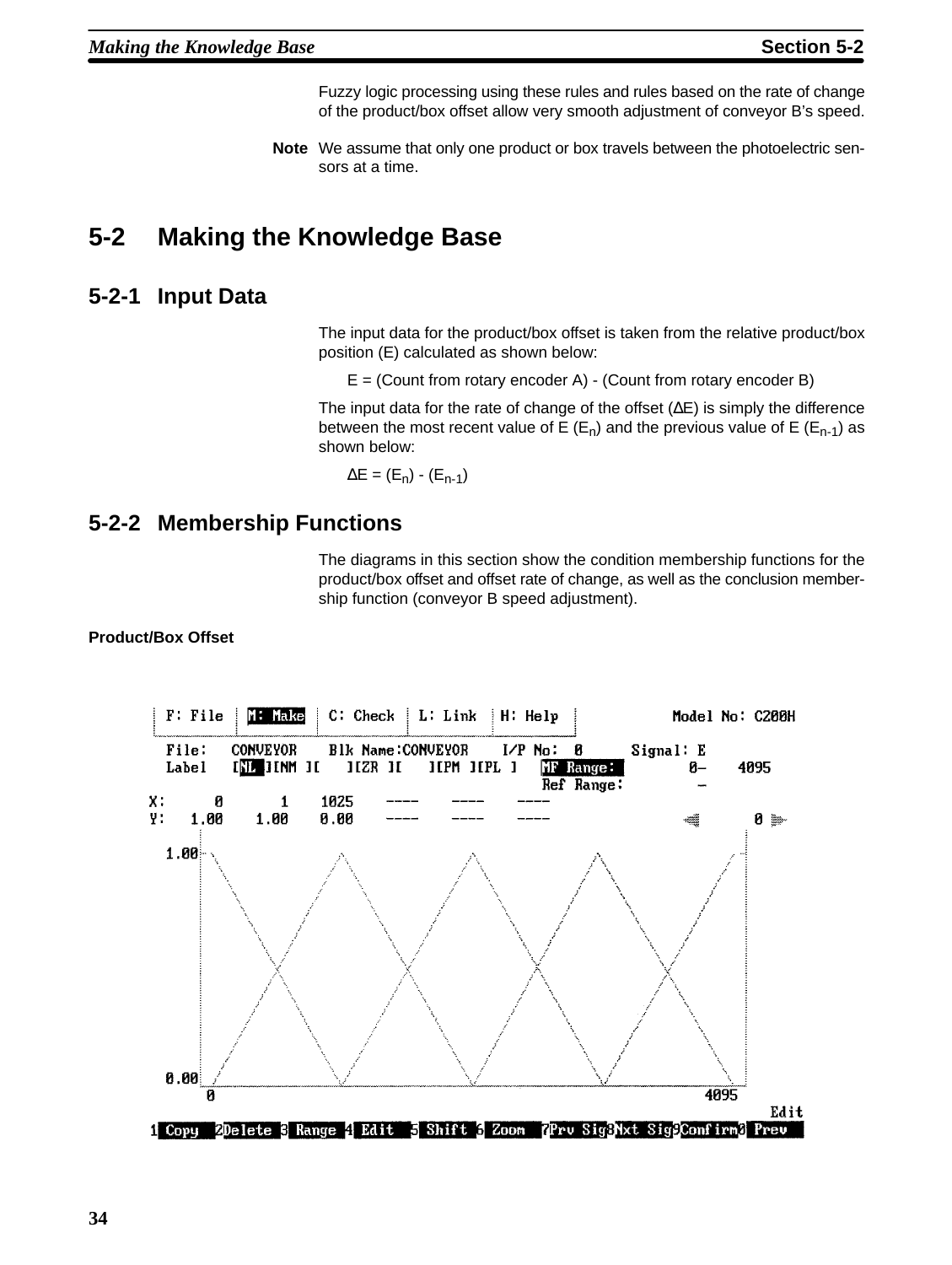Fuzzy logic processing using these rules and rules based on the rate of change of the product/box offset allow very smooth adjustment of conveyor B's speed.

**Note** We assume that only one product or box travels between the photoelectric sensors at a time.

# 5-2 Making the Knowledge Base

## 5-2-1 Input Data

The input data for the product/box offset is taken from the relative product/box position (E) calculated as shown below:

E = (Count from rotary encoder A) - (Count from rotary encoder B)

The input data for the rate of change of the offset ($\Delta E$) is simply the difference between the most recent value of E ($E_n$) and the previous value of E ($E_{n-1}$) as shown below:

$$\Delta E = (E_n) - (E_{n-1})$$

## 5-2-2 Membership Functions

The diagrams in this section show the condition membership functions for the product/box offset and offset rate of change, as well as the conclusion membership function (conveyor B speed adjustment).

**Product/Box Offset**

```
 F: File | M: Make | C: Check | L: Link | H: Help |        Model No: C200H
 File:   CONVEYOR    Blk Name:CONVEYOR    I/P No:  0      Signal: E
 Label   [NL ][NM ][    ][ZR ][    ][PM ][PL ]   MF Range:        0-    4095
                                                 Ref Range:        -
X:      0       1    1025    ----    ----    ----
Y:   1.00    1.00    0.00    ----    ----    ----                         0
 1.00

 0.00
       0                                                            4095
                                                                          Edit
1 Copy  2Delete 3 Range 4 Edit  5 Shift 6 Zoom  7Prv Sig8Nxt Sig9Confirm0 Prev
```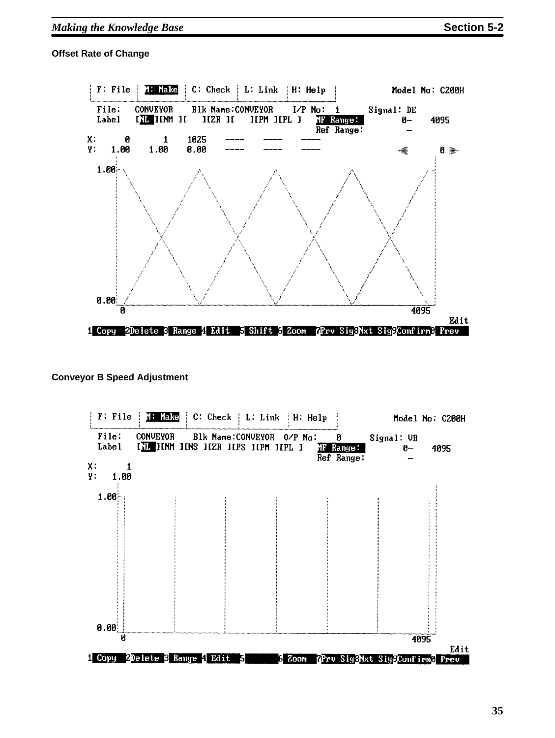**Offset Rate of Change**

```
 F: File | M: Make | C: Check | L: Link | H: Help |          Model No: C200H

 File:   CONVEYOR    Blk Name:CONVEYOR    I/P No:  1      Signal: DE
 Label   [NL ][NM ][    ][ZR ][    ][PM ][PL ]  MF Range:       0-     4095
                                                Ref Range:        -
X:      0       1    1025    ----    ----    ----
Y:   1.00    1.00    0.00    ----    ----    ----                   0

1.00

0.00
     0                                                          4095
                                                                     Edit
1 Copy  2Delete 3 Range 4 Edit  5 Shift 6 Zoom  7Prv Sig8Nxt Sig9Confirm0 Prev
```

**Conveyor B Speed Adjustment**

```
 F: File | M: Make | C: Check | L: Link | H: Help |          Model No: C200H

 File:   CONVEYOR    Blk Name:CONVEYOR  O/P No:    0      Signal: VB
 Label   [NL ][NM ][NS ][ZR ][PS ][PM ][PL ]     MF Range:       0-     4095
                                                 Ref Range:        -
X:      1
Y:   1.00

1.00

0.00
     0                                                          4095
                                                                     Edit
1 Copy  2Delete 3 Range 4 Edit  5       6 Zoom  7Prv Sig8Nxt Sig9Confirm0 Prev
```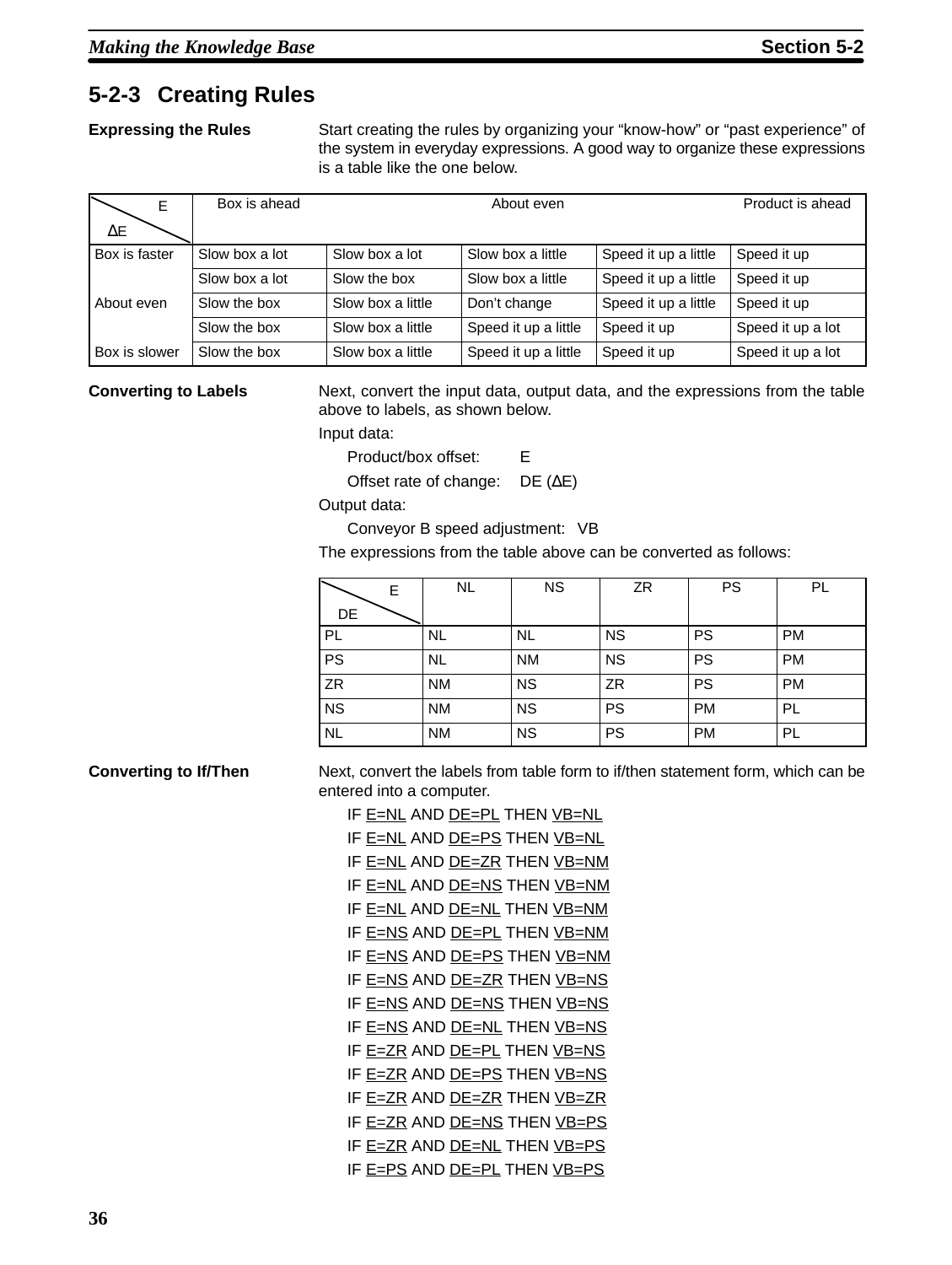### 5-2-3 Creating Rules

**Expressing the Rules**

Start creating the rules by organizing your “know-how” or “past experience” of the system in everyday expressions. A good way to organize these expressions is a table like the one below.

| E / ΔE | Box is ahead | | About even | | Product is ahead |
|---|---|---|---|---|---|
| Box is faster | Slow box a lot | Slow box a lot | Slow box a little | Speed it up a little | Speed it up |
| | Slow box a lot | Slow the box | Slow box a little | Speed it up a little | Speed it up |
| About even | Slow the box | Slow box a little | Don’t change | Speed it up a little | Speed it up |
| | Slow the box | Slow box a little | Speed it up a little | Speed it up | Speed it up a lot |
| Box is slower | Slow the box | Slow box a little | Speed it up a little | Speed it up | Speed it up a lot |

**Converting to Labels**

Next, convert the input data, output data, and the expressions from the table above to labels, as shown below.

Input data:

Product/box offset: E

Offset rate of change: DE (ΔE)

Output data:

Conveyor B speed adjustment: VB

The expressions from the table above can be converted as follows:

| E / DE | NL | NS | ZR | PS | PL |
|---|---|---|---|---|---|
| PL | NL | NL | NS | PS | PM |
| PS | NL | NM | NS | PS | PM |
| ZR | NM | NS | ZR | PS | PM |
| NS | NM | NS | PS | PM | PL |
| NL | NM | NS | PS | PM | PL |

**Converting to If/Then**

Next, convert the labels from table form to if/then statement form, which can be entered into a computer.

IF E=NL AND DE=PL THEN VB=NL
IF E=NL AND DE=PS THEN VB=NL
IF E=NL AND DE=ZR THEN VB=NM
IF E=NL AND DE=NS THEN VB=NM
IF E=NL AND DE=NL THEN VB=NM
IF E=NS AND DE=PL THEN VB=NM
IF E=NS AND DE=PS THEN VB=NM
IF E=NS AND DE=ZR THEN VB=NS
IF E=NS AND DE=NS THEN VB=NS
IF E=NS AND DE=NL THEN VB=NS
IF E=ZR AND DE=PL THEN VB=NS
IF E=ZR AND DE=PS THEN VB=NS
IF E=ZR AND DE=ZR THEN VB=ZR
IF E=ZR AND DE=NS THEN VB=PS
IF E=ZR AND DE=NL THEN VB=PS
IF E=PS AND DE=PL THEN VB=PS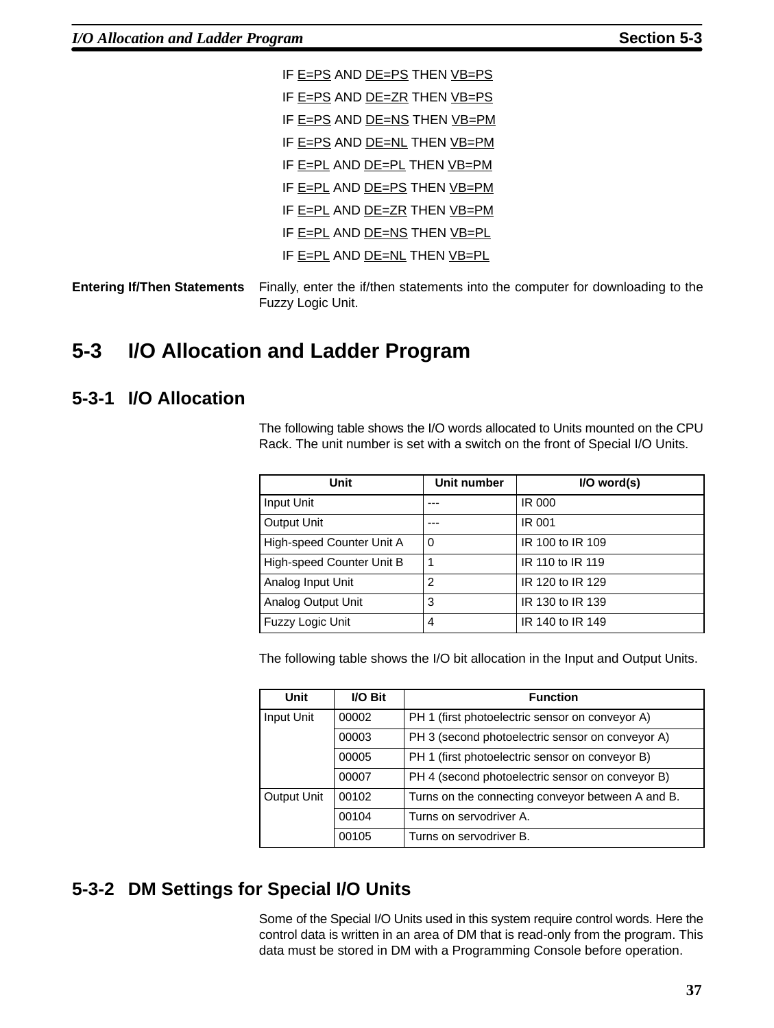IF <u>E=PS</u> AND <u>DE=PS</u> THEN <u>VB=PS</u>

IF <u>E=PS</u> AND <u>DE=ZR</u> THEN <u>VB=PS</u>

IF <u>E=PS</u> AND <u>DE=NS</u> THEN <u>VB=PM</u>

IF <u>E=PS</u> AND <u>DE=NL</u> THEN <u>VB=PM</u>

IF <u>E=PL</u> AND <u>DE=PL</u> THEN <u>VB=PM</u>

IF <u>E=PL</u> AND <u>DE=PS</u> THEN <u>VB=PM</u>

IF <u>E=PL</u> AND <u>DE=ZR</u> THEN <u>VB=PM</u>

IF <u>E=PL</u> AND <u>DE=NS</u> THEN <u>VB=PL</u>

IF <u>E=PL</u> AND <u>DE=NL</u> THEN <u>VB=PL</u>

**Entering If/Then Statements** Finally, enter the if/then statements into the computer for downloading to the Fuzzy Logic Unit.

## 5-3 I/O Allocation and Ladder Program

### 5-3-1 I/O Allocation

The following table shows the I/O words allocated to Units mounted on the CPU Rack. The unit number is set with a switch on the front of Special I/O Units.

| Unit | Unit number | I/O word(s) |
|---|---|---|
| Input Unit | --- | IR 000 |
| Output Unit | --- | IR 001 |
| High-speed Counter Unit A | 0 | IR 100 to IR 109 |
| High-speed Counter Unit B | 1 | IR 110 to IR 119 |
| Analog Input Unit | 2 | IR 120 to IR 129 |
| Analog Output Unit | 3 | IR 130 to IR 139 |
| Fuzzy Logic Unit | 4 | IR 140 to IR 149 |

The following table shows the I/O bit allocation in the Input and Output Units.

| Unit | I/O Bit | Function |
|---|---|---|
| Input Unit | 00002 | PH 1 (first photoelectric sensor on conveyor A) |
| | 00003 | PH 3 (second photoelectric sensor on conveyor A) |
| | 00005 | PH 1 (first photoelectric sensor on conveyor B) |
| | 00007 | PH 4 (second photoelectric sensor on conveyor B) |
| Output Unit | 00102 | Turns on the connecting conveyor between A and B. |
| | 00104 | Turns on servodriver A. |
| | 00105 | Turns on servodriver B. |

### 5-3-2 DM Settings for Special I/O Units

Some of the Special I/O Units used in this system require control words. Here the control data is written in an area of DM that is read-only from the program. This data must be stored in DM with a Programming Console before operation.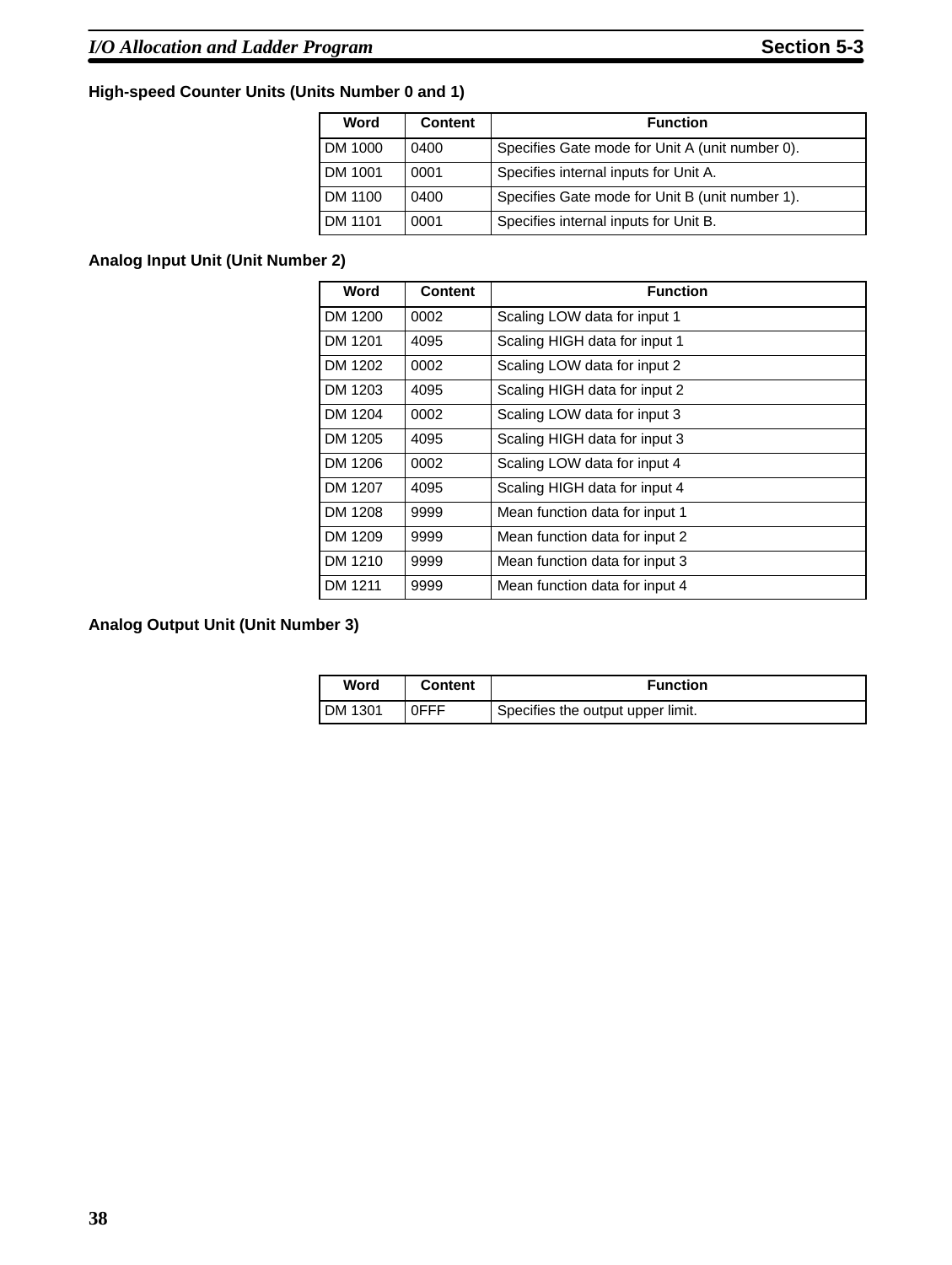### High-speed Counter Units (Units Number 0 and 1)

| Word | Content | Function |
|---|---|---|
| DM 1000 | 0400 | Specifies Gate mode for Unit A (unit number 0). |
| DM 1001 | 0001 | Specifies internal inputs for Unit A. |
| DM 1100 | 0400 | Specifies Gate mode for Unit B (unit number 1). |
| DM 1101 | 0001 | Specifies internal inputs for Unit B. |

### Analog Input Unit (Unit Number 2)

| Word | Content | Function |
|---|---|---|
| DM 1200 | 0002 | Scaling LOW data for input 1 |
| DM 1201 | 4095 | Scaling HIGH data for input 1 |
| DM 1202 | 0002 | Scaling LOW data for input 2 |
| DM 1203 | 4095 | Scaling HIGH data for input 2 |
| DM 1204 | 0002 | Scaling LOW data for input 3 |
| DM 1205 | 4095 | Scaling HIGH data for input 3 |
| DM 1206 | 0002 | Scaling LOW data for input 4 |
| DM 1207 | 4095 | Scaling HIGH data for input 4 |
| DM 1208 | 9999 | Mean function data for input 1 |
| DM 1209 | 9999 | Mean function data for input 2 |
| DM 1210 | 9999 | Mean function data for input 3 |
| DM 1211 | 9999 | Mean function data for input 4 |

### Analog Output Unit (Unit Number 3)

| Word | Content | Function |
|---|---|---|
| DM 1301 | 0FFF | Specifies the output upper limit. |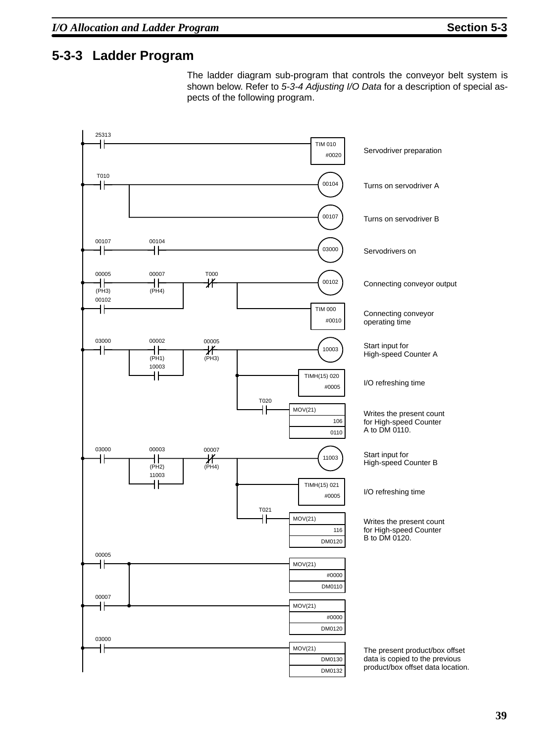## 5-3-3 Ladder Program

The ladder diagram sub-program that controls the conveyor belt system is shown below. Refer to *5-3-4 Adjusting I/O Data* for a description of special aspects of the following program.

| Input conditions | Output / Instruction | Description |
|---|---|---|
| 25313 | TIM 010 #0020 | Servodriver preparation |
| T010 | 00104 | Turns on servodriver A |
| T010 | 00107 | Turns on servodriver B |
| 00107 AND 00104 | 03000 | Servodrivers on |
| [00005 (PH3) AND 00007 (PH4)] OR 00102, AND NOT T000 | 00102 | Connecting conveyor output |
| [00005 (PH3) AND 00007 (PH4)] OR 00102 | TIM 000 #0010 | Connecting conveyor operating time |
| 03000 AND [00002 (PH1) OR 10003] AND NOT 00005 (PH3) | 10003 | Start input for High-speed Counter A |
| (same conditions) | TIMH(15) 020 #0005 | I/O refreshing time |
| (same conditions) AND T020 | MOV(21) 106 0110 | Writes the present count for High-speed Counter A to DM 0110. |
| 03000 AND [00003 (PH2) OR 11003] AND NOT 00007 (PH4) | 11003 | Start input for High-speed Counter B |
| (same conditions) | TIMH(15) 021 #0005 | I/O refreshing time |
| (same conditions) AND T021 | MOV(21) 116 DM0120 | Writes the present count for High-speed Counter B to DM 0120. |
| 00005 OR 00007 | MOV(21) #0000 DM0110 | |
| 00005 OR 00007 | MOV(21) #0000 DM0120 | |
| 03000 | MOV(21) DM0130 DM0132 | The present product/box offset data is copied to the previous product/box offset data location. |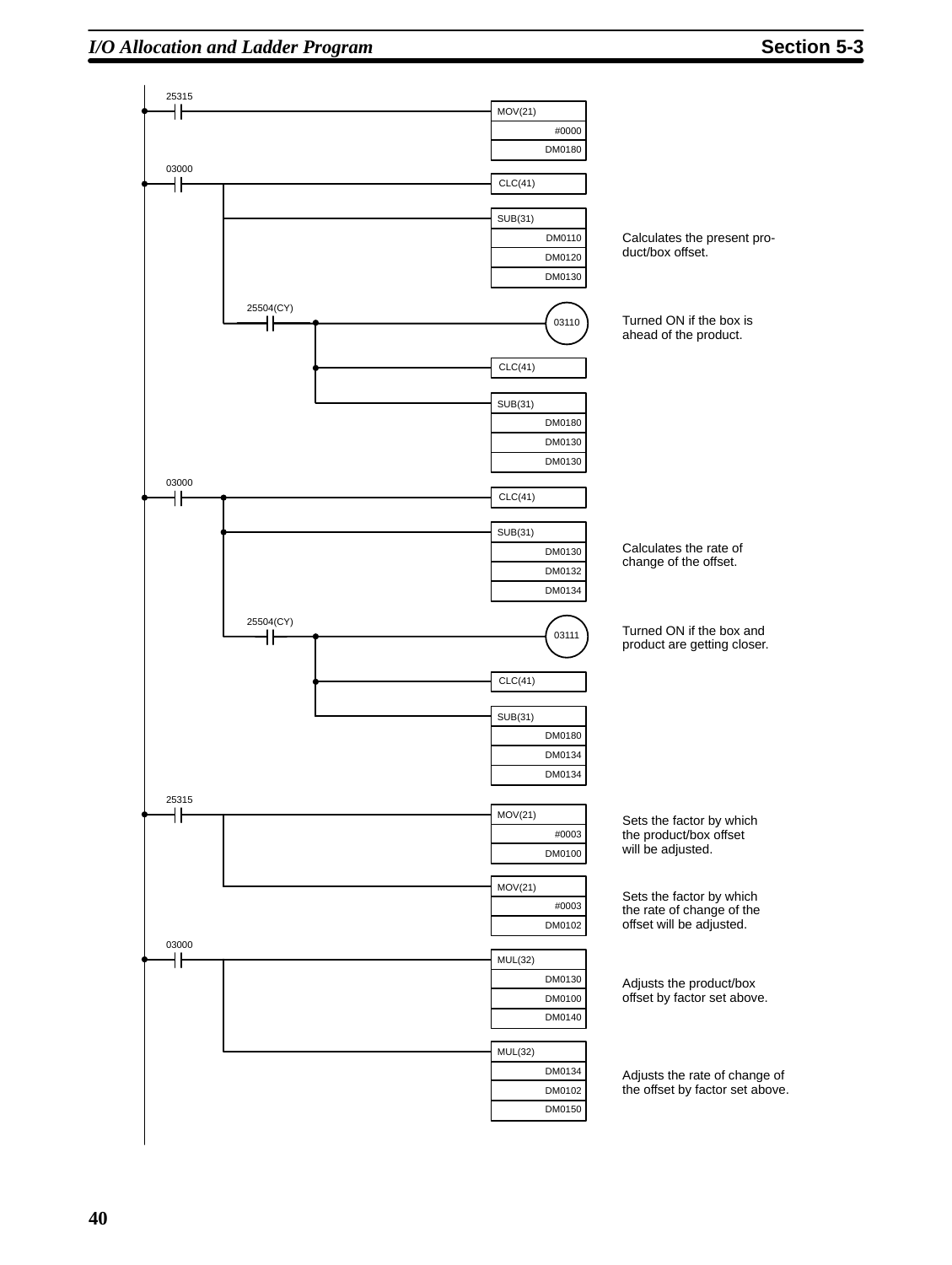```
25315
--| |------------------------------------------[MOV(21) | #0000 | DM0180]

03000
--| |--+---------------------------------------[CLC(41)]
         |
         +---------------------------------------[SUB(31) | DM0110 | DM0120 | DM0130]
         |
         |  25504(CY)
         +----| |----+---------------------------( 03110 )
                     |
                     +---------------------------[CLC(41)]
                     |
                     +---------------------------[SUB(31) | DM0180 | DM0130 | DM0130]

03000
--| |--+---------------------------------------[CLC(41)]
         |
         +---------------------------------------[SUB(31) | DM0130 | DM0132 | DM0134]
         |
         |  25504(CY)
         +----| |----+---------------------------( 03111 )
                     |
                     +---------------------------[CLC(41)]
                     |
                     +---------------------------[SUB(31) | DM0180 | DM0134 | DM0134]

25315
--| |--+---------------------------------------[MOV(21) | #0003 | DM0100]
         |
         +---------------------------------------[MOV(21) | #0003 | DM0102]

03000
--| |--+---------------------------------------[MUL(32) | DM0130 | DM0100 | DM0140]
         |
         +---------------------------------------[MUL(32) | DM0134 | DM0102 | DM0150]
```

- SUB(31) DM0110, DM0120, DM0130: Calculates the present product/box offset.
- 03110: Turned ON if the box is ahead of the product.
- SUB(31) DM0130, DM0132, DM0134: Calculates the rate of change of the offset.
- 03111: Turned ON if the box and product are getting closer.
- MOV(21) #0003, DM0100: Sets the factor by which the product/box offset will be adjusted.
- MOV(21) #0003, DM0102: Sets the factor by which the rate of change of the offset will be adjusted.
- MUL(32) DM0130, DM0100, DM0140: Adjusts the product/box offset by factor set above.
- MUL(32) DM0134, DM0102, DM0150: Adjusts the rate of change of the offset by factor set above.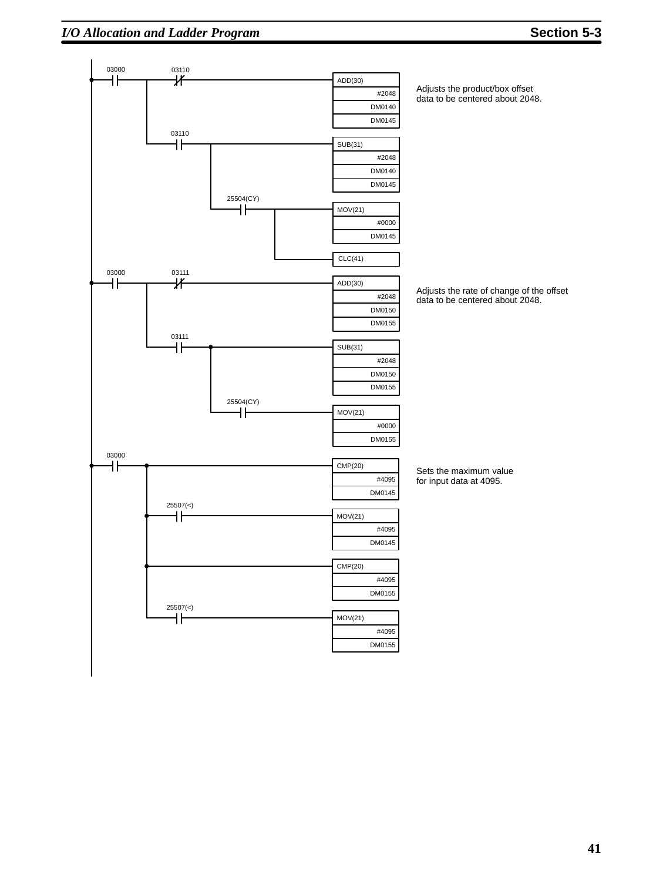```
03000    03110
--| |-----+--|/|------------------------------ [ADD(30) | #2048 | DM0140 | DM0145 ]
          |
          |  03110
          +--| |-----+------------------------ [SUB(31) | #2048 | DM0140 | DM0145 ]
                     |
                     |  25504(CY)
                     +--| |-----+------------- [MOV(21) | #0000 | DM0145 ]
                                |
                                +------------- [CLC(41)]

03000    03111
--| |-----+--|/|------------------------------ [ADD(30) | #2048 | DM0150 | DM0155 ]
          |
          |  03111
          +--| |-----+------------------------ [SUB(31) | #2048 | DM0150 | DM0155 ]
                     |
                     |  25504(CY)
                     +--| |------------------- [MOV(21) | #0000 | DM0155 ]

03000
--| |-----+----------------------------------- [CMP(20) | #4095 | DM0145 ]
          |
          |  25507(<)
          +--| |------------------------------ [MOV(21) | #4095 | DM0145 ]
          |
          +----------------------------------- [CMP(20) | #4095 | DM0155 ]
          |
          |  25507(<)
          +--| |------------------------------ [MOV(21) | #4095 | DM0155 ]
```

Adjusts the product/box offset data to be centered about 2048.

Adjusts the rate of change of the offset data to be centered about 2048.

Sets the maximum value for input data at 4095.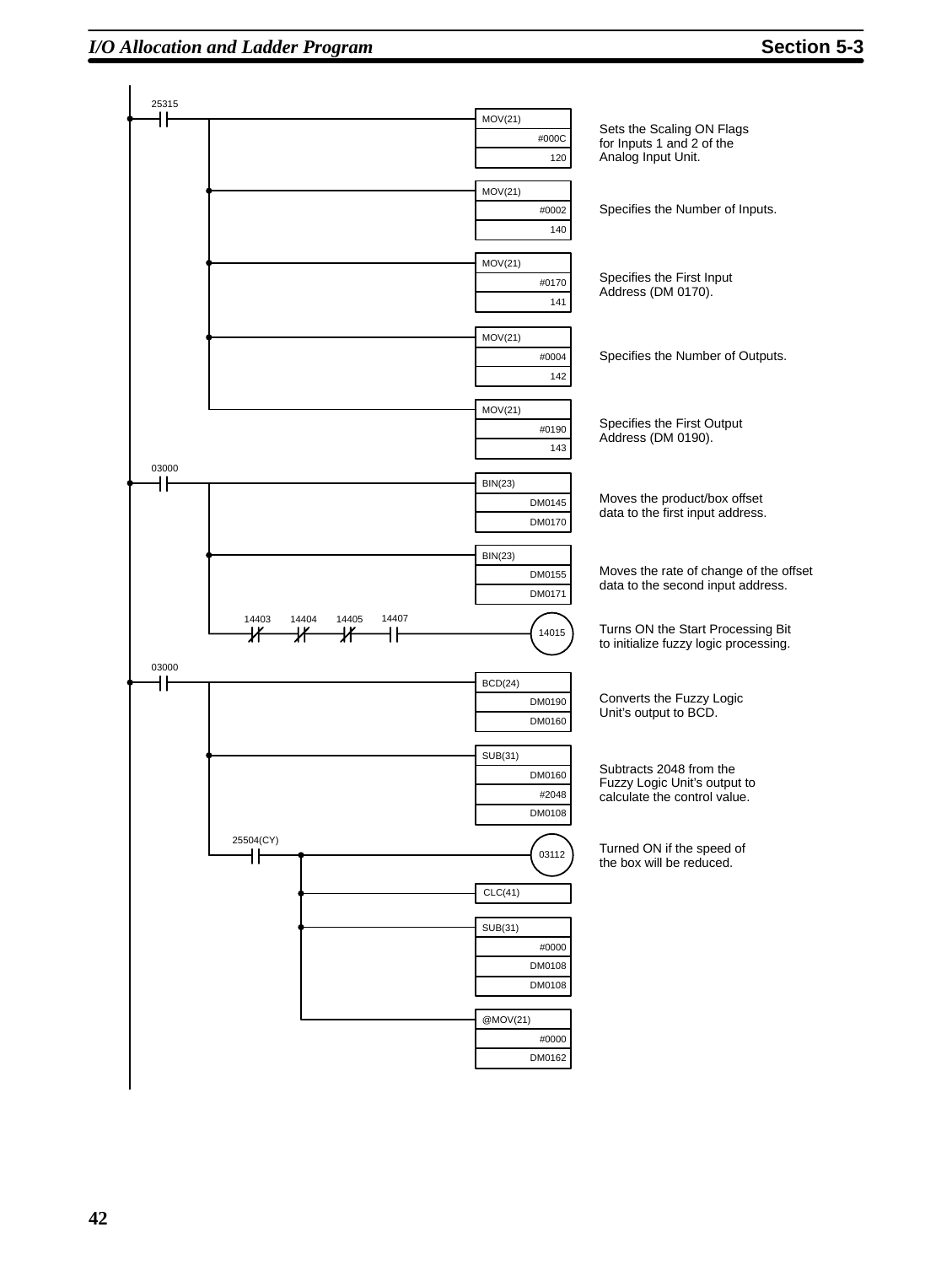| Condition | Instruction | Operands | Description |
| --- | --- | --- | --- |
| 25315 | MOV(21) | #000C, 120 | Sets the Scaling ON Flags for Inputs 1 and 2 of the Analog Input Unit. |
| | MOV(21) | #0002, 140 | Specifies the Number of Inputs. |
| | MOV(21) | #0170, 141 | Specifies the First Input Address (DM 0170). |
| | MOV(21) | #0004, 142 | Specifies the Number of Outputs. |
| | MOV(21) | #0190, 143 | Specifies the First Output Address (DM 0190). |
| 03000 | BIN(23) | DM0145, DM0170 | Moves the product/box offset data to the first input address. |
| | BIN(23) | DM0155, DM0171 | Moves the rate of change of the offset data to the second input address. |
| 14403 (NC), 14404 (NC), 14405 (NC), 14407 (NO) | 14015 (output) | | Turns ON the Start Processing Bit to initialize fuzzy logic processing. |
| 03000 | BCD(24) | DM0190, DM0160 | Converts the Fuzzy Logic Unit's output to BCD. |
| | SUB(31) | DM0160, #2048, DM0108 | Subtracts 2048 from the Fuzzy Logic Unit's output to calculate the control value. |
| 25504(CY) | 03112 (output) | | Turned ON if the speed of the box will be reduced. |
| | CLC(41) | | |
| | SUB(31) | #0000, DM0108, DM0108 | |
| | @MOV(21) | #0000, DM0162 | |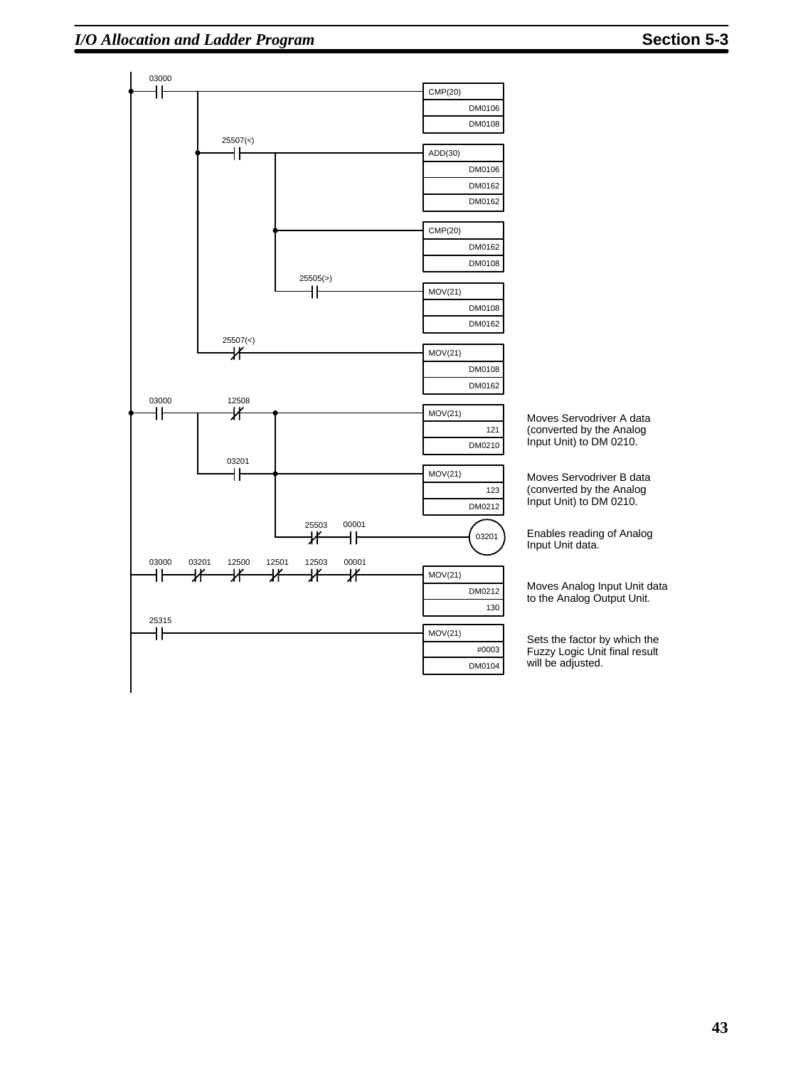```
03000
--| |--+-------------------------------------------[CMP(20)  DM0106  DM0108]
       |
       |  25507(<)
       +--| |--+----------------------------------[ADD(30)  DM0106  DM0162  DM0162]
       |       |
       |       +----------------------------------[CMP(20)  DM0162  DM0108]
       |       |
       |       |  25505(>)
       |       +--| |-----------------------------[MOV(21)  DM0108  DM0162]
       |
       |  25507(<)
       +--|/|-------------------------------------[MOV(21)  DM0108  DM0162]

03000     12508
--| |--+--|/|--+-----------------------------------[MOV(21)  121  DM0210]
       |       |
       |  03201|
       +--| |--+-----------------------------------[MOV(21)  123  DM0212]
               |
               |  25503   00001
               +--|/|-----| |----------------------( 03201 )

03000   03201   12500   12501   12503   00001
--| |----|/|-----|/|-----|/|-----|/|-----|/|-------[MOV(21)  DM0212  130]

25315
--| |----------------------------------------------[MOV(21)  #0003  DM0104]
```

Moves Servodriver A data (converted by the Analog Input Unit) to DM 0210.

Moves Servodriver B data (converted by the Analog Input Unit) to DM 0210.

Enables reading of Analog Input Unit data.

Moves Analog Input Unit data to the Analog Output Unit.

Sets the factor by which the Fuzzy Logic Unit final result will be adjusted.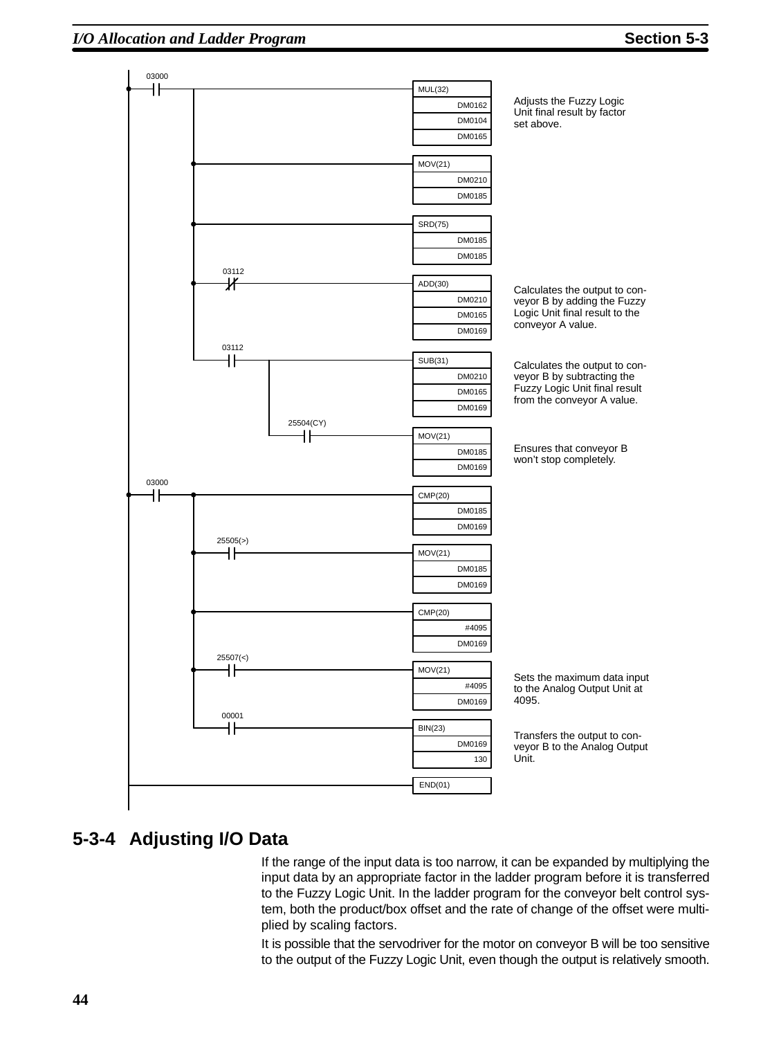```
03000
--| |--+-----------------------------------[MUL(32)  DM0162 DM0104 DM0165]   Adjusts the Fuzzy Logic
       |                                                                     Unit final result by factor
       |                                                                     set above.
       +-----------------------------------[MOV(21)  DM0210 DM0185]
       |
       +-----------------------------------[SRD(75)  DM0185 DM0185]
       |
       |  03112
       +--|/|------------------------------[ADD(30)  DM0210 DM0165 DM0169]   Calculates the output to con-
       |                                                                     veyor B by adding the Fuzzy
       |                                                                     Logic Unit final result to the
       |                                                                     conveyor A value.
       |  03112
       +--| |--+---------------------------[SUB(31)  DM0210 DM0165 DM0169]   Calculates the output to con-
               |                                                             veyor B by subtracting the
               |                                                             Fuzzy Logic Unit final result
               |                                                             from the conveyor A value.
               |  25504(CY)
               +--| |----------------------[MOV(21)  DM0185 DM0169]          Ensures that conveyor B
                                                                             won't stop completely.
03000
--| |--+-----------------------------------[CMP(20)  DM0185 DM0169]
       |
       |  25505(>)
       +--| |------------------------------[MOV(21)  DM0185 DM0169]
       |
       +-----------------------------------[CMP(20)  #4095 DM0169]
       |
       |  25507(<)
       +--| |------------------------------[MOV(21)  #4095 DM0169]           Sets the maximum data input
       |                                                                     to the Analog Output Unit at
       |                                                                     4095.
       |  00001
       +--| |------------------------------[BIN(23)  DM0169 130]             Transfers the output to con-
                                                                             veyor B to the Analog Output
                                                                             Unit.

-------------------------------------------[END(01)]
```

## 5-3-4 Adjusting I/O Data

If the range of the input data is too narrow, it can be expanded by multiplying the input data by an appropriate factor in the ladder program before it is transferred to the Fuzzy Logic Unit. In the ladder program for the conveyor belt control system, both the product/box offset and the rate of change of the offset were multiplied by scaling factors.

It is possible that the servodriver for the motor on conveyor B will be too sensitive to the output of the Fuzzy Logic Unit, even though the output is relatively smooth.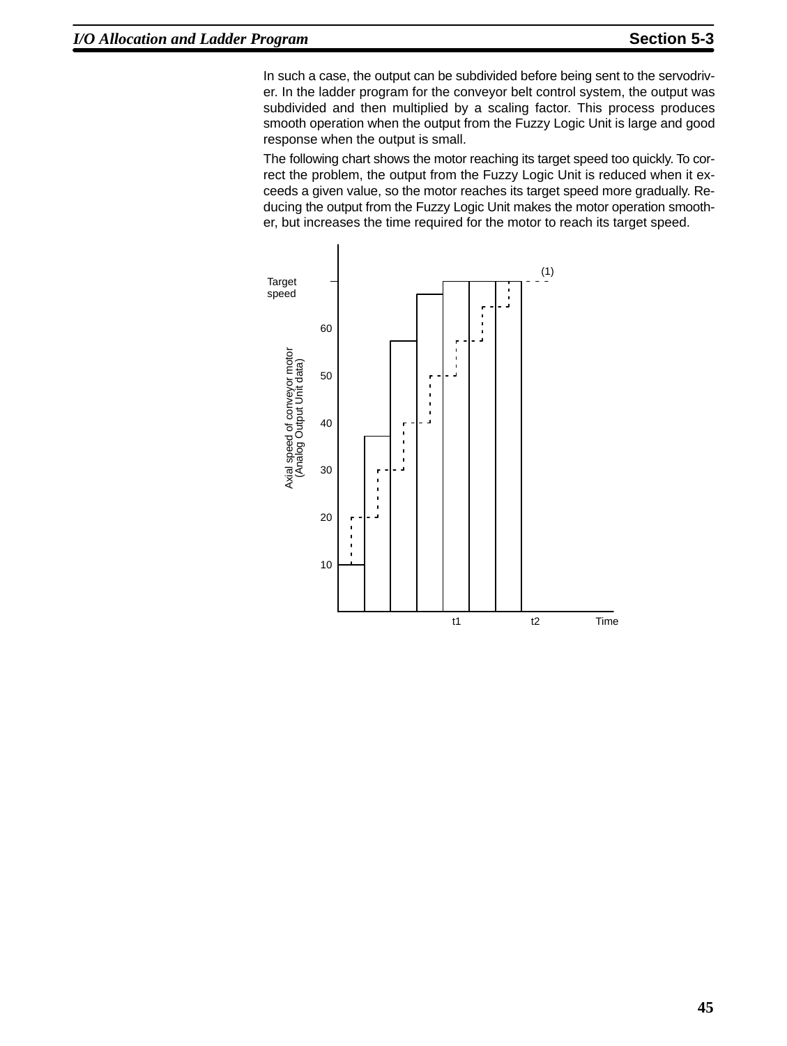In such a case, the output can be subdivided before being sent to the servodriver. In the ladder program for the conveyor belt control system, the output was subdivided and then multiplied by a scaling factor. This process produces smooth operation when the output from the Fuzzy Logic Unit is large and good response when the output is small.

The following chart shows the motor reaching its target speed too quickly. To correct the problem, the output from the Fuzzy Logic Unit is reduced when it exceeds a given value, so the motor reaches its target speed more gradually. Reducing the output from the Fuzzy Logic Unit makes the motor operation smoother, but increases the time required for the motor to reach its target speed.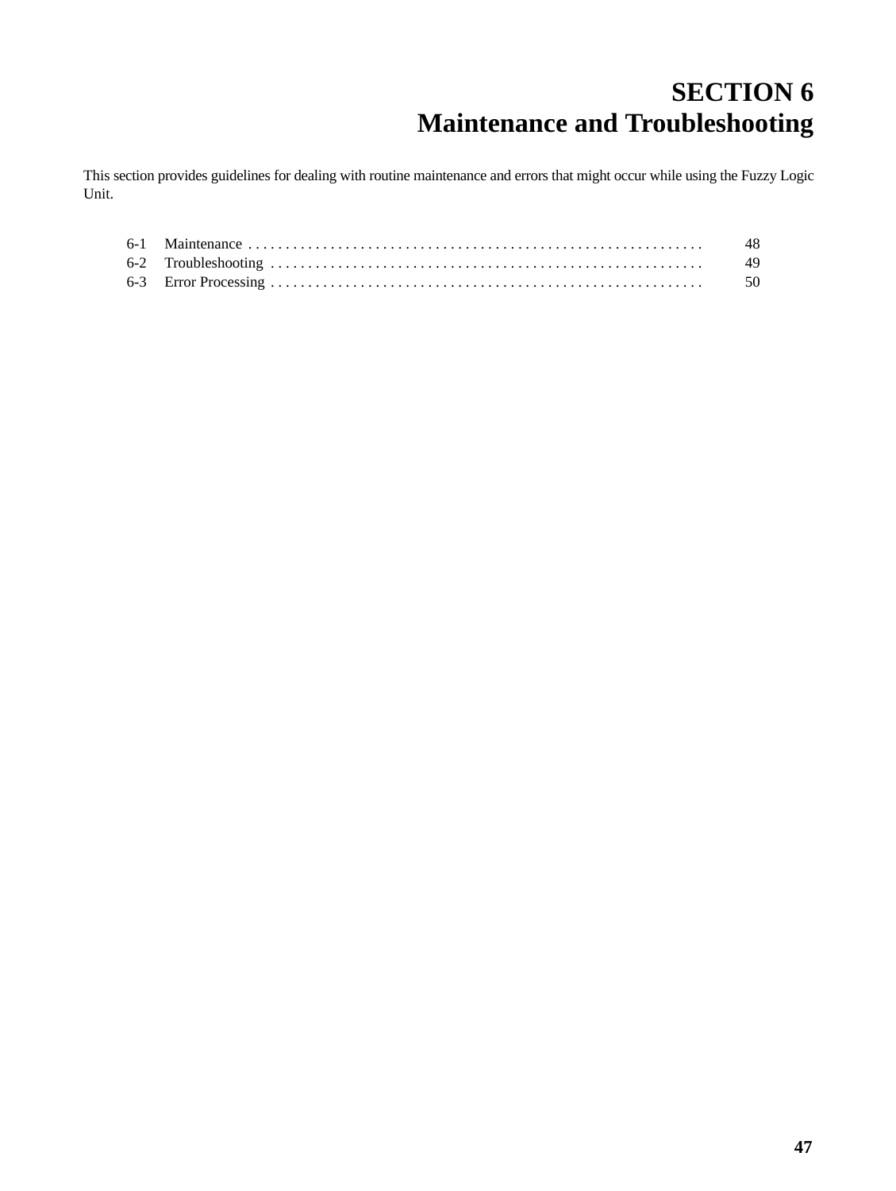# SECTION 6
# Maintenance and Troubleshooting

This section provides guidelines for dealing with routine maintenance and errors that might occur while using the Fuzzy Logic Unit.

| | | |
|---|---|---|
| 6-1 | Maintenance | 48 |
| 6-2 | Troubleshooting | 49 |
| 6-3 | Error Processing | 50 |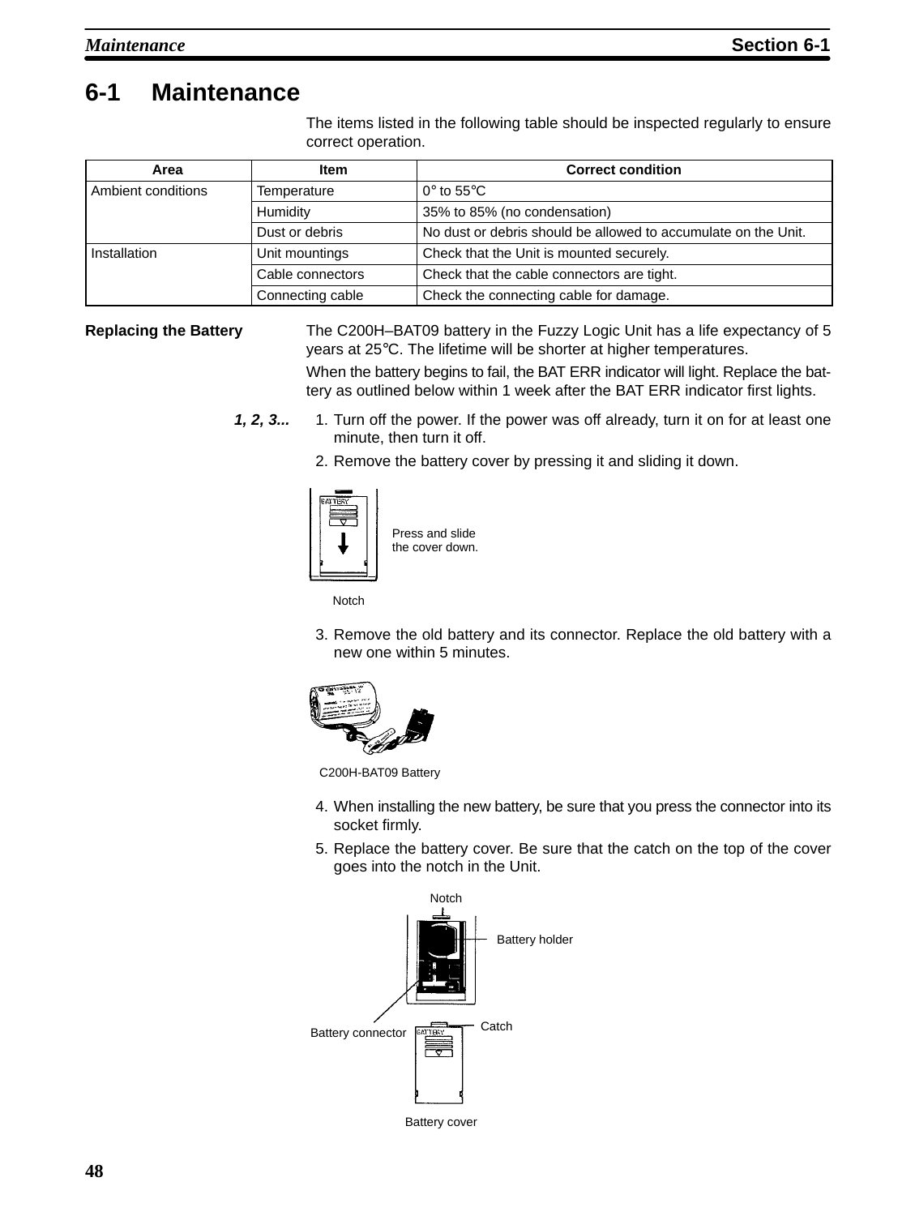## 6-1 Maintenance

The items listed in the following table should be inspected regularly to ensure correct operation.

| Area | Item | Correct condition |
|---|---|---|
| Ambient conditions | Temperature | 0° to 55°C |
| | Humidity | 35% to 85% (no condensation) |
| | Dust or debris | No dust or debris should be allowed to accumulate on the Unit. |
| Installation | Unit mountings | Check that the Unit is mounted securely. |
| | Cable connectors | Check that the cable connectors are tight. |
| | Connecting cable | Check the connecting cable for damage. |

**Replacing the Battery**

The C200H–BAT09 battery in the Fuzzy Logic Unit has a life expectancy of 5 years at 25°C. The lifetime will be shorter at higher temperatures.

When the battery begins to fail, the BAT ERR indicator will light. Replace the battery as outlined below within 1 week after the BAT ERR indicator first lights.

***1, 2, 3...***

1. Turn off the power. If the power was off already, turn it on for at least one minute, then turn it off.
2. Remove the battery cover by pressing it and sliding it down.

Press and slide the cover down.

Notch

3. Remove the old battery and its connector. Replace the old battery with a new one within 5 minutes.

C200H-BAT09 Battery

4. When installing the new battery, be sure that you press the connector into its socket firmly.
5. Replace the battery cover. Be sure that the catch on the top of the cover goes into the notch in the Unit.

Notch

Battery holder

Battery connector

Catch

Battery cover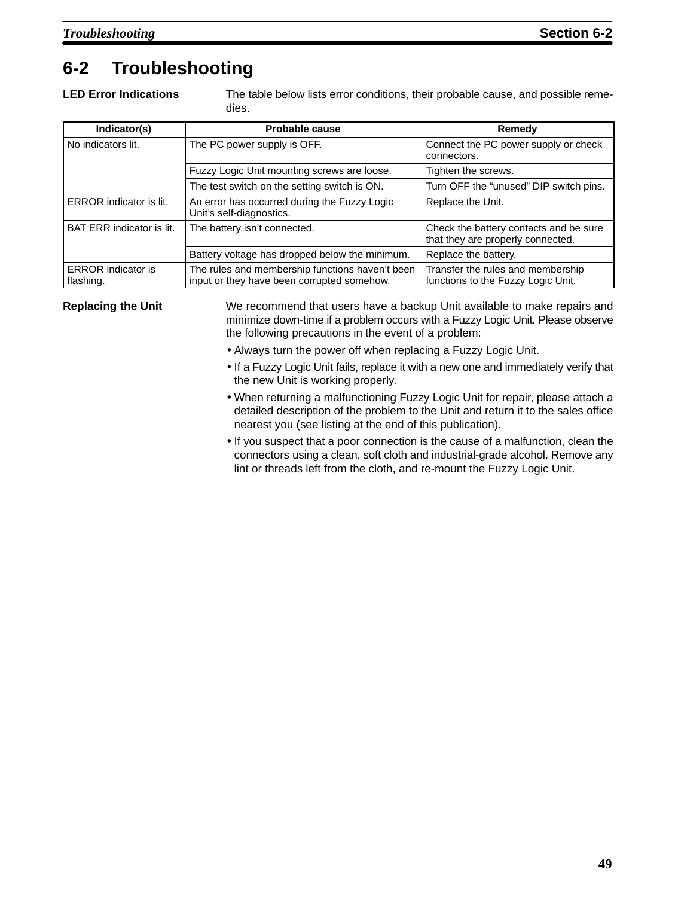## 6-2 Troubleshooting

**LED Error Indications**

The table below lists error conditions, their probable cause, and possible remedies.

| Indicator(s) | Probable cause | Remedy |
|---|---|---|
| No indicators lit. | The PC power supply is OFF. | Connect the PC power supply or check connectors. |
| | Fuzzy Logic Unit mounting screws are loose. | Tighten the screws. |
| | The test switch on the setting switch is ON. | Turn OFF the “unused” DIP switch pins. |
| ERROR indicator is lit. | An error has occurred during the Fuzzy Logic Unit’s self-diagnostics. | Replace the Unit. |
| BAT ERR indicator is lit. | The battery isn’t connected. | Check the battery contacts and be sure that they are properly connected. |
| | Battery voltage has dropped below the minimum. | Replace the battery. |
| ERROR indicator is flashing. | The rules and membership functions haven’t been input or they have been corrupted somehow. | Transfer the rules and membership functions to the Fuzzy Logic Unit. |

**Replacing the Unit**

We recommend that users have a backup Unit available to make repairs and minimize down-time if a problem occurs with a Fuzzy Logic Unit. Please observe the following precautions in the event of a problem:

- Always turn the power off when replacing a Fuzzy Logic Unit.
- If a Fuzzy Logic Unit fails, replace it with a new one and immediately verify that the new Unit is working properly.
- When returning a malfunctioning Fuzzy Logic Unit for repair, please attach a detailed description of the problem to the Unit and return it to the sales office nearest you (see listing at the end of this publication).
- If you suspect that a poor connection is the cause of a malfunction, clean the connectors using a clean, soft cloth and industrial-grade alcohol. Remove any lint or threads left from the cloth, and re-mount the Fuzzy Logic Unit.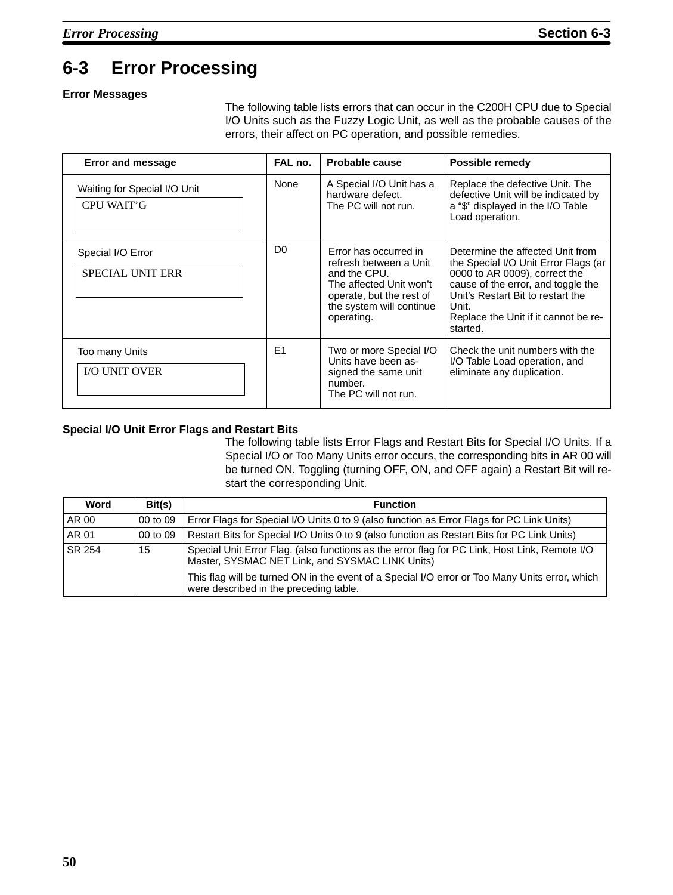## 6-3 Error Processing

### Error Messages

The following table lists errors that can occur in the C200H CPU due to Special I/O Units such as the Fuzzy Logic Unit, as well as the probable causes of the errors, their affect on PC operation, and possible remedies.

| Error and message | FAL no. | Probable cause | Possible remedy |
|---|---|---|---|
| Waiting for Special I/O Unit<br>`CPU WAIT'G` | None | A Special I/O Unit has a hardware defect.<br>The PC will not run. | Replace the defective Unit. The defective Unit will be indicated by a "$" displayed in the I/O Table Load operation. |
| Special I/O Error<br>`SPECIAL UNIT ERR` | D0 | Error has occurred in refresh between a Unit and the CPU.<br>The affected Unit won't operate, but the rest of the system will continue operating. | Determine the affected Unit from the Special I/O Unit Error Flags (ar 0000 to AR 0009), correct the cause of the error, and toggle the Unit's Restart Bit to restart the Unit.<br>Replace the Unit if it cannot be restarted. |
| Too many Units<br>`I/O UNIT OVER` | E1 | Two or more Special I/O Units have been assigned the same unit number.<br>The PC will not run. | Check the unit numbers with the I/O Table Load operation, and eliminate any duplication. |

### Special I/O Unit Error Flags and Restart Bits

The following table lists Error Flags and Restart Bits for Special I/O Units. If a Special I/O or Too Many Units error occurs, the corresponding bits in AR 00 will be turned ON. Toggling (turning OFF, ON, and OFF again) a Restart Bit will restart the corresponding Unit.

| Word | Bit(s) | Function |
|---|---|---|
| AR 00 | 00 to 09 | Error Flags for Special I/O Units 0 to 9 (also function as Error Flags for PC Link Units) |
| AR 01 | 00 to 09 | Restart Bits for Special I/O Units 0 to 9 (also function as Restart Bits for PC Link Units) |
| SR 254 | 15 | Special Unit Error Flag. (also functions as the error flag for PC Link, Host Link, Remote I/O Master, SYSMAC NET Link, and SYSMAC LINK Units)<br><br>This flag will be turned ON in the event of a Special I/O error or Too Many Units error, which were described in the preceding table. |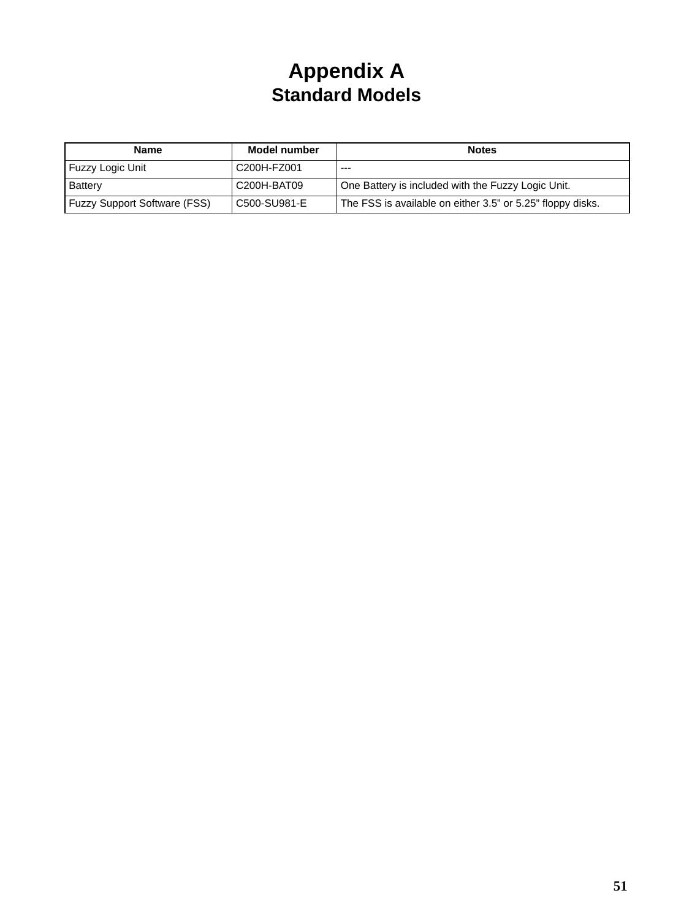# Appendix A
## Standard Models

| Name | Model number | Notes |
|---|---|---|
| Fuzzy Logic Unit | C200H-FZ001 | --- |
| Battery | C200H-BAT09 | One Battery is included with the Fuzzy Logic Unit. |
| Fuzzy Support Software (FSS) | C500-SU981-E | The FSS is available on either 3.5” or 5.25” floppy disks. |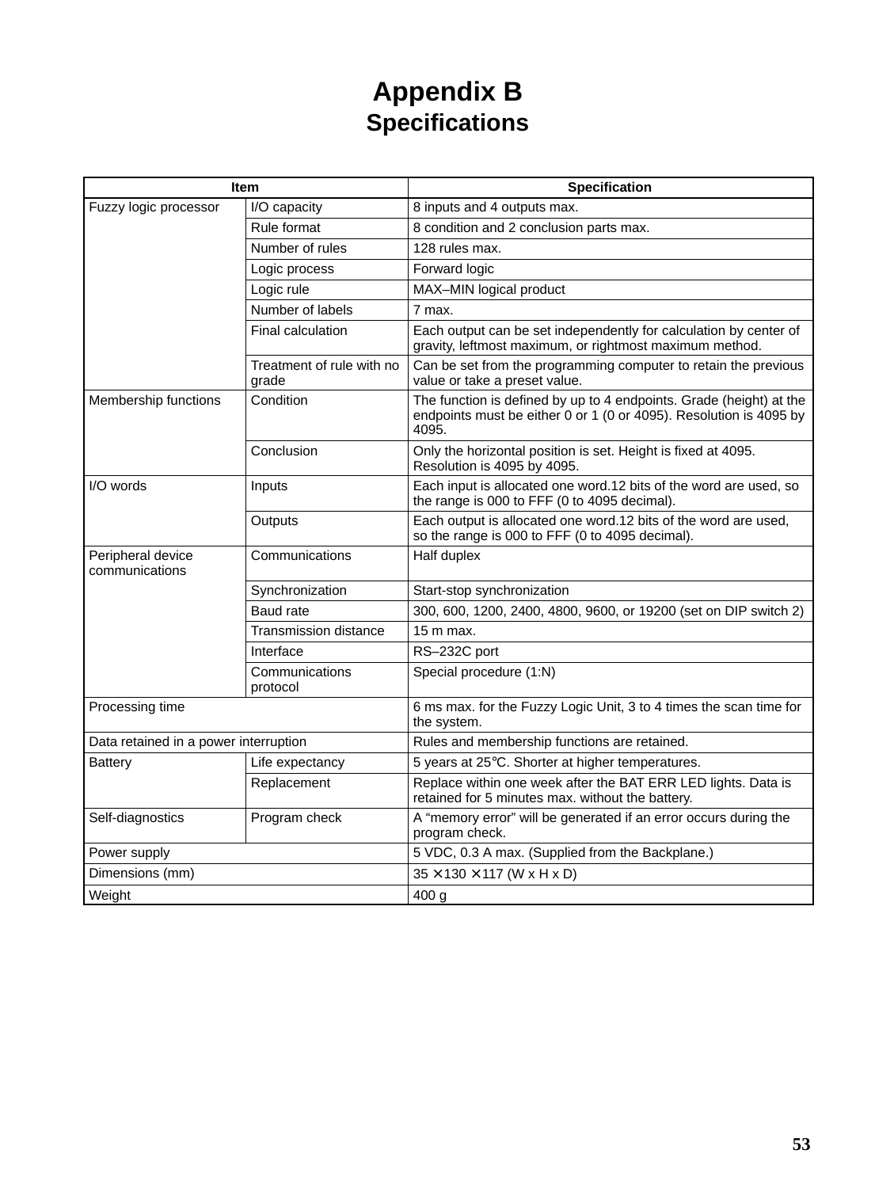# Appendix B
## Specifications

| Item | | Specification |
|---|---|---|
| Fuzzy logic processor | I/O capacity | 8 inputs and 4 outputs max. |
| | Rule format | 8 condition and 2 conclusion parts max. |
| | Number of rules | 128 rules max. |
| | Logic process | Forward logic |
| | Logic rule | MAX–MIN logical product |
| | Number of labels | 7 max. |
| | Final calculation | Each output can be set independently for calculation by center of gravity, leftmost maximum, or rightmost maximum method. |
| | Treatment of rule with no grade | Can be set from the programming computer to retain the previous value or take a preset value. |
| Membership functions | Condition | The function is defined by up to 4 endpoints. Grade (height) at the endpoints must be either 0 or 1 (0 or 4095). Resolution is 4095 by 4095. |
| | Conclusion | Only the horizontal position is set. Height is fixed at 4095. Resolution is 4095 by 4095. |
| I/O words | Inputs | Each input is allocated one word.12 bits of the word are used, so the range is 000 to FFF (0 to 4095 decimal). |
| | Outputs | Each output is allocated one word.12 bits of the word are used, so the range is 000 to FFF (0 to 4095 decimal). |
| Peripheral device communications | Communications | Half duplex |
| | Synchronization | Start-stop synchronization |
| | Baud rate | 300, 600, 1200, 2400, 4800, 9600, or 19200 (set on DIP switch 2) |
| | Transmission distance | 15 m max. |
| | Interface | RS–232C port |
| | Communications protocol | Special procedure (1:N) |
| Processing time | | 6 ms max. for the Fuzzy Logic Unit, 3 to 4 times the scan time for the system. |
| Data retained in a power interruption | | Rules and membership functions are retained. |
| Battery | Life expectancy | 5 years at 25°C. Shorter at higher temperatures. |
| | Replacement | Replace within one week after the BAT ERR LED lights. Data is retained for 5 minutes max. without the battery. |
| Self-diagnostics | Program check | A "memory error" will be generated if an error occurs during the program check. |
| Power supply | | 5 VDC, 0.3 A max. (Supplied from the Backplane.) |
| Dimensions (mm) | | 35 × 130 × 117 (W x H x D) |
| Weight | | 400 g |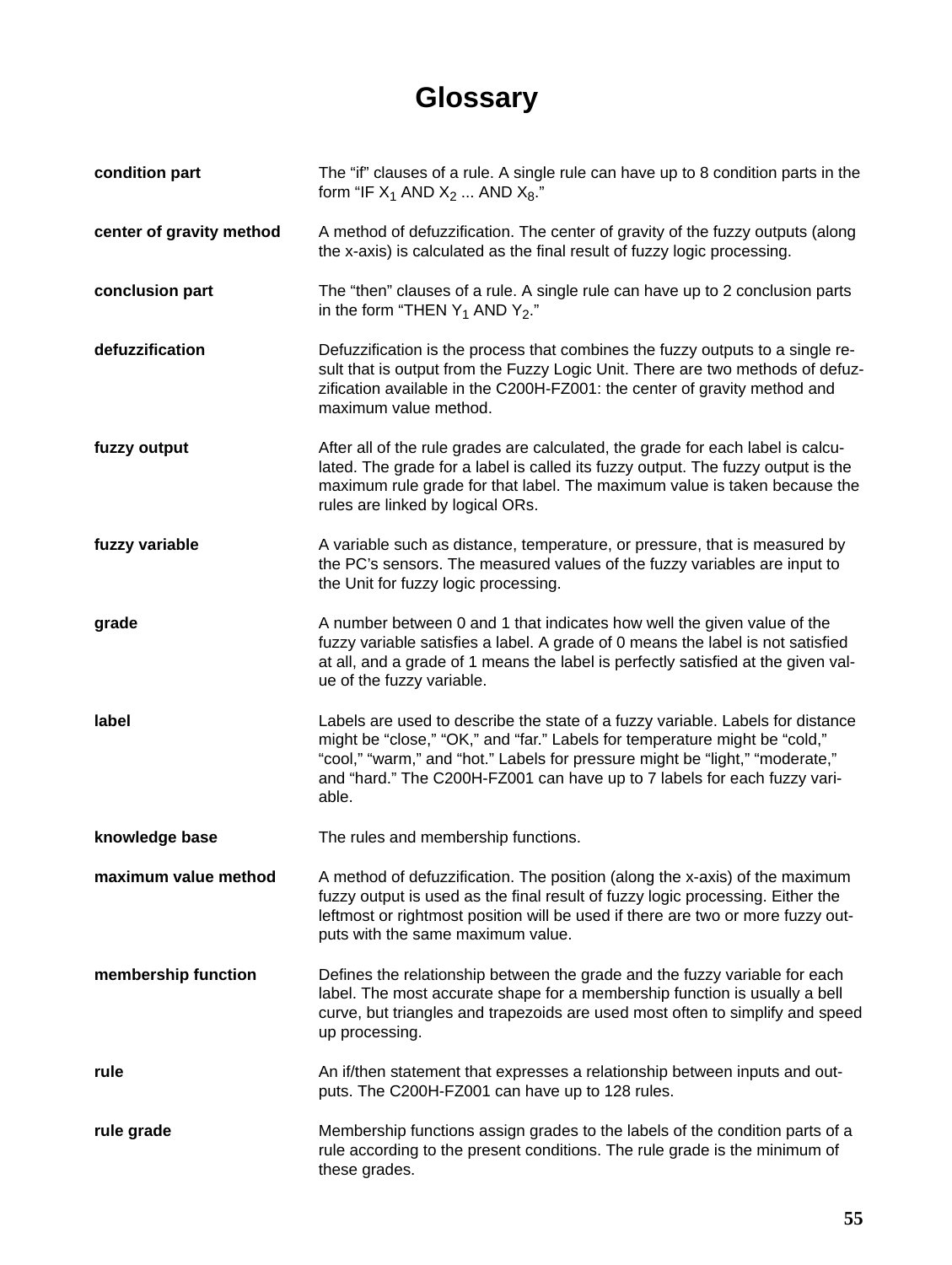# Glossary

**condition part**
The "if" clauses of a rule. A single rule can have up to 8 condition parts in the form "IF $X_1$ AND $X_2$ ... AND $X_8$."

**center of gravity method**
A method of defuzzification. The center of gravity of the fuzzy outputs (along the x-axis) is calculated as the final result of fuzzy logic processing.

**conclusion part**
The "then" clauses of a rule. A single rule can have up to 2 conclusion parts in the form "THEN $Y_1$ AND $Y_2$."

**defuzzification**
Defuzzification is the process that combines the fuzzy outputs to a single result that is output from the Fuzzy Logic Unit. There are two methods of defuzzification available in the C200H-FZ001: the center of gravity method and maximum value method.

**fuzzy output**
After all of the rule grades are calculated, the grade for each label is calculated. The grade for a label is called its fuzzy output. The fuzzy output is the maximum rule grade for that label. The maximum value is taken because the rules are linked by logical ORs.

**fuzzy variable**
A variable such as distance, temperature, or pressure, that is measured by the PC's sensors. The measured values of the fuzzy variables are input to the Unit for fuzzy logic processing.

**grade**
A number between 0 and 1 that indicates how well the given value of the fuzzy variable satisfies a label. A grade of 0 means the label is not satisfied at all, and a grade of 1 means the label is perfectly satisfied at the given value of the fuzzy variable.

**label**
Labels are used to describe the state of a fuzzy variable. Labels for distance might be "close," "OK," and "far." Labels for temperature might be "cold," "cool," "warm," and "hot." Labels for pressure might be "light," "moderate," and "hard." The C200H-FZ001 can have up to 7 labels for each fuzzy variable.

**knowledge base**
The rules and membership functions.

**maximum value method**
A method of defuzzification. The position (along the x-axis) of the maximum fuzzy output is used as the final result of fuzzy logic processing. Either the leftmost or rightmost position will be used if there are two or more fuzzy outputs with the same maximum value.

**membership function**
Defines the relationship between the grade and the fuzzy variable for each label. The most accurate shape for a membership function is usually a bell curve, but triangles and trapezoids are used most often to simplify and speed up processing.

**rule**
An if/then statement that expresses a relationship between inputs and outputs. The C200H-FZ001 can have up to 128 rules.

**rule grade**
Membership functions assign grades to the labels of the condition parts of a rule according to the present conditions. The rule grade is the minimum of these grades.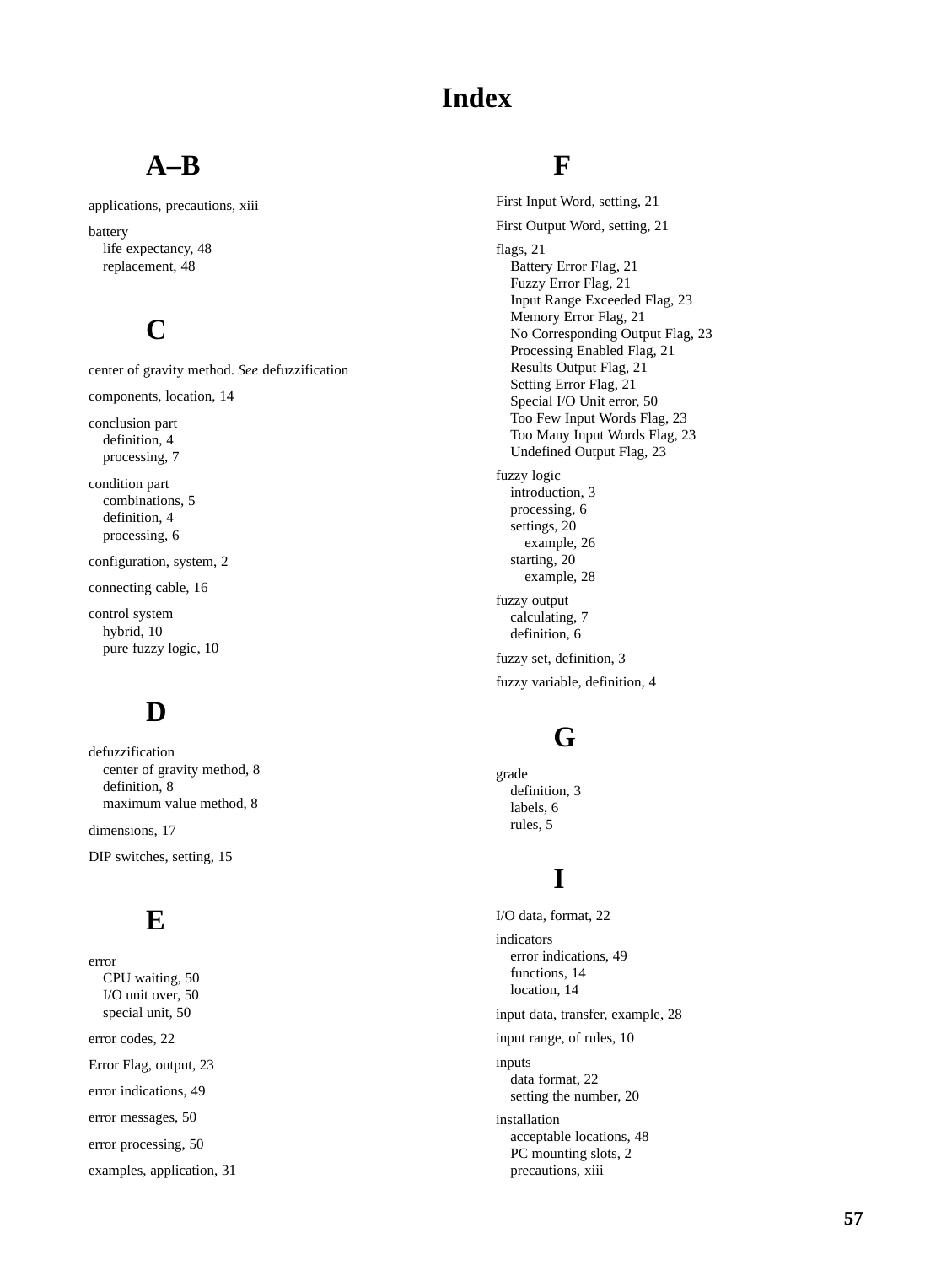# Index

## A–B

applications, precautions, xiii

battery
- life expectancy, 48
- replacement, 48

## C

center of gravity method. *See* defuzzification

components, location, 14

conclusion part
- definition, 4
- processing, 7

condition part
- combinations, 5
- definition, 4
- processing, 6

configuration, system, 2

connecting cable, 16

control system
- hybrid, 10
- pure fuzzy logic, 10

## D

defuzzification
- center of gravity method, 8
- definition, 8
- maximum value method, 8

dimensions, 17

DIP switches, setting, 15

## E

error
- CPU waiting, 50
- I/O unit over, 50
- special unit, 50

error codes, 22

Error Flag, output, 23

error indications, 49

error messages, 50

error processing, 50

examples, application, 31

## F

First Input Word, setting, 21

First Output Word, setting, 21

flags, 21
- Battery Error Flag, 21
- Fuzzy Error Flag, 21
- Input Range Exceeded Flag, 23
- Memory Error Flag, 21
- No Corresponding Output Flag, 23
- Processing Enabled Flag, 21
- Results Output Flag, 21
- Setting Error Flag, 21
- Special I/O Unit error, 50
- Too Few Input Words Flag, 23
- Too Many Input Words Flag, 23
- Undefined Output Flag, 23

fuzzy logic
- introduction, 3
- processing, 6
- settings, 20
  - example, 26
- starting, 20
  - example, 28

fuzzy output
- calculating, 7
- definition, 6

fuzzy set, definition, 3

fuzzy variable, definition, 4

## G

grade
- definition, 3
- labels, 6
- rules, 5

## I

I/O data, format, 22

indicators
- error indications, 49
- functions, 14
- location, 14

input data, transfer, example, 28

input range, of rules, 10

inputs
- data format, 22
- setting the number, 20

installation
- acceptable locations, 48
- PC mounting slots, 2
- precautions, xiii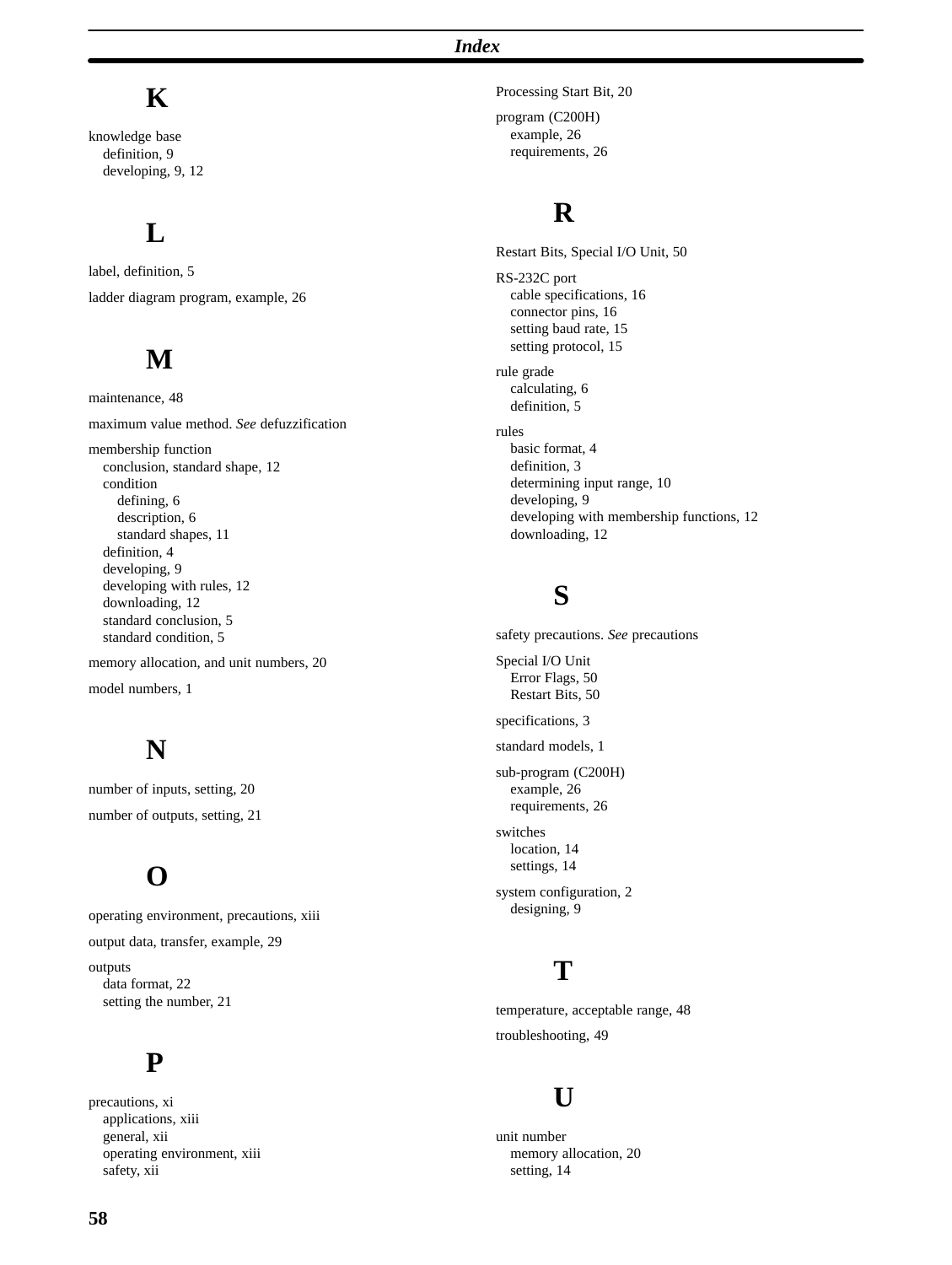# Index

## K

knowledge base
- definition, 9
- developing, 9, 12

## L

label, definition, 5

ladder diagram program, example, 26

## M

maintenance, 48

maximum value method. *See* defuzzification

membership function
- conclusion, standard shape, 12
- condition
  - defining, 6
  - description, 6
  - standard shapes, 11
- definition, 4
- developing, 9
- developing with rules, 12
- downloading, 12
- standard conclusion, 5
- standard condition, 5

memory allocation, and unit numbers, 20

model numbers, 1

## N

number of inputs, setting, 20

number of outputs, setting, 21

## O

operating environment, precautions, xiii

output data, transfer, example, 29

outputs
- data format, 22
- setting the number, 21

## P

precautions, xi
- applications, xiii
- general, xii
- operating environment, xiii
- safety, xii

Processing Start Bit, 20

program (C200H)
- example, 26
- requirements, 26

## R

Restart Bits, Special I/O Unit, 50

RS-232C port
- cable specifications, 16
- connector pins, 16
- setting baud rate, 15
- setting protocol, 15

rule grade
- calculating, 6
- definition, 5

rules
- basic format, 4
- definition, 3
- determining input range, 10
- developing, 9
- developing with membership functions, 12
- downloading, 12

## S

safety precautions. *See* precautions

Special I/O Unit
- Error Flags, 50
- Restart Bits, 50

specifications, 3

standard models, 1

sub-program (C200H)
- example, 26
- requirements, 26

switches
- location, 14
- settings, 14

system configuration, 2
- designing, 9

## T

temperature, acceptable range, 48

troubleshooting, 49

## U

unit number
- memory allocation, 20
- setting, 14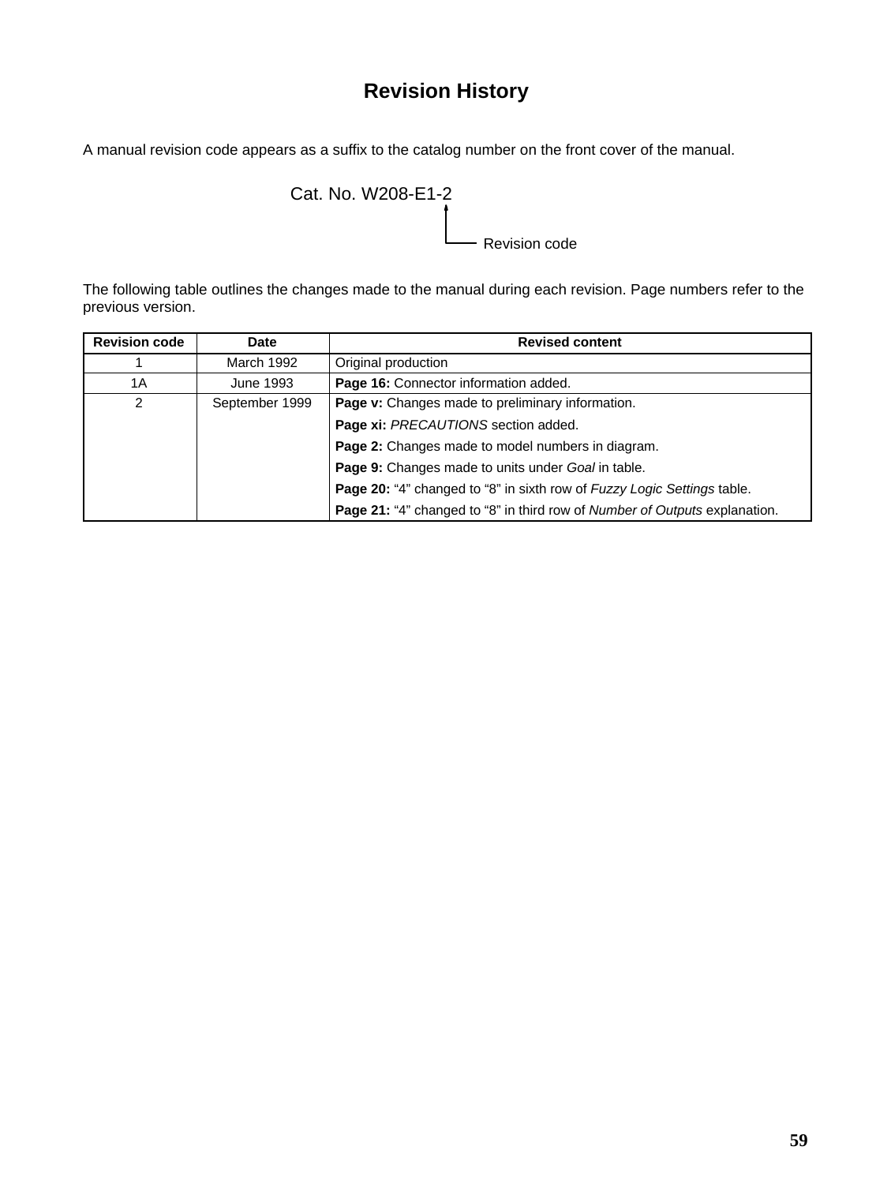# Revision History

A manual revision code appears as a suffix to the catalog number on the front cover of the manual.

Cat. No. W208-E1-2

Revision code

The following table outlines the changes made to the manual during each revision. Page numbers refer to the previous version.

| Revision code | Date | Revised content |
|---|---|---|
| 1 | March 1992 | Original production |
| 1A | June 1993 | **Page 16:** Connector information added. |
| 2 | September 1999 | **Page v:** Changes made to preliminary information.<br>**Page xi:** *PRECAUTIONS* section added.<br>**Page 2:** Changes made to model numbers in diagram.<br>**Page 9:** Changes made to units under *Goal* in table.<br>**Page 20:** “4” changed to “8” in sixth row of *Fuzzy Logic Settings* table.<br>**Page 21:** “4” changed to “8” in third row of *Number of Outputs* explanation. |